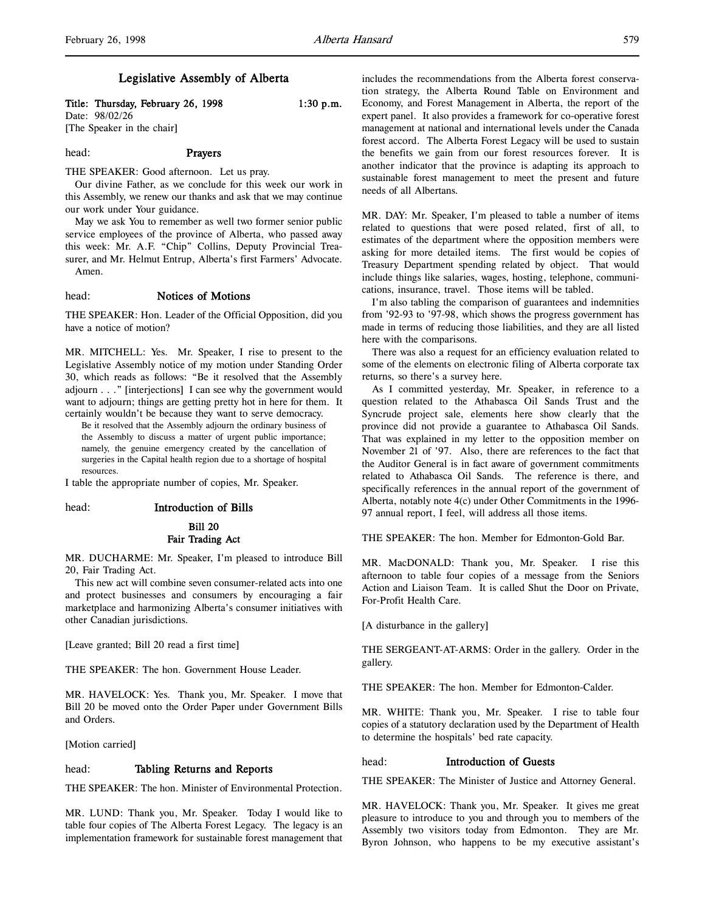# Legislative Assembly of Alberta

**Title: Thursday, February 26, 1998 1:30 p.m.**
Date: 98/02/26
[The Speaker in the chair]

head: **Prayers**

THE SPEAKER: Good afternoon. Let us pray.

Our divine Father, as we conclude for this week our work in this Assembly, we renew our thanks and ask that we may continue our work under Your guidance.

May we ask You to remember as well two former senior public service employees of the province of Alberta, who passed away this week: Mr. A.F. "Chip" Collins, Deputy Provincial Treasurer, and Mr. Helmut Entrup, Alberta's first Farmers' Advocate.

Amen.

head: **Notices of Motions**

THE SPEAKER: Hon. Leader of the Official Opposition, did you have a notice of motion?

MR. MITCHELL: Yes. Mr. Speaker, I rise to present to the Legislative Assembly notice of my motion under Standing Order 30, which reads as follows: "Be it resolved that the Assembly adjourn . . ." [interjections] I can see why the government would want to adjourn; things are getting pretty hot in here for them. It certainly wouldn't be because they want to serve democracy.

> Be it resolved that the Assembly adjourn the ordinary business of the Assembly to discuss a matter of urgent public importance; namely, the genuine emergency created by the cancellation of surgeries in the Capital health region due to a shortage of hospital resources.

I table the appropriate number of copies, Mr. Speaker.

head: **Introduction of Bills**

**Bill 20**
**Fair Trading Act**

MR. DUCHARME: Mr. Speaker, I'm pleased to introduce Bill 20, Fair Trading Act.

This new act will combine seven consumer-related acts into one and protect businesses and consumers by encouraging a fair marketplace and harmonizing Alberta's consumer initiatives with other Canadian jurisdictions.

[Leave granted; Bill 20 read a first time]

THE SPEAKER: The hon. Government House Leader.

MR. HAVELOCK: Yes. Thank you, Mr. Speaker. I move that Bill 20 be moved onto the Order Paper under Government Bills and Orders.

[Motion carried]

head: **Tabling Returns and Reports**

THE SPEAKER: The hon. Minister of Environmental Protection.

MR. LUND: Thank you, Mr. Speaker. Today I would like to table four copies of The Alberta Forest Legacy. The legacy is an implementation framework for sustainable forest management that includes the recommendations from the Alberta forest conservation strategy, the Alberta Round Table on Environment and Economy, and Forest Management in Alberta, the report of the expert panel. It also provides a framework for co-operative forest management at national and international levels under the Canada forest accord. The Alberta Forest Legacy will be used to sustain the benefits we gain from our forest resources forever. It is another indicator that the province is adapting its approach to sustainable forest management to meet the present and future needs of all Albertans.

MR. DAY: Mr. Speaker, I'm pleased to table a number of items related to questions that were posed related, first of all, to estimates of the department where the opposition members were asking for more detailed items. The first would be copies of Treasury Department spending related by object. That would include things like salaries, wages, hosting, telephone, communications, insurance, travel. Those items will be tabled.

I'm also tabling the comparison of guarantees and indemnities from '92-93 to '97-98, which shows the progress government has made in terms of reducing those liabilities, and they are all listed here with the comparisons.

There was also a request for an efficiency evaluation related to some of the elements on electronic filing of Alberta corporate tax returns, so there's a survey here.

As I committed yesterday, Mr. Speaker, in reference to a question related to the Athabasca Oil Sands Trust and the Syncrude project sale, elements here show clearly that the province did not provide a guarantee to Athabasca Oil Sands. That was explained in my letter to the opposition member on November 21 of '97. Also, there are references to the fact that the Auditor General is in fact aware of government commitments related to Athabasca Oil Sands. The reference is there, and specifically references in the annual report of the government of Alberta, notably note 4(c) under Other Commitments in the 1996-97 annual report, I feel, will address all those items.

THE SPEAKER: The hon. Member for Edmonton-Gold Bar.

MR. MacDONALD: Thank you, Mr. Speaker. I rise this afternoon to table four copies of a message from the Seniors Action and Liaison Team. It is called Shut the Door on Private, For-Profit Health Care.

[A disturbance in the gallery]

THE SERGEANT-AT-ARMS: Order in the gallery. Order in the gallery.

THE SPEAKER: The hon. Member for Edmonton-Calder.

MR. WHITE: Thank you, Mr. Speaker. I rise to table four copies of a statutory declaration used by the Department of Health to determine the hospitals' bed rate capacity.

head: **Introduction of Guests**

THE SPEAKER: The Minister of Justice and Attorney General.

MR. HAVELOCK: Thank you, Mr. Speaker. It gives me great pleasure to introduce to you and through you to members of the Assembly two visitors today from Edmonton. They are Mr. Byron Johnson, who happens to be my executive assistant's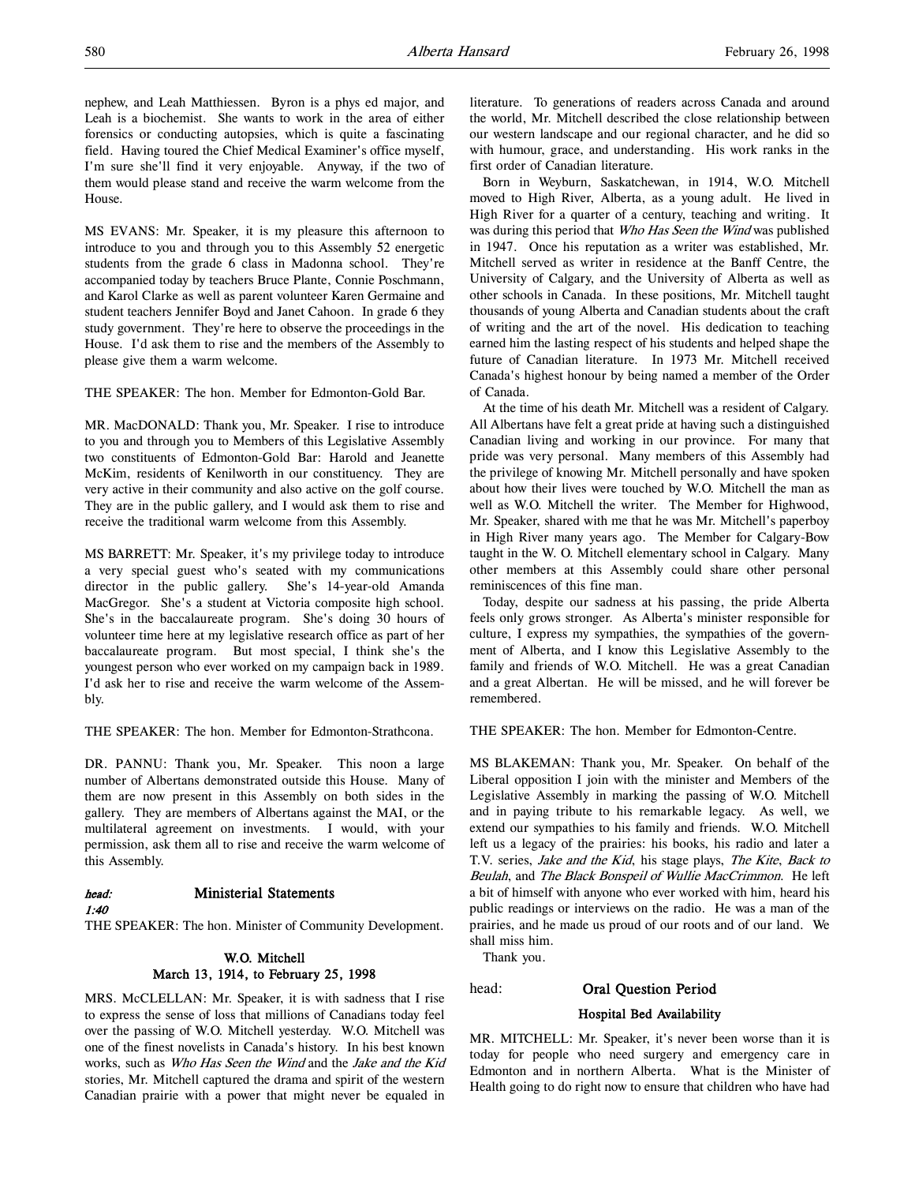nephew, and Leah Matthiessen. Byron is a phys ed major, and Leah is a biochemist. She wants to work in the area of either forensics or conducting autopsies, which is quite a fascinating field. Having toured the Chief Medical Examiner's office myself, I'm sure she'll find it very enjoyable. Anyway, if the two of them would please stand and receive the warm welcome from the House.

MS EVANS: Mr. Speaker, it is my pleasure this afternoon to introduce to you and through you to this Assembly 52 energetic students from the grade 6 class in Madonna school. They're accompanied today by teachers Bruce Plante, Connie Poschmann, and Karol Clarke as well as parent volunteer Karen Germaine and student teachers Jennifer Boyd and Janet Cahoon. In grade 6 they study government. They're here to observe the proceedings in the House. I'd ask them to rise and the members of the Assembly to please give them a warm welcome.

THE SPEAKER: The hon. Member for Edmonton-Gold Bar.

MR. MacDONALD: Thank you, Mr. Speaker. I rise to introduce to you and through you to Members of this Legislative Assembly two constituents of Edmonton-Gold Bar: Harold and Jeanette McKim, residents of Kenilworth in our constituency. They are very active in their community and also active on the golf course. They are in the public gallery, and I would ask them to rise and receive the traditional warm welcome from this Assembly.

MS BARRETT: Mr. Speaker, it's my privilege today to introduce a very special guest who's seated with my communications director in the public gallery. She's 14-year-old Amanda MacGregor. She's a student at Victoria composite high school. She's in the baccalaureate program. She's doing 30 hours of volunteer time here at my legislative research office as part of her baccalaureate program. But most special, I think she's the youngest person who ever worked on my campaign back in 1989. I'd ask her to rise and receive the warm welcome of the Assembly.

THE SPEAKER: The hon. Member for Edmonton-Strathcona.

DR. PANNU: Thank you, Mr. Speaker. This noon a large number of Albertans demonstrated outside this House. Many of them are now present in this Assembly on both sides in the gallery. They are members of Albertans against the MAI, or the multilateral agreement on investments. I would, with your permission, ask them all to rise and receive the warm welcome of this Assembly.

## *head:* Ministerial Statements

*1:40*

THE SPEAKER: The hon. Minister of Community Development.

### W.O. Mitchell
### March 13, 1914, to February 25, 1998

MRS. McCLELLAN: Mr. Speaker, it is with sadness that I rise to express the sense of loss that millions of Canadians today feel over the passing of W.O. Mitchell yesterday. W.O. Mitchell was one of the finest novelists in Canada's history. In his best known works, such as *Who Has Seen the Wind* and the *Jake and the Kid* stories, Mr. Mitchell captured the drama and spirit of the western Canadian prairie with a power that might never be equaled in literature. To generations of readers across Canada and around the world, Mr. Mitchell described the close relationship between our western landscape and our regional character, and he did so with humour, grace, and understanding. His work ranks in the first order of Canadian literature.

Born in Weyburn, Saskatchewan, in 1914, W.O. Mitchell moved to High River, Alberta, as a young adult. He lived in High River for a quarter of a century, teaching and writing. It was during this period that *Who Has Seen the Wind* was published in 1947. Once his reputation as a writer was established, Mr. Mitchell served as writer in residence at the Banff Centre, the University of Calgary, and the University of Alberta as well as other schools in Canada. In these positions, Mr. Mitchell taught thousands of young Alberta and Canadian students about the craft of writing and the art of the novel. His dedication to teaching earned him the lasting respect of his students and helped shape the future of Canadian literature. In 1973 Mr. Mitchell received Canada's highest honour by being named a member of the Order of Canada.

At the time of his death Mr. Mitchell was a resident of Calgary. All Albertans have felt a great pride at having such a distinguished Canadian living and working in our province. For many that pride was very personal. Many members of this Assembly had the privilege of knowing Mr. Mitchell personally and have spoken about how their lives were touched by W.O. Mitchell the man as well as W.O. Mitchell the writer. The Member for Highwood, Mr. Speaker, shared with me that he was Mr. Mitchell's paperboy in High River many years ago. The Member for Calgary-Bow taught in the W. O. Mitchell elementary school in Calgary. Many other members at this Assembly could share other personal reminiscences of this fine man.

Today, despite our sadness at his passing, the pride Alberta feels only grows stronger. As Alberta's minister responsible for culture, I express my sympathies, the sympathies of the government of Alberta, and I know this Legislative Assembly to the family and friends of W.O. Mitchell. He was a great Canadian and a great Albertan. He will be missed, and he will forever be remembered.

THE SPEAKER: The hon. Member for Edmonton-Centre.

MS BLAKEMAN: Thank you, Mr. Speaker. On behalf of the Liberal opposition I join with the minister and Members of the Legislative Assembly in marking the passing of W.O. Mitchell and in paying tribute to his remarkable legacy. As well, we extend our sympathies to his family and friends. W.O. Mitchell left us a legacy of the prairies: his books, his radio and later a T.V. series, *Jake and the Kid*, his stage plays, *The Kite*, *Back to Beulah*, and *The Black Bonspeil of Wullie MacCrimmon*. He left a bit of himself with anyone who ever worked with him, heard his public readings or interviews on the radio. He was a man of the prairies, and he made us proud of our roots and of our land. We shall miss him.

Thank you.

## head: Oral Question Period

### Hospital Bed Availability

MR. MITCHELL: Mr. Speaker, it's never been worse than it is today for people who need surgery and emergency care in Edmonton and in northern Alberta. What is the Minister of Health going to do right now to ensure that children who have had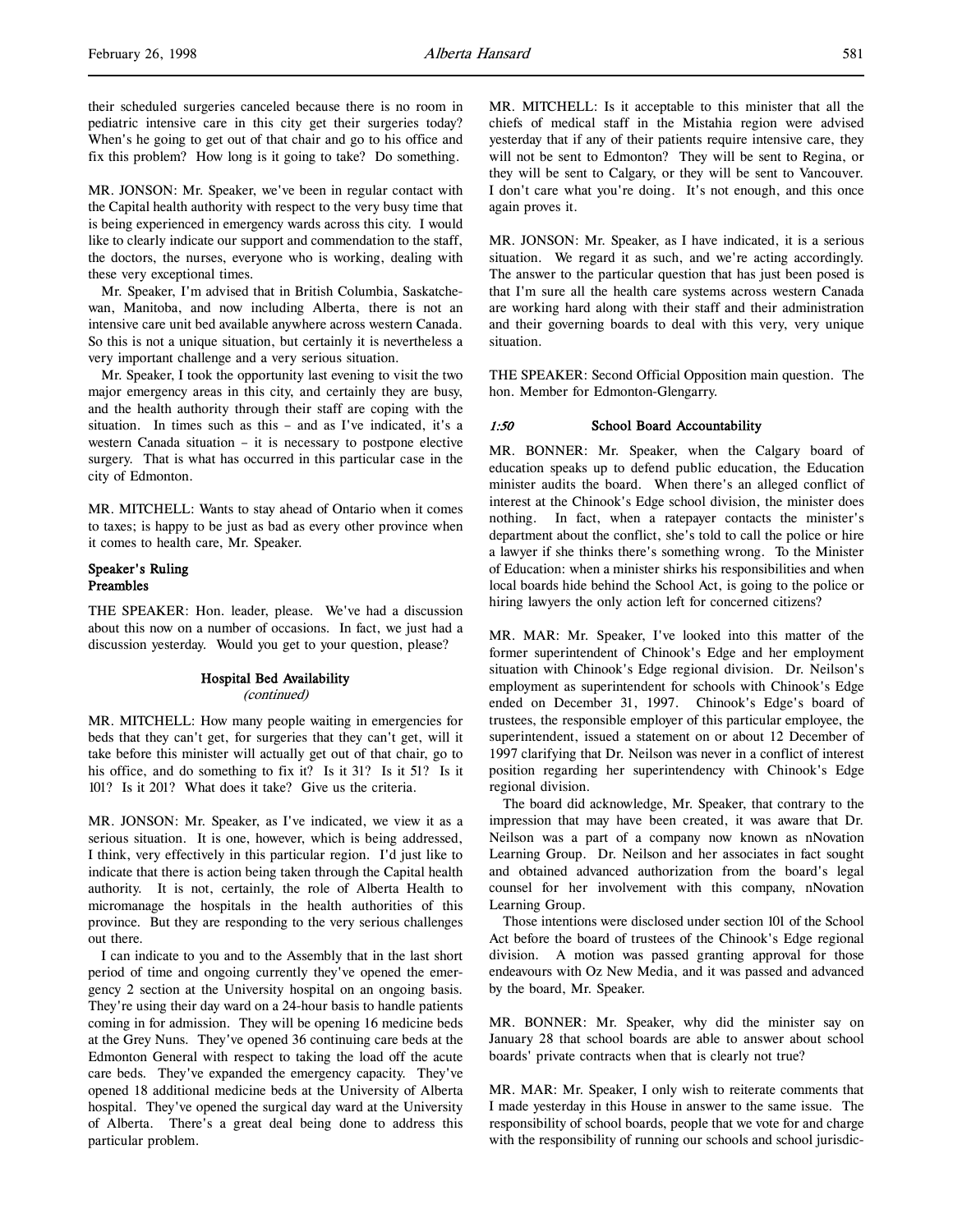their scheduled surgeries canceled because there is no room in pediatric intensive care in this city get their surgeries today? When's he going to get out of that chair and go to his office and fix this problem? How long is it going to take? Do something.

MR. JONSON: Mr. Speaker, we've been in regular contact with the Capital health authority with respect to the very busy time that is being experienced in emergency wards across this city. I would like to clearly indicate our support and commendation to the staff, the doctors, the nurses, everyone who is working, dealing with these very exceptional times.

Mr. Speaker, I'm advised that in British Columbia, Saskatchewan, Manitoba, and now including Alberta, there is not an intensive care unit bed available anywhere across western Canada. So this is not a unique situation, but certainly it is nevertheless a very important challenge and a very serious situation.

Mr. Speaker, I took the opportunity last evening to visit the two major emergency areas in this city, and certainly they are busy, and the health authority through their staff are coping with the situation. In times such as this – and as I've indicated, it's a western Canada situation – it is necessary to postpone elective surgery. That is what has occurred in this particular case in the city of Edmonton.

MR. MITCHELL: Wants to stay ahead of Ontario when it comes to taxes; is happy to be just as bad as every other province when it comes to health care, Mr. Speaker.

### Speaker's Ruling
### Preambles

THE SPEAKER: Hon. leader, please. We've had a discussion about this now on a number of occasions. In fact, we just had a discussion yesterday. Would you get to your question, please?

### Hospital Bed Availability
*(continued)*

MR. MITCHELL: How many people waiting in emergencies for beds that they can't get, for surgeries that they can't get, will it take before this minister will actually get out of that chair, go to his office, and do something to fix it? Is it 31? Is it 51? Is it 101? Is it 201? What does it take? Give us the criteria.

MR. JONSON: Mr. Speaker, as I've indicated, we view it as a serious situation. It is one, however, which is being addressed, I think, very effectively in this particular region. I'd just like to indicate that there is action being taken through the Capital health authority. It is not, certainly, the role of Alberta Health to micromanage the hospitals in the health authorities of this province. But they are responding to the very serious challenges out there.

I can indicate to you and to the Assembly that in the last short period of time and ongoing currently they've opened the emergency 2 section at the University hospital on an ongoing basis. They're using their day ward on a 24-hour basis to handle patients coming in for admission. They will be opening 16 medicine beds at the Grey Nuns. They've opened 36 continuing care beds at the Edmonton General with respect to taking the load off the acute care beds. They've expanded the emergency capacity. They've opened 18 additional medicine beds at the University of Alberta hospital. They've opened the surgical day ward at the University of Alberta. There's a great deal being done to address this particular problem.

MR. MITCHELL: Is it acceptable to this minister that all the chiefs of medical staff in the Mistahia region were advised yesterday that if any of their patients require intensive care, they will not be sent to Edmonton? They will be sent to Regina, or they will be sent to Calgary, or they will be sent to Vancouver. I don't care what you're doing. It's not enough, and this once again proves it.

MR. JONSON: Mr. Speaker, as I have indicated, it is a serious situation. We regard it as such, and we're acting accordingly. The answer to the particular question that has just been posed is that I'm sure all the health care systems across western Canada are working hard along with their staff and their administration and their governing boards to deal with this very, very unique situation.

THE SPEAKER: Second Official Opposition main question. The hon. Member for Edmonton-Glengarry.

### *1:50* School Board Accountability

MR. BONNER: Mr. Speaker, when the Calgary board of education speaks up to defend public education, the Education minister audits the board. When there's an alleged conflict of interest at the Chinook's Edge school division, the minister does nothing. In fact, when a ratepayer contacts the minister's department about the conflict, she's told to call the police or hire a lawyer if she thinks there's something wrong. To the Minister of Education: when a minister shirks his responsibilities and when local boards hide behind the School Act, is going to the police or hiring lawyers the only action left for concerned citizens?

MR. MAR: Mr. Speaker, I've looked into this matter of the former superintendent of Chinook's Edge and her employment situation with Chinook's Edge regional division. Dr. Neilson's employment as superintendent for schools with Chinook's Edge ended on December 31, 1997. Chinook's Edge's board of trustees, the responsible employer of this particular employee, the superintendent, issued a statement on or about 12 December of 1997 clarifying that Dr. Neilson was never in a conflict of interest position regarding her superintendency with Chinook's Edge regional division.

The board did acknowledge, Mr. Speaker, that contrary to the impression that may have been created, it was aware that Dr. Neilson was a part of a company now known as nNovation Learning Group. Dr. Neilson and her associates in fact sought and obtained advanced authorization from the board's legal counsel for her involvement with this company, nNovation Learning Group.

Those intentions were disclosed under section 101 of the School Act before the board of trustees of the Chinook's Edge regional division. A motion was passed granting approval for those endeavours with Oz New Media, and it was passed and advanced by the board, Mr. Speaker.

MR. BONNER: Mr. Speaker, why did the minister say on January 28 that school boards are able to answer about school boards' private contracts when that is clearly not true?

MR. MAR: Mr. Speaker, I only wish to reiterate comments that I made yesterday in this House in answer to the same issue. The responsibility of school boards, people that we vote for and charge with the responsibility of running our schools and school jurisdic-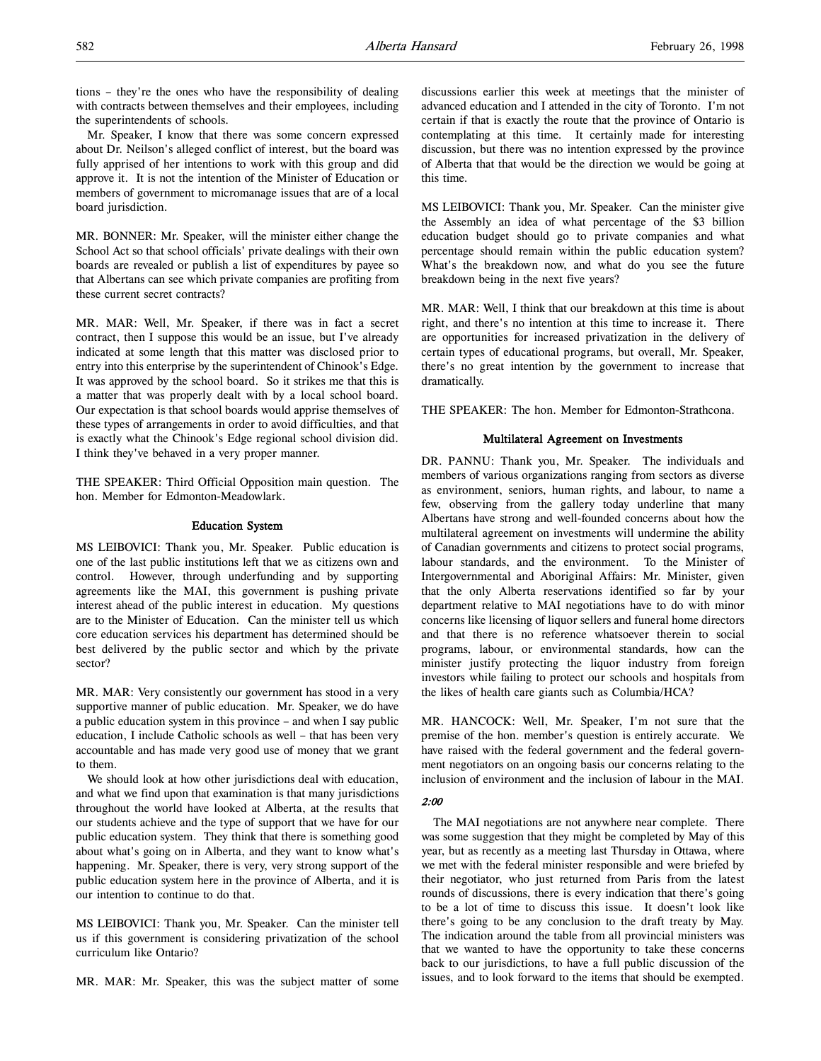tions – they're the ones who have the responsibility of dealing with contracts between themselves and their employees, including the superintendents of schools.

Mr. Speaker, I know that there was some concern expressed about Dr. Neilson's alleged conflict of interest, but the board was fully apprised of her intentions to work with this group and did approve it. It is not the intention of the Minister of Education or members of government to micromanage issues that are of a local board jurisdiction.

MR. BONNER: Mr. Speaker, will the minister either change the School Act so that school officials' private dealings with their own boards are revealed or publish a list of expenditures by payee so that Albertans can see which private companies are profiting from these current secret contracts?

MR. MAR: Well, Mr. Speaker, if there was in fact a secret contract, then I suppose this would be an issue, but I've already indicated at some length that this matter was disclosed prior to entry into this enterprise by the superintendent of Chinook's Edge. It was approved by the school board. So it strikes me that this is a matter that was properly dealt with by a local school board. Our expectation is that school boards would apprise themselves of these types of arrangements in order to avoid difficulties, and that is exactly what the Chinook's Edge regional school division did. I think they've behaved in a very proper manner.

THE SPEAKER: Third Official Opposition main question. The hon. Member for Edmonton-Meadowlark.

### Education System

MS LEIBOVICI: Thank you, Mr. Speaker. Public education is one of the last public institutions left that we as citizens own and control. However, through underfunding and by supporting agreements like the MAI, this government is pushing private interest ahead of the public interest in education. My questions are to the Minister of Education. Can the minister tell us which core education services his department has determined should be best delivered by the public sector and which by the private sector?

MR. MAR: Very consistently our government has stood in a very supportive manner of public education. Mr. Speaker, we do have a public education system in this province – and when I say public education, I include Catholic schools as well – that has been very accountable and has made very good use of money that we grant to them.

We should look at how other jurisdictions deal with education, and what we find upon that examination is that many jurisdictions throughout the world have looked at Alberta, at the results that our students achieve and the type of support that we have for our public education system. They think that there is something good about what's going on in Alberta, and they want to know what's happening. Mr. Speaker, there is very, very strong support of the public education system here in the province of Alberta, and it is our intention to continue to do that.

MS LEIBOVICI: Thank you, Mr. Speaker. Can the minister tell us if this government is considering privatization of the school curriculum like Ontario?

MR. MAR: Mr. Speaker, this was the subject matter of some discussions earlier this week at meetings that the minister of advanced education and I attended in the city of Toronto. I'm not certain if that is exactly the route that the province of Ontario is contemplating at this time. It certainly made for interesting discussion, but there was no intention expressed by the province of Alberta that that would be the direction we would be going at this time.

MS LEIBOVICI: Thank you, Mr. Speaker. Can the minister give the Assembly an idea of what percentage of the $3 billion education budget should go to private companies and what percentage should remain within the public education system? What's the breakdown now, and what do you see the future breakdown being in the next five years?

MR. MAR: Well, I think that our breakdown at this time is about right, and there's no intention at this time to increase it. There are opportunities for increased privatization in the delivery of certain types of educational programs, but overall, Mr. Speaker, there's no great intention by the government to increase that dramatically.

THE SPEAKER: The hon. Member for Edmonton-Strathcona.

### Multilateral Agreement on Investments

DR. PANNU: Thank you, Mr. Speaker. The individuals and members of various organizations ranging from sectors as diverse as environment, seniors, human rights, and labour, to name a few, observing from the gallery today underline that many Albertans have strong and well-founded concerns about how the multilateral agreement on investments will undermine the ability of Canadian governments and citizens to protect social programs, labour standards, and the environment. To the Minister of Intergovernmental and Aboriginal Affairs: Mr. Minister, given that the only Alberta reservations identified so far by your department relative to MAI negotiations have to do with minor concerns like licensing of liquor sellers and funeral home directors and that there is no reference whatsoever therein to social programs, labour, or environmental standards, how can the minister justify protecting the liquor industry from foreign investors while failing to protect our schools and hospitals from the likes of health care giants such as Columbia/HCA?

MR. HANCOCK: Well, Mr. Speaker, I'm not sure that the premise of the hon. member's question is entirely accurate. We have raised with the federal government and the federal government negotiators on an ongoing basis our concerns relating to the inclusion of environment and the inclusion of labour in the MAI.

*2:00*

The MAI negotiations are not anywhere near complete. There was some suggestion that they might be completed by May of this year, but as recently as a meeting last Thursday in Ottawa, where we met with the federal minister responsible and were briefed by their negotiator, who just returned from Paris from the latest rounds of discussions, there is every indication that there's going to be a lot of time to discuss this issue. It doesn't look like there's going to be any conclusion to the draft treaty by May. The indication around the table from all provincial ministers was that we wanted to have the opportunity to take these concerns back to our jurisdictions, to have a full public discussion of the issues, and to look forward to the items that should be exempted.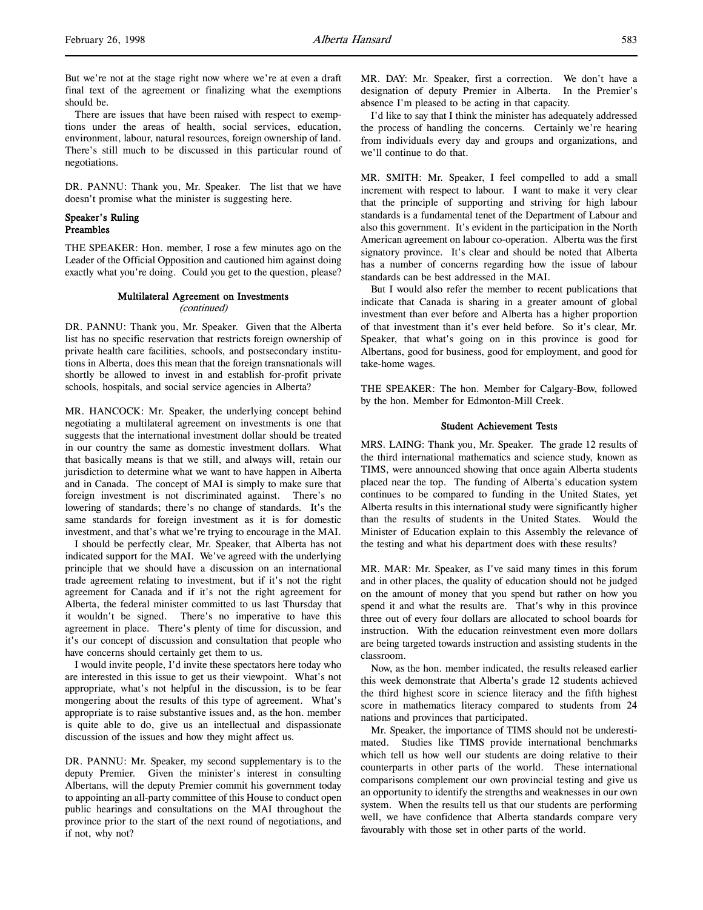But we're not at the stage right now where we're at even a draft final text of the agreement or finalizing what the exemptions should be.

There are issues that have been raised with respect to exemptions under the areas of health, social services, education, environment, labour, natural resources, foreign ownership of land. There's still much to be discussed in this particular round of negotiations.

DR. PANNU: Thank you, Mr. Speaker. The list that we have doesn't promise what the minister is suggesting here.

### Speaker's Ruling
### Preambles

THE SPEAKER: Hon. member, I rose a few minutes ago on the Leader of the Official Opposition and cautioned him against doing exactly what you're doing. Could you get to the question, please?

### Multilateral Agreement on Investments
*(continued)*

DR. PANNU: Thank you, Mr. Speaker. Given that the Alberta list has no specific reservation that restricts foreign ownership of private health care facilities, schools, and postsecondary institutions in Alberta, does this mean that the foreign transnationals will shortly be allowed to invest in and establish for-profit private schools, hospitals, and social service agencies in Alberta?

MR. HANCOCK: Mr. Speaker, the underlying concept behind negotiating a multilateral agreement on investments is one that suggests that the international investment dollar should be treated in our country the same as domestic investment dollars. What that basically means is that we still, and always will, retain our jurisdiction to determine what we want to have happen in Alberta and in Canada. The concept of MAI is simply to make sure that foreign investment is not discriminated against. There's no lowering of standards; there's no change of standards. It's the same standards for foreign investment as it is for domestic investment, and that's what we're trying to encourage in the MAI.

I should be perfectly clear, Mr. Speaker, that Alberta has not indicated support for the MAI. We've agreed with the underlying principle that we should have a discussion on an international trade agreement relating to investment, but if it's not the right agreement for Canada and if it's not the right agreement for Alberta, the federal minister committed to us last Thursday that it wouldn't be signed. There's no imperative to have this agreement in place. There's plenty of time for discussion, and it's our concept of discussion and consultation that people who have concerns should certainly get them to us.

I would invite people, I'd invite these spectators here today who are interested in this issue to get us their viewpoint. What's not appropriate, what's not helpful in the discussion, is to be fear mongering about the results of this type of agreement. What's appropriate is to raise substantive issues and, as the hon. member is quite able to do, give us an intellectual and dispassionate discussion of the issues and how they might affect us.

DR. PANNU: Mr. Speaker, my second supplementary is to the deputy Premier. Given the minister's interest in consulting Albertans, will the deputy Premier commit his government today to appointing an all-party committee of this House to conduct open public hearings and consultations on the MAI throughout the province prior to the start of the next round of negotiations, and if not, why not?

MR. DAY: Mr. Speaker, first a correction. We don't have a designation of deputy Premier in Alberta. In the Premier's absence I'm pleased to be acting in that capacity.

I'd like to say that I think the minister has adequately addressed the process of handling the concerns. Certainly we're hearing from individuals every day and groups and organizations, and we'll continue to do that.

MR. SMITH: Mr. Speaker, I feel compelled to add a small increment with respect to labour. I want to make it very clear that the principle of supporting and striving for high labour standards is a fundamental tenet of the Department of Labour and also this government. It's evident in the participation in the North American agreement on labour co-operation. Alberta was the first signatory province. It's clear and should be noted that Alberta has a number of concerns regarding how the issue of labour standards can be best addressed in the MAI.

But I would also refer the member to recent publications that indicate that Canada is sharing in a greater amount of global investment than ever before and Alberta has a higher proportion of that investment than it's ever held before. So it's clear, Mr. Speaker, that what's going on in this province is good for Albertans, good for business, good for employment, and good for take-home wages.

THE SPEAKER: The hon. Member for Calgary-Bow, followed by the hon. Member for Edmonton-Mill Creek.

### Student Achievement Tests

MRS. LAING: Thank you, Mr. Speaker. The grade 12 results of the third international mathematics and science study, known as TIMS, were announced showing that once again Alberta students placed near the top. The funding of Alberta's education system continues to be compared to funding in the United States, yet Alberta results in this international study were significantly higher than the results of students in the United States. Would the Minister of Education explain to this Assembly the relevance of the testing and what his department does with these results?

MR. MAR: Mr. Speaker, as I've said many times in this forum and in other places, the quality of education should not be judged on the amount of money that you spend but rather on how you spend it and what the results are. That's why in this province three out of every four dollars are allocated to school boards for instruction. With the education reinvestment even more dollars are being targeted towards instruction and assisting students in the classroom.

Now, as the hon. member indicated, the results released earlier this week demonstrate that Alberta's grade 12 students achieved the third highest score in science literacy and the fifth highest score in mathematics literacy compared to students from 24 nations and provinces that participated.

Mr. Speaker, the importance of TIMS should not be underestimated. Studies like TIMS provide international benchmarks which tell us how well our students are doing relative to their counterparts in other parts of the world. These international comparisons complement our own provincial testing and give us an opportunity to identify the strengths and weaknesses in our own system. When the results tell us that our students are performing well, we have confidence that Alberta standards compare very favourably with those set in other parts of the world.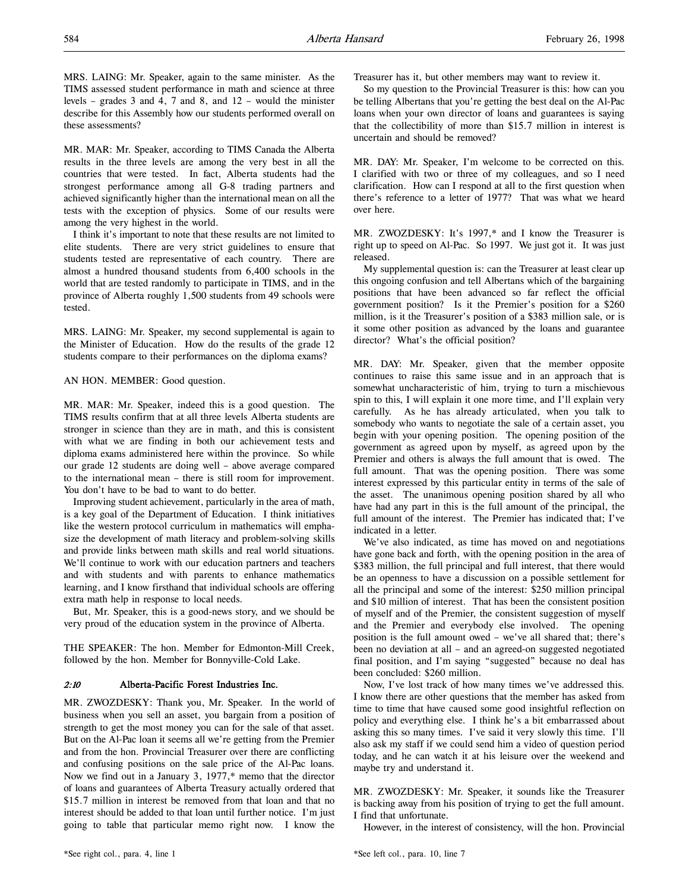MRS. LAING: Mr. Speaker, again to the same minister. As the TIMS assessed student performance in math and science at three levels – grades 3 and 4, 7 and 8, and 12 – would the minister describe for this Assembly how our students performed overall on these assessments?

MR. MAR: Mr. Speaker, according to TIMS Canada the Alberta results in the three levels are among the very best in all the countries that were tested. In fact, Alberta students had the strongest performance among all G-8 trading partners and achieved significantly higher than the international mean on all the tests with the exception of physics. Some of our results were among the very highest in the world.

I think it's important to note that these results are not limited to elite students. There are very strict guidelines to ensure that students tested are representative of each country. There are almost a hundred thousand students from 6,400 schools in the world that are tested randomly to participate in TIMS, and in the province of Alberta roughly 1,500 students from 49 schools were tested.

MRS. LAING: Mr. Speaker, my second supplemental is again to the Minister of Education. How do the results of the grade 12 students compare to their performances on the diploma exams?

AN HON. MEMBER: Good question.

MR. MAR: Mr. Speaker, indeed this is a good question. The TIMS results confirm that at all three levels Alberta students are stronger in science than they are in math, and this is consistent with what we are finding in both our achievement tests and diploma exams administered here within the province. So while our grade 12 students are doing well – above average compared to the international mean – there is still room for improvement. You don't have to be bad to want to do better.

Improving student achievement, particularly in the area of math, is a key goal of the Department of Education. I think initiatives like the western protocol curriculum in mathematics will emphasize the development of math literacy and problem-solving skills and provide links between math skills and real world situations. We'll continue to work with our education partners and teachers and with students and with parents to enhance mathematics learning, and I know firsthand that individual schools are offering extra math help in response to local needs.

But, Mr. Speaker, this is a good-news story, and we should be very proud of the education system in the province of Alberta.

THE SPEAKER: The hon. Member for Edmonton-Mill Creek, followed by the hon. Member for Bonnyville-Cold Lake.

### *2:10* Alberta-Pacific Forest Industries Inc.

MR. ZWOZDESKY: Thank you, Mr. Speaker. In the world of business when you sell an asset, you bargain from a position of strength to get the most money you can for the sale of that asset. But on the Al-Pac loan it seems all we're getting from the Premier and from the hon. Provincial Treasurer over there are conflicting and confusing positions on the sale price of the Al-Pac loans. Now we find out in a January 3, 1977,* memo that the director of loans and guarantees of Alberta Treasury actually ordered that $15.7 million in interest be removed from that loan and that no interest should be added to that loan until further notice. I'm just going to table that particular memo right now. I know the Treasurer has it, but other members may want to review it.

So my question to the Provincial Treasurer is this: how can you be telling Albertans that you're getting the best deal on the Al-Pac loans when your own director of loans and guarantees is saying that the collectibility of more than $15.7 million in interest is uncertain and should be removed?

MR. DAY: Mr. Speaker, I'm welcome to be corrected on this. I clarified with two or three of my colleagues, and so I need clarification. How can I respond at all to the first question when there's reference to a letter of 1977? That was what we heard over here.

MR. ZWOZDESKY: It's 1997,* and I know the Treasurer is right up to speed on Al-Pac. So 1997. We just got it. It was just released.

My supplemental question is: can the Treasurer at least clear up this ongoing confusion and tell Albertans which of the bargaining positions that have been advanced so far reflect the official government position? Is it the Premier's position for a $260 million, is it the Treasurer's position of a $383 million sale, or is it some other position as advanced by the loans and guarantee director? What's the official position?

MR. DAY: Mr. Speaker, given that the member opposite continues to raise this same issue and in an approach that is somewhat uncharacteristic of him, trying to turn a mischievous spin to this, I will explain it one more time, and I'll explain very carefully. As he has already articulated, when you talk to somebody who wants to negotiate the sale of a certain asset, you begin with your opening position. The opening position of the government as agreed upon by myself, as agreed upon by the Premier and others is always the full amount that is owed. The full amount. That was the opening position. There was some interest expressed by this particular entity in terms of the sale of the asset. The unanimous opening position shared by all who have had any part in this is the full amount of the principal, the full amount of the interest. The Premier has indicated that; I've indicated in a letter.

We've also indicated, as time has moved on and negotiations have gone back and forth, with the opening position in the area of $383 million, the full principal and full interest, that there would be an openness to have a discussion on a possible settlement for all the principal and some of the interest: $250 million principal and $10 million of interest. That has been the consistent position of myself and of the Premier, the consistent suggestion of myself and the Premier and everybody else involved. The opening position is the full amount owed – we've all shared that; there's been no deviation at all – and an agreed-on suggested negotiated final position, and I'm saying "suggested" because no deal has been concluded: $260 million.

Now, I've lost track of how many times we've addressed this. I know there are other questions that the member has asked from time to time that have caused some good insightful reflection on policy and everything else. I think he's a bit embarrassed about asking this so many times. I've said it very slowly this time. I'll also ask my staff if we could send him a video of question period today, and he can watch it at his leisure over the weekend and maybe try and understand it.

MR. ZWOZDESKY: Mr. Speaker, it sounds like the Treasurer is backing away from his position of trying to get the full amount. I find that unfortunate.

However, in the interest of consistency, will the hon. Provincial

*See right col., para. 4, line 1

*See left col., para. 10, line 7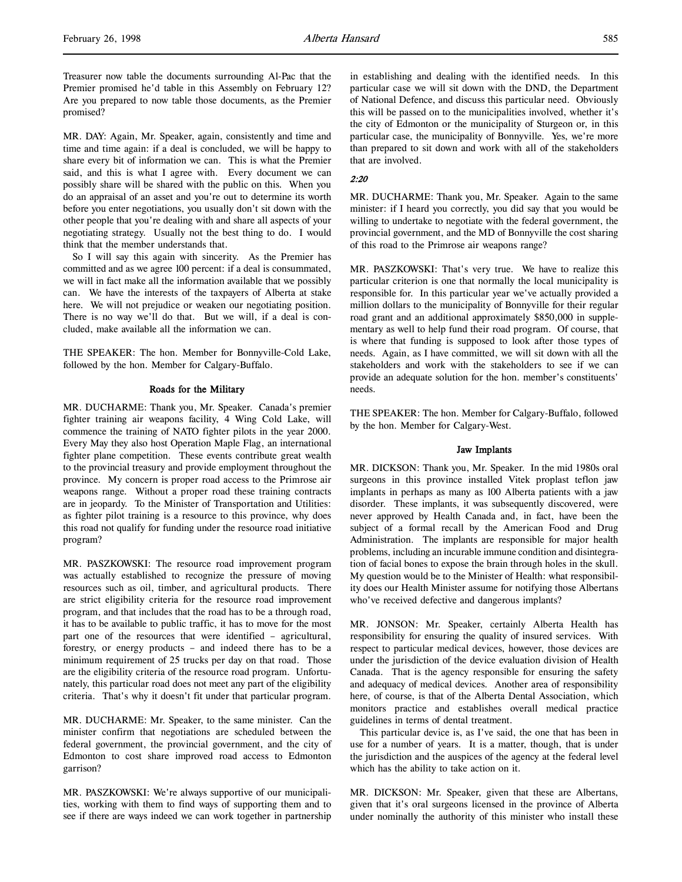Treasurer now table the documents surrounding Al-Pac that the Premier promised he'd table in this Assembly on February 12? Are you prepared to now table those documents, as the Premier promised?

MR. DAY: Again, Mr. Speaker, again, consistently and time and time and time again: if a deal is concluded, we will be happy to share every bit of information we can. This is what the Premier said, and this is what I agree with. Every document we can possibly share will be shared with the public on this. When you do an appraisal of an asset and you're out to determine its worth before you enter negotiations, you usually don't sit down with the other people that you're dealing with and share all aspects of your negotiating strategy. Usually not the best thing to do. I would think that the member understands that.

So I will say this again with sincerity. As the Premier has committed and as we agree 100 percent: if a deal is consummated, we will in fact make all the information available that we possibly can. We have the interests of the taxpayers of Alberta at stake here. We will not prejudice or weaken our negotiating position. There is no way we'll do that. But we will, if a deal is concluded, make available all the information we can.

THE SPEAKER: The hon. Member for Bonnyville-Cold Lake, followed by the hon. Member for Calgary-Buffalo.

## Roads for the Military

MR. DUCHARME: Thank you, Mr. Speaker. Canada's premier fighter training air weapons facility, 4 Wing Cold Lake, will commence the training of NATO fighter pilots in the year 2000. Every May they also host Operation Maple Flag, an international fighter plane competition. These events contribute great wealth to the provincial treasury and provide employment throughout the province. My concern is proper road access to the Primrose air weapons range. Without a proper road these training contracts are in jeopardy. To the Minister of Transportation and Utilities: as fighter pilot training is a resource to this province, why does this road not qualify for funding under the resource road initiative program?

MR. PASZKOWSKI: The resource road improvement program was actually established to recognize the pressure of moving resources such as oil, timber, and agricultural products. There are strict eligibility criteria for the resource road improvement program, and that includes that the road has to be a through road, it has to be available to public traffic, it has to move for the most part one of the resources that were identified – agricultural, forestry, or energy products – and indeed there has to be a minimum requirement of 25 trucks per day on that road. Those are the eligibility criteria of the resource road program. Unfortunately, this particular road does not meet any part of the eligibility criteria. That's why it doesn't fit under that particular program.

MR. DUCHARME: Mr. Speaker, to the same minister. Can the minister confirm that negotiations are scheduled between the federal government, the provincial government, and the city of Edmonton to cost share improved road access to Edmonton garrison?

MR. PASZKOWSKI: We're always supportive of our municipalities, working with them to find ways of supporting them and to see if there are ways indeed we can work together in partnership in establishing and dealing with the identified needs. In this particular case we will sit down with the DND, the Department of National Defence, and discuss this particular need. Obviously this will be passed on to the municipalities involved, whether it's the city of Edmonton or the municipality of Sturgeon or, in this particular case, the municipality of Bonnyville. Yes, we're more than prepared to sit down and work with all of the stakeholders that are involved.

*2:20*

MR. DUCHARME: Thank you, Mr. Speaker. Again to the same minister: if I heard you correctly, you did say that you would be willing to undertake to negotiate with the federal government, the provincial government, and the MD of Bonnyville the cost sharing of this road to the Primrose air weapons range?

MR. PASZKOWSKI: That's very true. We have to realize this particular criterion is one that normally the local municipality is responsible for. In this particular year we've actually provided a million dollars to the municipality of Bonnyville for their regular road grant and an additional approximately $850,000 in supplementary as well to help fund their road program. Of course, that is where that funding is supposed to look after those types of needs. Again, as I have committed, we will sit down with all the stakeholders and work with the stakeholders to see if we can provide an adequate solution for the hon. member's constituents' needs.

THE SPEAKER: The hon. Member for Calgary-Buffalo, followed by the hon. Member for Calgary-West.

## Jaw Implants

MR. DICKSON: Thank you, Mr. Speaker. In the mid 1980s oral surgeons in this province installed Vitek proplast teflon jaw implants in perhaps as many as 100 Alberta patients with a jaw disorder. These implants, it was subsequently discovered, were never approved by Health Canada and, in fact, have been the subject of a formal recall by the American Food and Drug Administration. The implants are responsible for major health problems, including an incurable immune condition and disintegration of facial bones to expose the brain through holes in the skull. My question would be to the Minister of Health: what responsibility does our Health Minister assume for notifying those Albertans who've received defective and dangerous implants?

MR. JONSON: Mr. Speaker, certainly Alberta Health has responsibility for ensuring the quality of insured services. With respect to particular medical devices, however, those devices are under the jurisdiction of the device evaluation division of Health Canada. That is the agency responsible for ensuring the safety and adequacy of medical devices. Another area of responsibility here, of course, is that of the Alberta Dental Association, which monitors practice and establishes overall medical practice guidelines in terms of dental treatment.

This particular device is, as I've said, the one that has been in use for a number of years. It is a matter, though, that is under the jurisdiction and the auspices of the agency at the federal level which has the ability to take action on it.

MR. DICKSON: Mr. Speaker, given that these are Albertans, given that it's oral surgeons licensed in the province of Alberta under nominally the authority of this minister who install these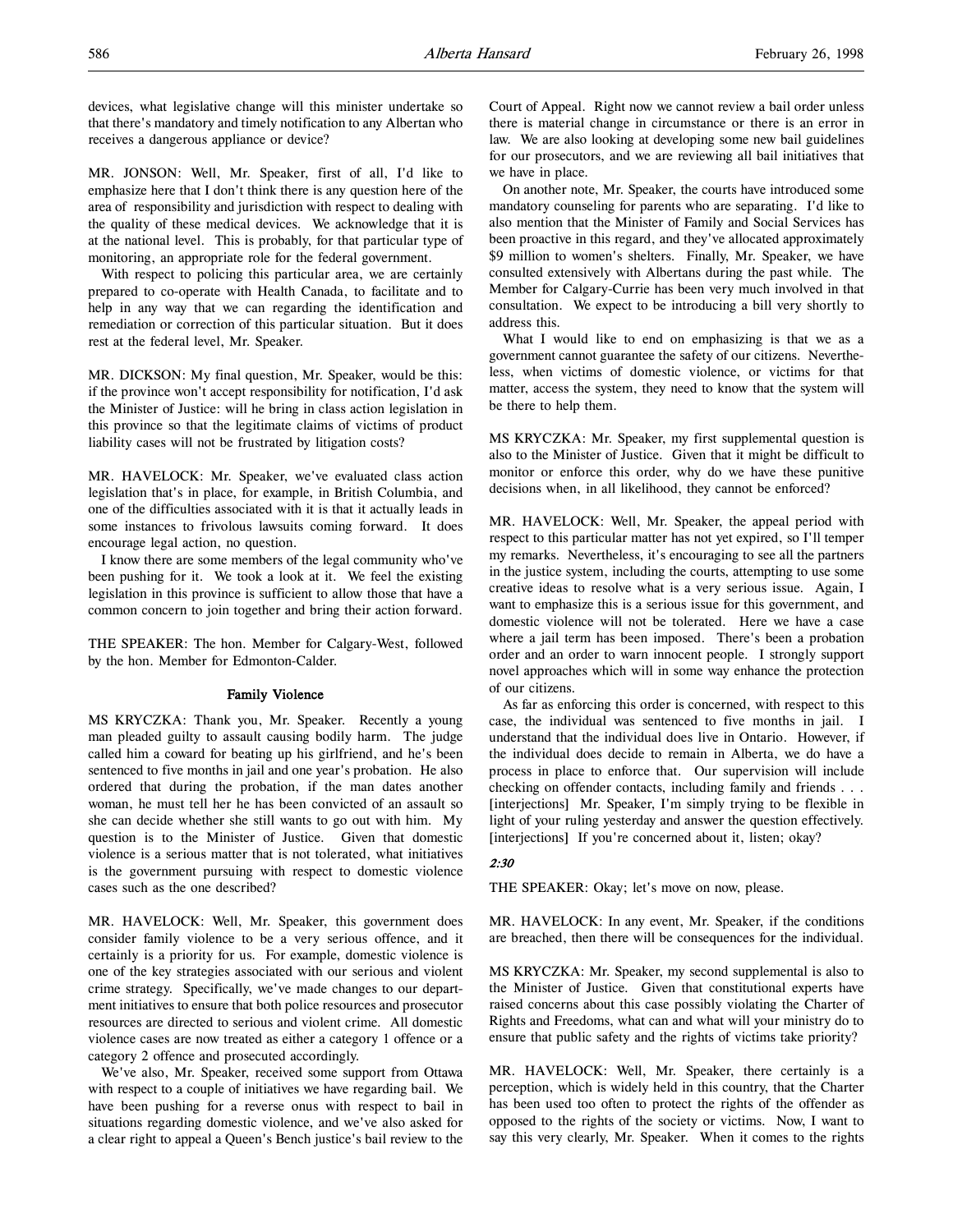devices, what legislative change will this minister undertake so that there's mandatory and timely notification to any Albertan who receives a dangerous appliance or device?

MR. JONSON: Well, Mr. Speaker, first of all, I'd like to emphasize here that I don't think there is any question here of the area of responsibility and jurisdiction with respect to dealing with the quality of these medical devices. We acknowledge that it is at the national level. This is probably, for that particular type of monitoring, an appropriate role for the federal government.

With respect to policing this particular area, we are certainly prepared to co-operate with Health Canada, to facilitate and to help in any way that we can regarding the identification and remediation or correction of this particular situation. But it does rest at the federal level, Mr. Speaker.

MR. DICKSON: My final question, Mr. Speaker, would be this: if the province won't accept responsibility for notification, I'd ask the Minister of Justice: will he bring in class action legislation in this province so that the legitimate claims of victims of product liability cases will not be frustrated by litigation costs?

MR. HAVELOCK: Mr. Speaker, we've evaluated class action legislation that's in place, for example, in British Columbia, and one of the difficulties associated with it is that it actually leads in some instances to frivolous lawsuits coming forward. It does encourage legal action, no question.

I know there are some members of the legal community who've been pushing for it. We took a look at it. We feel the existing legislation in this province is sufficient to allow those that have a common concern to join together and bring their action forward.

THE SPEAKER: The hon. Member for Calgary-West, followed by the hon. Member for Edmonton-Calder.

### Family Violence

MS KRYCZKA: Thank you, Mr. Speaker. Recently a young man pleaded guilty to assault causing bodily harm. The judge called him a coward for beating up his girlfriend, and he's been sentenced to five months in jail and one year's probation. He also ordered that during the probation, if the man dates another woman, he must tell her he has been convicted of an assault so she can decide whether she still wants to go out with him. My question is to the Minister of Justice. Given that domestic violence is a serious matter that is not tolerated, what initiatives is the government pursuing with respect to domestic violence cases such as the one described?

MR. HAVELOCK: Well, Mr. Speaker, this government does consider family violence to be a very serious offence, and it certainly is a priority for us. For example, domestic violence is one of the key strategies associated with our serious and violent crime strategy. Specifically, we've made changes to our department initiatives to ensure that both police resources and prosecutor resources are directed to serious and violent crime. All domestic violence cases are now treated as either a category 1 offence or a category 2 offence and prosecuted accordingly.

We've also, Mr. Speaker, received some support from Ottawa with respect to a couple of initiatives we have regarding bail. We have been pushing for a reverse onus with respect to bail in situations regarding domestic violence, and we've also asked for a clear right to appeal a Queen's Bench justice's bail review to the Court of Appeal. Right now we cannot review a bail order unless there is material change in circumstance or there is an error in law. We are also looking at developing some new bail guidelines for our prosecutors, and we are reviewing all bail initiatives that we have in place.

On another note, Mr. Speaker, the courts have introduced some mandatory counseling for parents who are separating. I'd like to also mention that the Minister of Family and Social Services has been proactive in this regard, and they've allocated approximately $9 million to women's shelters. Finally, Mr. Speaker, we have consulted extensively with Albertans during the past while. The Member for Calgary-Currie has been very much involved in that consultation. We expect to be introducing a bill very shortly to address this.

What I would like to end on emphasizing is that we as a government cannot guarantee the safety of our citizens. Nevertheless, when victims of domestic violence, or victims for that matter, access the system, they need to know that the system will be there to help them.

MS KRYCZKA: Mr. Speaker, my first supplemental question is also to the Minister of Justice. Given that it might be difficult to monitor or enforce this order, why do we have these punitive decisions when, in all likelihood, they cannot be enforced?

MR. HAVELOCK: Well, Mr. Speaker, the appeal period with respect to this particular matter has not yet expired, so I'll temper my remarks. Nevertheless, it's encouraging to see all the partners in the justice system, including the courts, attempting to use some creative ideas to resolve what is a very serious issue. Again, I want to emphasize this is a serious issue for this government, and domestic violence will not be tolerated. Here we have a case where a jail term has been imposed. There's been a probation order and an order to warn innocent people. I strongly support novel approaches which will in some way enhance the protection of our citizens.

As far as enforcing this order is concerned, with respect to this case, the individual was sentenced to five months in jail. I understand that the individual does live in Ontario. However, if the individual does decide to remain in Alberta, we do have a process in place to enforce that. Our supervision will include checking on offender contacts, including family and friends . . . [interjections] Mr. Speaker, I'm simply trying to be flexible in light of your ruling yesterday and answer the question effectively. [interjections] If you're concerned about it, listen; okay?

*2:30*

THE SPEAKER: Okay; let's move on now, please.

MR. HAVELOCK: In any event, Mr. Speaker, if the conditions are breached, then there will be consequences for the individual.

MS KRYCZKA: Mr. Speaker, my second supplemental is also to the Minister of Justice. Given that constitutional experts have raised concerns about this case possibly violating the Charter of Rights and Freedoms, what can and what will your ministry do to ensure that public safety and the rights of victims take priority?

MR. HAVELOCK: Well, Mr. Speaker, there certainly is a perception, which is widely held in this country, that the Charter has been used too often to protect the rights of the offender as opposed to the rights of the society or victims. Now, I want to say this very clearly, Mr. Speaker. When it comes to the rights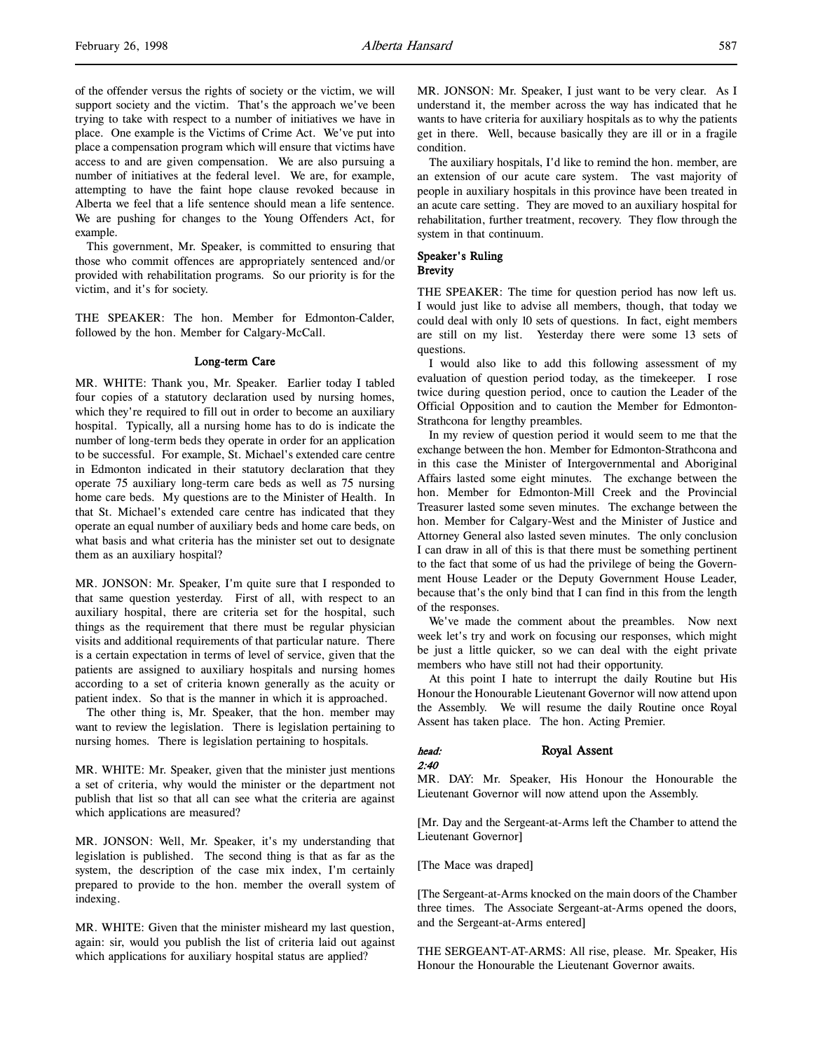of the offender versus the rights of society or the victim, we will support society and the victim. That's the approach we've been trying to take with respect to a number of initiatives we have in place. One example is the Victims of Crime Act. We've put into place a compensation program which will ensure that victims have access to and are given compensation. We are also pursuing a number of initiatives at the federal level. We are, for example, attempting to have the faint hope clause revoked because in Alberta we feel that a life sentence should mean a life sentence. We are pushing for changes to the Young Offenders Act, for example.

This government, Mr. Speaker, is committed to ensuring that those who commit offences are appropriately sentenced and/or provided with rehabilitation programs. So our priority is for the victim, and it's for society.

THE SPEAKER: The hon. Member for Edmonton-Calder, followed by the hon. Member for Calgary-McCall.

### Long-term Care

MR. WHITE: Thank you, Mr. Speaker. Earlier today I tabled four copies of a statutory declaration used by nursing homes, which they're required to fill out in order to become an auxiliary hospital. Typically, all a nursing home has to do is indicate the number of long-term beds they operate in order for an application to be successful. For example, St. Michael's extended care centre in Edmonton indicated in their statutory declaration that they operate 75 auxiliary long-term care beds as well as 75 nursing home care beds. My questions are to the Minister of Health. In that St. Michael's extended care centre has indicated that they operate an equal number of auxiliary beds and home care beds, on what basis and what criteria has the minister set out to designate them as an auxiliary hospital?

MR. JONSON: Mr. Speaker, I'm quite sure that I responded to that same question yesterday. First of all, with respect to an auxiliary hospital, there are criteria set for the hospital, such things as the requirement that there must be regular physician visits and additional requirements of that particular nature. There is a certain expectation in terms of level of service, given that the patients are assigned to auxiliary hospitals and nursing homes according to a set of criteria known generally as the acuity or patient index. So that is the manner in which it is approached.

The other thing is, Mr. Speaker, that the hon. member may want to review the legislation. There is legislation pertaining to nursing homes. There is legislation pertaining to hospitals.

MR. WHITE: Mr. Speaker, given that the minister just mentions a set of criteria, why would the minister or the department not publish that list so that all can see what the criteria are against which applications are measured?

MR. JONSON: Well, Mr. Speaker, it's my understanding that legislation is published. The second thing is that as far as the system, the description of the case mix index, I'm certainly prepared to provide to the hon. member the overall system of indexing.

MR. WHITE: Given that the minister misheard my last question, again: sir, would you publish the list of criteria laid out against which applications for auxiliary hospital status are applied?

MR. JONSON: Mr. Speaker, I just want to be very clear. As I understand it, the member across the way has indicated that he wants to have criteria for auxiliary hospitals as to why the patients get in there. Well, because basically they are ill or in a fragile condition.

The auxiliary hospitals, I'd like to remind the hon. member, are an extension of our acute care system. The vast majority of people in auxiliary hospitals in this province have been treated in an acute care setting. They are moved to an auxiliary hospital for rehabilitation, further treatment, recovery. They flow through the system in that continuum.

### Speaker's Ruling
### Brevity

THE SPEAKER: The time for question period has now left us. I would just like to advise all members, though, that today we could deal with only 10 sets of questions. In fact, eight members are still on my list. Yesterday there were some 13 sets of questions.

I would also like to add this following assessment of my evaluation of question period today, as the timekeeper. I rose twice during question period, once to caution the Leader of the Official Opposition and to caution the Member for Edmonton-Strathcona for lengthy preambles.

In my review of question period it would seem to me that the exchange between the hon. Member for Edmonton-Strathcona and in this case the Minister of Intergovernmental and Aboriginal Affairs lasted some eight minutes. The exchange between the hon. Member for Edmonton-Mill Creek and the Provincial Treasurer lasted some seven minutes. The exchange between the hon. Member for Calgary-West and the Minister of Justice and Attorney General also lasted seven minutes. The only conclusion I can draw in all of this is that there must be something pertinent to the fact that some of us had the privilege of being the Government House Leader or the Deputy Government House Leader, because that's the only bind that I can find in this from the length of the responses.

We've made the comment about the preambles. Now next week let's try and work on focusing our responses, which might be just a little quicker, so we can deal with the eight private members who have still not had their opportunity.

At this point I hate to interrupt the daily Routine but His Honour the Honourable Lieutenant Governor will now attend upon the Assembly. We will resume the daily Routine once Royal Assent has taken place. The hon. Acting Premier.

*head:* **Royal Assent**

*2:40*

MR. DAY: Mr. Speaker, His Honour the Honourable the Lieutenant Governor will now attend upon the Assembly.

[Mr. Day and the Sergeant-at-Arms left the Chamber to attend the Lieutenant Governor]

[The Mace was draped]

[The Sergeant-at-Arms knocked on the main doors of the Chamber three times. The Associate Sergeant-at-Arms opened the doors, and the Sergeant-at-Arms entered]

THE SERGEANT-AT-ARMS: All rise, please. Mr. Speaker, His Honour the Honourable the Lieutenant Governor awaits.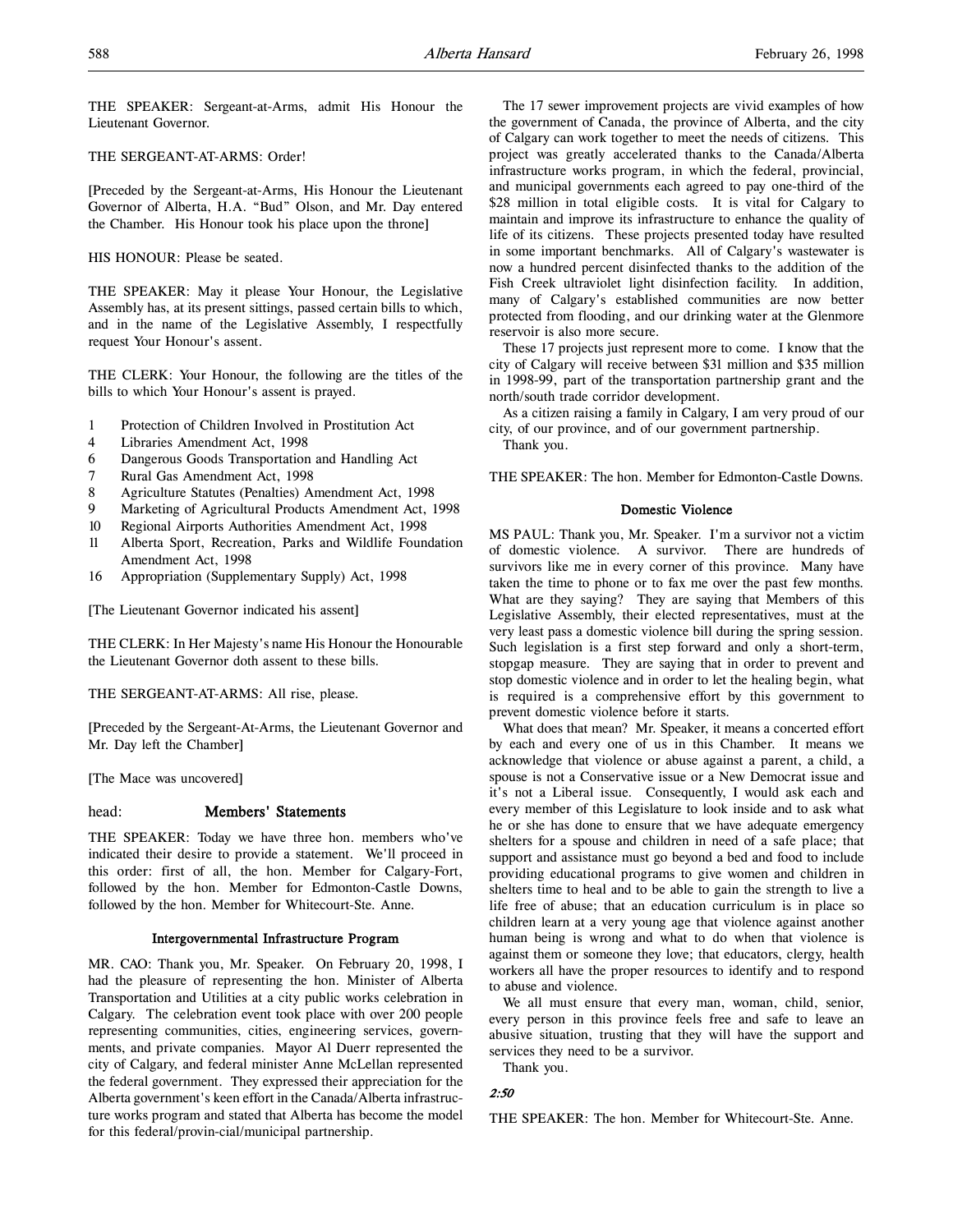THE SPEAKER: Sergeant-at-Arms, admit His Honour the Lieutenant Governor.

THE SERGEANT-AT-ARMS: Order!

[Preceded by the Sergeant-at-Arms, His Honour the Lieutenant Governor of Alberta, H.A. "Bud" Olson, and Mr. Day entered the Chamber. His Honour took his place upon the throne]

HIS HONOUR: Please be seated.

THE SPEAKER: May it please Your Honour, the Legislative Assembly has, at its present sittings, passed certain bills to which, and in the name of the Legislative Assembly, I respectfully request Your Honour's assent.

THE CLERK: Your Honour, the following are the titles of the bills to which Your Honour's assent is prayed.

1 Protection of Children Involved in Prostitution Act
4 Libraries Amendment Act, 1998
6 Dangerous Goods Transportation and Handling Act
7 Rural Gas Amendment Act, 1998
8 Agriculture Statutes (Penalties) Amendment Act, 1998
9 Marketing of Agricultural Products Amendment Act, 1998
10 Regional Airports Authorities Amendment Act, 1998
11 Alberta Sport, Recreation, Parks and Wildlife Foundation Amendment Act, 1998
16 Appropriation (Supplementary Supply) Act, 1998

[The Lieutenant Governor indicated his assent]

THE CLERK: In Her Majesty's name His Honour the Honourable the Lieutenant Governor doth assent to these bills.

THE SERGEANT-AT-ARMS: All rise, please.

[Preceded by the Sergeant-At-Arms, the Lieutenant Governor and Mr. Day left the Chamber]

[The Mace was uncovered]

head: **Members' Statements**

THE SPEAKER: Today we have three hon. members who've indicated their desire to provide a statement. We'll proceed in this order: first of all, the hon. Member for Calgary-Fort, followed by the hon. Member for Edmonton-Castle Downs, followed by the hon. Member for Whitecourt-Ste. Anne.

### Intergovernmental Infrastructure Program

MR. CAO: Thank you, Mr. Speaker. On February 20, 1998, I had the pleasure of representing the hon. Minister of Alberta Transportation and Utilities at a city public works celebration in Calgary. The celebration event took place with over 200 people representing communities, cities, engineering services, governments, and private companies. Mayor Al Duerr represented the city of Calgary, and federal minister Anne McLellan represented the federal government. They expressed their appreciation for the Alberta government's keen effort in the Canada/Alberta infrastructure works program and stated that Alberta has become the model for this federal/provin-cial/municipal partnership.

The 17 sewer improvement projects are vivid examples of how the government of Canada, the province of Alberta, and the city of Calgary can work together to meet the needs of citizens. This project was greatly accelerated thanks to the Canada/Alberta infrastructure works program, in which the federal, provincial, and municipal governments each agreed to pay one-third of the $28 million in total eligible costs. It is vital for Calgary to maintain and improve its infrastructure to enhance the quality of life of its citizens. These projects presented today have resulted in some important benchmarks. All of Calgary's wastewater is now a hundred percent disinfected thanks to the addition of the Fish Creek ultraviolet light disinfection facility. In addition, many of Calgary's established communities are now better protected from flooding, and our drinking water at the Glenmore reservoir is also more secure.

These 17 projects just represent more to come. I know that the city of Calgary will receive between $31 million and $35 million in 1998-99, part of the transportation partnership grant and the north/south trade corridor development.

As a citizen raising a family in Calgary, I am very proud of our city, of our province, and of our government partnership.

Thank you.

THE SPEAKER: The hon. Member for Edmonton-Castle Downs.

### Domestic Violence

MS PAUL: Thank you, Mr. Speaker. I'm a survivor not a victim of domestic violence. A survivor. There are hundreds of survivors like me in every corner of this province. Many have taken the time to phone or to fax me over the past few months. What are they saying? They are saying that Members of this Legislative Assembly, their elected representatives, must at the very least pass a domestic violence bill during the spring session. Such legislation is a first step forward and only a short-term, stopgap measure. They are saying that in order to prevent and stop domestic violence and in order to let the healing begin, what is required is a comprehensive effort by this government to prevent domestic violence before it starts.

What does that mean? Mr. Speaker, it means a concerted effort by each and every one of us in this Chamber. It means we acknowledge that violence or abuse against a parent, a child, a spouse is not a Conservative issue or a New Democrat issue and it's not a Liberal issue. Consequently, I would ask each and every member of this Legislature to look inside and to ask what he or she has done to ensure that we have adequate emergency shelters for a spouse and children in need of a safe place; that support and assistance must go beyond a bed and food to include providing educational programs to give women and children in shelters time to heal and to be able to gain the strength to live a life free of abuse; that an education curriculum is in place so children learn at a very young age that violence against another human being is wrong and what to do when that violence is against them or someone they love; that educators, clergy, health workers all have the proper resources to identify and to respond to abuse and violence.

We all must ensure that every man, woman, child, senior, every person in this province feels free and safe to leave an abusive situation, trusting that they will have the support and services they need to be a survivor.

Thank you.

*2:50*

THE SPEAKER: The hon. Member for Whitecourt-Ste. Anne.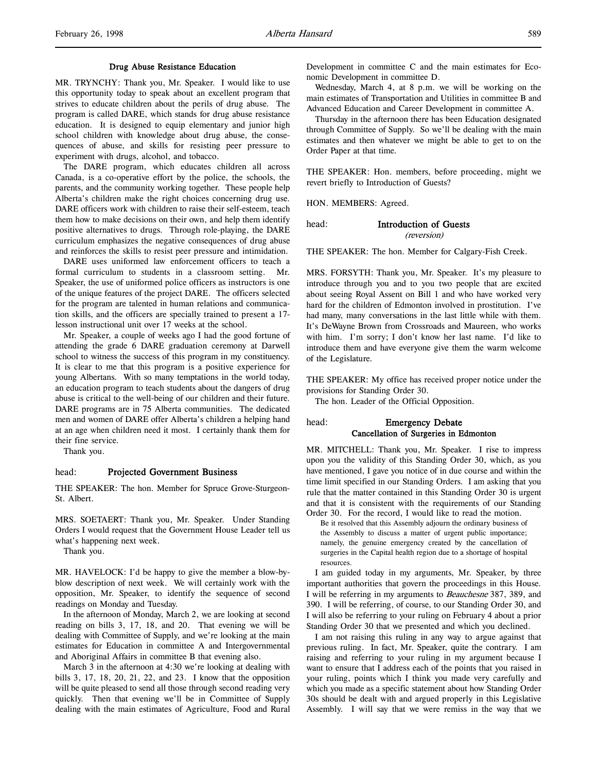### Drug Abuse Resistance Education

MR. TRYNCHY: Thank you, Mr. Speaker. I would like to use this opportunity today to speak about an excellent program that strives to educate children about the perils of drug abuse. The program is called DARE, which stands for drug abuse resistance education. It is designed to equip elementary and junior high school children with knowledge about drug abuse, the consequences of abuse, and skills for resisting peer pressure to experiment with drugs, alcohol, and tobacco.

The DARE program, which educates children all across Canada, is a co-operative effort by the police, the schools, the parents, and the community working together. These people help Alberta's children make the right choices concerning drug use. DARE officers work with children to raise their self-esteem, teach them how to make decisions on their own, and help them identify positive alternatives to drugs. Through role-playing, the DARE curriculum emphasizes the negative consequences of drug abuse and reinforces the skills to resist peer pressure and intimidation.

DARE uses uniformed law enforcement officers to teach a formal curriculum to students in a classroom setting. Mr. Speaker, the use of uniformed police officers as instructors is one of the unique features of the project DARE. The officers selected for the program are talented in human relations and communication skills, and the officers are specially trained to present a 17-lesson instructional unit over 17 weeks at the school.

Mr. Speaker, a couple of weeks ago I had the good fortune of attending the grade 6 DARE graduation ceremony at Darwell school to witness the success of this program in my constituency. It is clear to me that this program is a positive experience for young Albertans. With so many temptations in the world today, an education program to teach students about the dangers of drug abuse is critical to the well-being of our children and their future. DARE programs are in 75 Alberta communities. The dedicated men and women of DARE offer Alberta's children a helping hand at an age when children need it most. I certainly thank them for their fine service.

Thank you.

## head: Projected Government Business

THE SPEAKER: The hon. Member for Spruce Grove-Sturgeon-St. Albert.

MRS. SOETAERT: Thank you, Mr. Speaker. Under Standing Orders I would request that the Government House Leader tell us what's happening next week.

Thank you.

MR. HAVELOCK: I'd be happy to give the member a blow-by-blow description of next week. We will certainly work with the opposition, Mr. Speaker, to identify the sequence of second readings on Monday and Tuesday.

In the afternoon of Monday, March 2, we are looking at second reading on bills 3, 17, 18, and 20. That evening we will be dealing with Committee of Supply, and we're looking at the main estimates for Education in committee A and Intergovernmental and Aboriginal Affairs in committee B that evening also.

March 3 in the afternoon at 4:30 we're looking at dealing with bills 3, 17, 18, 20, 21, 22, and 23. I know that the opposition will be quite pleased to send all those through second reading very quickly. Then that evening we'll be in Committee of Supply dealing with the main estimates of Agriculture, Food and Rural Development in committee C and the main estimates for Economic Development in committee D.

Wednesday, March 4, at 8 p.m. we will be working on the main estimates of Transportation and Utilities in committee B and Advanced Education and Career Development in committee A.

Thursday in the afternoon there has been Education designated through Committee of Supply. So we'll be dealing with the main estimates and then whatever we might be able to get to on the Order Paper at that time.

THE SPEAKER: Hon. members, before proceeding, might we revert briefly to Introduction of Guests?

HON. MEMBERS: Agreed.

## head: Introduction of Guests
*(reversion)*

THE SPEAKER: The hon. Member for Calgary-Fish Creek.

MRS. FORSYTH: Thank you, Mr. Speaker. It's my pleasure to introduce through you and to you two people that are excited about seeing Royal Assent on Bill 1 and who have worked very hard for the children of Edmonton involved in prostitution. I've had many, many conversations in the last little while with them. It's DeWayne Brown from Crossroads and Maureen, who works with him. I'm sorry; I don't know her last name. I'd like to introduce them and have everyone give them the warm welcome of the Legislature.

THE SPEAKER: My office has received proper notice under the provisions for Standing Order 30.

The hon. Leader of the Official Opposition.

## head: Emergency Debate
### Cancellation of Surgeries in Edmonton

MR. MITCHELL: Thank you, Mr. Speaker. I rise to impress upon you the validity of this Standing Order 30, which, as you have mentioned, I gave you notice of in due course and within the time limit specified in our Standing Orders. I am asking that you rule that the matter contained in this Standing Order 30 is urgent and that it is consistent with the requirements of our Standing Order 30. For the record, I would like to read the motion.

> Be it resolved that this Assembly adjourn the ordinary business of the Assembly to discuss a matter of urgent public importance; namely, the genuine emergency created by the cancellation of surgeries in the Capital health region due to a shortage of hospital resources.

I am guided today in my arguments, Mr. Speaker, by three important authorities that govern the proceedings in this House. I will be referring in my arguments to *Beauchesne* 387, 389, and 390. I will be referring, of course, to our Standing Order 30, and I will also be referring to your ruling on February 4 about a prior Standing Order 30 that we presented and which you declined.

I am not raising this ruling in any way to argue against that previous ruling. In fact, Mr. Speaker, quite the contrary. I am raising and referring to your ruling in my argument because I want to ensure that I address each of the points that you raised in your ruling, points which I think you made very carefully and which you made as a specific statement about how Standing Order 30s should be dealt with and argued properly in this Legislative Assembly. I will say that we were remiss in the way that we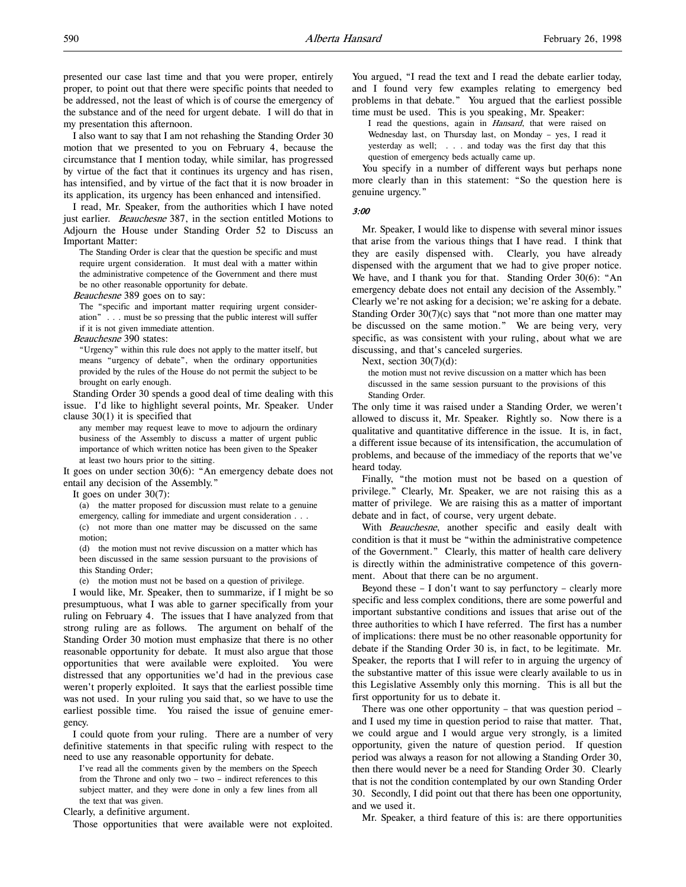presented our case last time and that you were proper, entirely proper, to point out that there were specific points that needed to be addressed, not the least of which is of course the emergency of the substance and of the need for urgent debate. I will do that in my presentation this afternoon.

I also want to say that I am not rehashing the Standing Order 30 motion that we presented to you on February 4, because the circumstance that I mention today, while similar, has progressed by virtue of the fact that it continues its urgency and has risen, has intensified, and by virtue of the fact that it is now broader in its application, its urgency has been enhanced and intensified.

I read, Mr. Speaker, from the authorities which I have noted just earlier. *Beauchesne* 387, in the section entitled Motions to Adjourn the House under Standing Order 52 to Discuss an Important Matter:

> The Standing Order is clear that the question be specific and must require urgent consideration. It must deal with a matter within the administrative competence of the Government and there must be no other reasonable opportunity for debate.

*Beauchesne* 389 goes on to say:

> The "specific and important matter requiring urgent consideration" . . . must be so pressing that the public interest will suffer if it is not given immediate attention.

*Beauchesne* 390 states:

> "Urgency" within this rule does not apply to the matter itself, but means "urgency of debate", when the ordinary opportunities provided by the rules of the House do not permit the subject to be brought on early enough.

Standing Order 30 spends a good deal of time dealing with this issue. I'd like to highlight several points, Mr. Speaker. Under clause 30(1) it is specified that

> any member may request leave to move to adjourn the ordinary business of the Assembly to discuss a matter of urgent public importance of which written notice has been given to the Speaker at least two hours prior to the sitting.

It goes on under section 30(6): "An emergency debate does not entail any decision of the Assembly."

It goes on under 30(7):

> (a) the matter proposed for discussion must relate to a genuine emergency, calling for immediate and urgent consideration . . .
>
> (c) not more than one matter may be discussed on the same motion;
>
> (d) the motion must not revive discussion on a matter which has been discussed in the same session pursuant to the provisions of this Standing Order;
>
> (e) the motion must not be based on a question of privilege.

I would like, Mr. Speaker, then to summarize, if I might be so presumptuous, what I was able to garner specifically from your ruling on February 4. The issues that I have analyzed from that strong ruling are as follows. The argument on behalf of the Standing Order 30 motion must emphasize that there is no other reasonable opportunity for debate. It must also argue that those opportunities that were available were exploited. You were distressed that any opportunities we'd had in the previous case weren't properly exploited. It says that the earliest possible time was not used. In your ruling you said that, so we have to use the earliest possible time. You raised the issue of genuine emergency.

I could quote from your ruling. There are a number of very definitive statements in that specific ruling with respect to the need to use any reasonable opportunity for debate.

> I've read all the comments given by the members on the Speech from the Throne and only two – two – indirect references to this subject matter, and they were done in only a few lines from all the text that was given.

Clearly, a definitive argument.

Those opportunities that were available were not exploited. You argued, "I read the text and I read the debate earlier today, and I found very few examples relating to emergency bed problems in that debate." You argued that the earliest possible time must be used. This is you speaking, Mr. Speaker:

> I read the questions, again in *Hansard*, that were raised on Wednesday last, on Thursday last, on Monday – yes, I read it yesterday as well; . . . and today was the first day that this question of emergency beds actually came up.

You specify in a number of different ways but perhaps none more clearly than in this statement: "So the question here is genuine urgency."

*3:00*

Mr. Speaker, I would like to dispense with several minor issues that arise from the various things that I have read. I think that they are easily dispensed with. Clearly, you have already dispensed with the argument that we had to give proper notice. We have, and I thank you for that. Standing Order 30(6): "An emergency debate does not entail any decision of the Assembly." Clearly we're not asking for a decision; we're asking for a debate. Standing Order 30(7)(c) says that "not more than one matter may be discussed on the same motion." We are being very, very specific, as was consistent with your ruling, about what we are discussing, and that's canceled surgeries.

Next, section 30(7)(d):

> the motion must not revive discussion on a matter which has been discussed in the same session pursuant to the provisions of this Standing Order.

The only time it was raised under a Standing Order, we weren't allowed to discuss it, Mr. Speaker. Rightly so. Now there is a qualitative and quantitative difference in the issue. It is, in fact, a different issue because of its intensification, the accumulation of problems, and because of the immediacy of the reports that we've heard today.

Finally, "the motion must not be based on a question of privilege." Clearly, Mr. Speaker, we are not raising this as a matter of privilege. We are raising this as a matter of important debate and in fact, of course, very urgent debate.

With *Beauchesne*, another specific and easily dealt with condition is that it must be "within the administrative competence of the Government." Clearly, this matter of health care delivery is directly within the administrative competence of this government. About that there can be no argument.

Beyond these – I don't want to say perfunctory – clearly more specific and less complex conditions, there are some powerful and important substantive conditions and issues that arise out of the three authorities to which I have referred. The first has a number of implications: there must be no other reasonable opportunity for debate if the Standing Order 30 is, in fact, to be legitimate. Mr. Speaker, the reports that I will refer to in arguing the urgency of the substantive matter of this issue were clearly available to us in this Legislative Assembly only this morning. This is all but the first opportunity for us to debate it.

There was one other opportunity – that was question period – and I used my time in question period to raise that matter. That, we could argue and I would argue very strongly, is a limited opportunity, given the nature of question period. If question period was always a reason for not allowing a Standing Order 30, then there would never be a need for Standing Order 30. Clearly that is not the condition contemplated by our own Standing Order 30. Secondly, I did point out that there has been one opportunity, and we used it.

Mr. Speaker, a third feature of this is: are there opportunities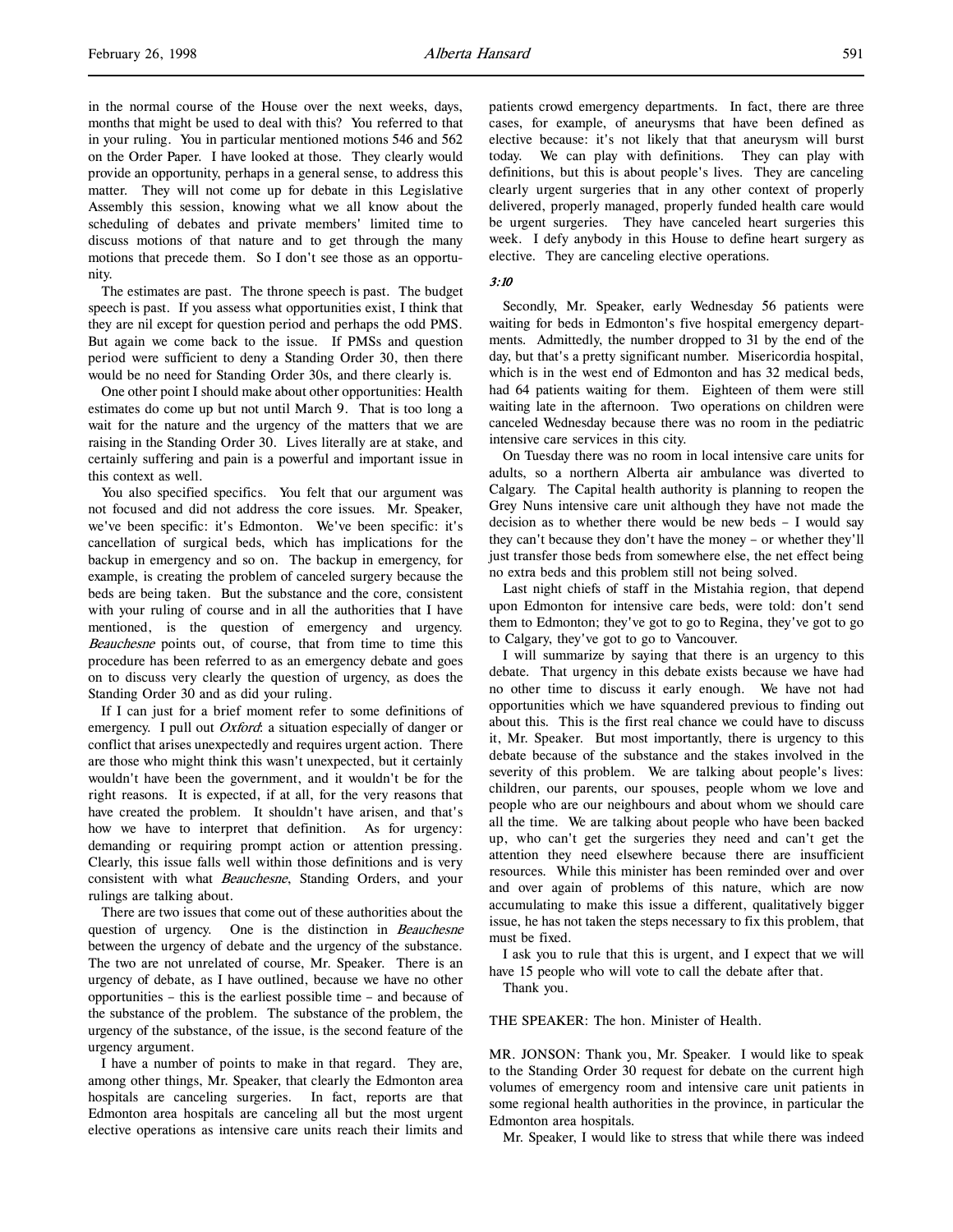in the normal course of the House over the next weeks, days, months that might be used to deal with this? You referred to that in your ruling. You in particular mentioned motions 546 and 562 on the Order Paper. I have looked at those. They clearly would provide an opportunity, perhaps in a general sense, to address this matter. They will not come up for debate in this Legislative Assembly this session, knowing what we all know about the scheduling of debates and private members' limited time to discuss motions of that nature and to get through the many motions that precede them. So I don't see those as an opportunity.

The estimates are past. The throne speech is past. The budget speech is past. If you assess what opportunities exist, I think that they are nil except for question period and perhaps the odd PMS. But again we come back to the issue. If PMSs and question period were sufficient to deny a Standing Order 30, then there would be no need for Standing Order 30s, and there clearly is.

One other point I should make about other opportunities: Health estimates do come up but not until March 9. That is too long a wait for the nature and the urgency of the matters that we are raising in the Standing Order 30. Lives literally are at stake, and certainly suffering and pain is a powerful and important issue in this context as well.

You also specified specifics. You felt that our argument was not focused and did not address the core issues. Mr. Speaker, we've been specific: it's Edmonton. We've been specific: it's cancellation of surgical beds, which has implications for the backup in emergency and so on. The backup in emergency, for example, is creating the problem of canceled surgery because the beds are being taken. But the substance and the core, consistent with your ruling of course and in all the authorities that I have mentioned, is the question of emergency and urgency. *Beauchesne* points out, of course, that from time to time this procedure has been referred to as an emergency debate and goes on to discuss very clearly the question of urgency, as does the Standing Order 30 and as did your ruling.

If I can just for a brief moment refer to some definitions of emergency. I pull out *Oxford*: a situation especially of danger or conflict that arises unexpectedly and requires urgent action. There are those who might think this wasn't unexpected, but it certainly wouldn't have been the government, and it wouldn't be for the right reasons. It is expected, if at all, for the very reasons that have created the problem. It shouldn't have arisen, and that's how we have to interpret that definition. As for urgency: demanding or requiring prompt action or attention pressing. Clearly, this issue falls well within those definitions and is very consistent with what *Beauchesne*, Standing Orders, and your rulings are talking about.

There are two issues that come out of these authorities about the question of urgency. One is the distinction in *Beauchesne* between the urgency of debate and the urgency of the substance. The two are not unrelated of course, Mr. Speaker. There is an urgency of debate, as I have outlined, because we have no other opportunities – this is the earliest possible time – and because of the substance of the problem. The substance of the problem, the urgency of the substance, of the issue, is the second feature of the urgency argument.

I have a number of points to make in that regard. They are, among other things, Mr. Speaker, that clearly the Edmonton area hospitals are canceling surgeries. In fact, reports are that Edmonton area hospitals are canceling all but the most urgent elective operations as intensive care units reach their limits and patients crowd emergency departments. In fact, there are three cases, for example, of aneurysms that have been defined as elective because: it's not likely that that aneurysm will burst today. We can play with definitions. They can play with definitions, but this is about people's lives. They are canceling clearly urgent surgeries that in any other context of properly delivered, properly managed, properly funded health care would be urgent surgeries. They have canceled heart surgeries this week. I defy anybody in this House to define heart surgery as elective. They are canceling elective operations.

*3:10*

Secondly, Mr. Speaker, early Wednesday 56 patients were waiting for beds in Edmonton's five hospital emergency departments. Admittedly, the number dropped to 31 by the end of the day, but that's a pretty significant number. Misericordia hospital, which is in the west end of Edmonton and has 32 medical beds, had 64 patients waiting for them. Eighteen of them were still waiting late in the afternoon. Two operations on children were canceled Wednesday because there was no room in the pediatric intensive care services in this city.

On Tuesday there was no room in local intensive care units for adults, so a northern Alberta air ambulance was diverted to Calgary. The Capital health authority is planning to reopen the Grey Nuns intensive care unit although they have not made the decision as to whether there would be new beds – I would say they can't because they don't have the money – or whether they'll just transfer those beds from somewhere else, the net effect being no extra beds and this problem still not being solved.

Last night chiefs of staff in the Mistahia region, that depend upon Edmonton for intensive care beds, were told: don't send them to Edmonton; they've got to go to Regina, they've got to go to Calgary, they've got to go to Vancouver.

I will summarize by saying that there is an urgency to this debate. That urgency in this debate exists because we have had no other time to discuss it early enough. We have not had opportunities which we have squandered previous to finding out about this. This is the first real chance we could have to discuss it, Mr. Speaker. But most importantly, there is urgency to this debate because of the substance and the stakes involved in the severity of this problem. We are talking about people's lives: children, our parents, our spouses, people whom we love and people who are our neighbours and about whom we should care all the time. We are talking about people who have been backed up, who can't get the surgeries they need and can't get the attention they need elsewhere because there are insufficient resources. While this minister has been reminded over and over and over again of problems of this nature, which are now accumulating to make this issue a different, qualitatively bigger issue, he has not taken the steps necessary to fix this problem, that must be fixed.

I ask you to rule that this is urgent, and I expect that we will have 15 people who will vote to call the debate after that.

Thank you.

THE SPEAKER: The hon. Minister of Health.

MR. JONSON: Thank you, Mr. Speaker. I would like to speak to the Standing Order 30 request for debate on the current high volumes of emergency room and intensive care unit patients in some regional health authorities in the province, in particular the Edmonton area hospitals.

Mr. Speaker, I would like to stress that while there was indeed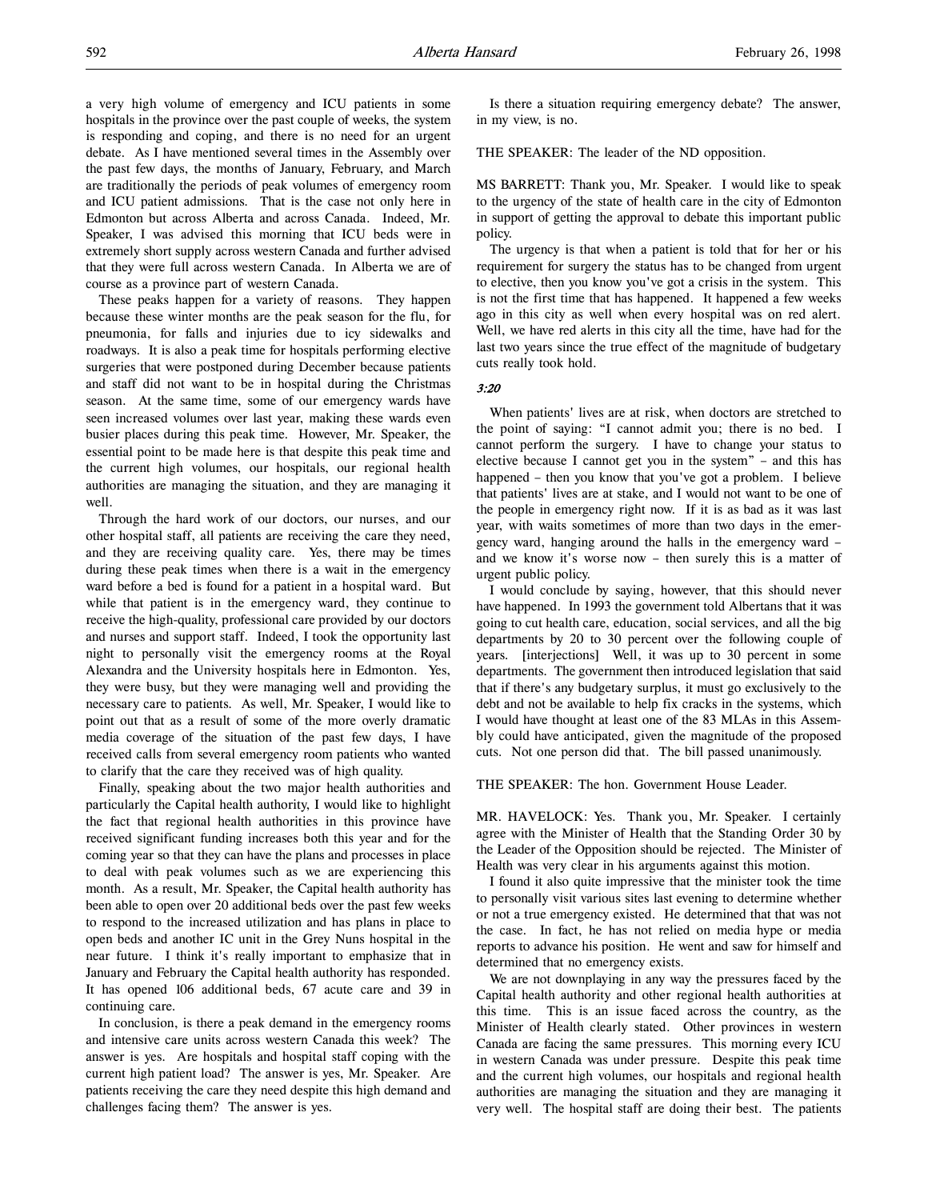a very high volume of emergency and ICU patients in some hospitals in the province over the past couple of weeks, the system is responding and coping, and there is no need for an urgent debate. As I have mentioned several times in the Assembly over the past few days, the months of January, February, and March are traditionally the periods of peak volumes of emergency room and ICU patient admissions. That is the case not only here in Edmonton but across Alberta and across Canada. Indeed, Mr. Speaker, I was advised this morning that ICU beds were in extremely short supply across western Canada and further advised that they were full across western Canada. In Alberta we are of course as a province part of western Canada.

These peaks happen for a variety of reasons. They happen because these winter months are the peak season for the flu, for pneumonia, for falls and injuries due to icy sidewalks and roadways. It is also a peak time for hospitals performing elective surgeries that were postponed during December because patients and staff did not want to be in hospital during the Christmas season. At the same time, some of our emergency wards have seen increased volumes over last year, making these wards even busier places during this peak time. However, Mr. Speaker, the essential point to be made here is that despite this peak time and the current high volumes, our hospitals, our regional health authorities are managing the situation, and they are managing it well.

Through the hard work of our doctors, our nurses, and our other hospital staff, all patients are receiving the care they need, and they are receiving quality care. Yes, there may be times during these peak times when there is a wait in the emergency ward before a bed is found for a patient in a hospital ward. But while that patient is in the emergency ward, they continue to receive the high-quality, professional care provided by our doctors and nurses and support staff. Indeed, I took the opportunity last night to personally visit the emergency rooms at the Royal Alexandra and the University hospitals here in Edmonton. Yes, they were busy, but they were managing well and providing the necessary care to patients. As well, Mr. Speaker, I would like to point out that as a result of some of the more overly dramatic media coverage of the situation of the past few days, I have received calls from several emergency room patients who wanted to clarify that the care they received was of high quality.

Finally, speaking about the two major health authorities and particularly the Capital health authority, I would like to highlight the fact that regional health authorities in this province have received significant funding increases both this year and for the coming year so that they can have the plans and processes in place to deal with peak volumes such as we are experiencing this month. As a result, Mr. Speaker, the Capital health authority has been able to open over 20 additional beds over the past few weeks to respond to the increased utilization and has plans in place to open beds and another IC unit in the Grey Nuns hospital in the near future. I think it's really important to emphasize that in January and February the Capital health authority has responded. It has opened 106 additional beds, 67 acute care and 39 in continuing care.

In conclusion, is there a peak demand in the emergency rooms and intensive care units across western Canada this week? The answer is yes. Are hospitals and hospital staff coping with the current high patient load? The answer is yes, Mr. Speaker. Are patients receiving the care they need despite this high demand and challenges facing them? The answer is yes.

Is there a situation requiring emergency debate? The answer, in my view, is no.

THE SPEAKER: The leader of the ND opposition.

MS BARRETT: Thank you, Mr. Speaker. I would like to speak to the urgency of the state of health care in the city of Edmonton in support of getting the approval to debate this important public policy.

The urgency is that when a patient is told that for her or his requirement for surgery the status has to be changed from urgent to elective, then you know you've got a crisis in the system. This is not the first time that has happened. It happened a few weeks ago in this city as well when every hospital was on red alert. Well, we have red alerts in this city all the time, have had for the last two years since the true effect of the magnitude of budgetary cuts really took hold.

*3:20*

When patients' lives are at risk, when doctors are stretched to the point of saying: "I cannot admit you; there is no bed. I cannot perform the surgery. I have to change your status to elective because I cannot get you in the system" – and this has happened – then you know that you've got a problem. I believe that patients' lives are at stake, and I would not want to be one of the people in emergency right now. If it is as bad as it was last year, with waits sometimes of more than two days in the emergency ward, hanging around the halls in the emergency ward – and we know it's worse now – then surely this is a matter of urgent public policy.

I would conclude by saying, however, that this should never have happened. In 1993 the government told Albertans that it was going to cut health care, education, social services, and all the big departments by 20 to 30 percent over the following couple of years. [interjections] Well, it was up to 30 percent in some departments. The government then introduced legislation that said that if there's any budgetary surplus, it must go exclusively to the debt and not be available to help fix cracks in the systems, which I would have thought at least one of the 83 MLAs in this Assembly could have anticipated, given the magnitude of the proposed cuts. Not one person did that. The bill passed unanimously.

THE SPEAKER: The hon. Government House Leader.

MR. HAVELOCK: Yes. Thank you, Mr. Speaker. I certainly agree with the Minister of Health that the Standing Order 30 by the Leader of the Opposition should be rejected. The Minister of Health was very clear in his arguments against this motion.

I found it also quite impressive that the minister took the time to personally visit various sites last evening to determine whether or not a true emergency existed. He determined that that was not the case. In fact, he has not relied on media hype or media reports to advance his position. He went and saw for himself and determined that no emergency exists.

We are not downplaying in any way the pressures faced by the Capital health authority and other regional health authorities at this time. This is an issue faced across the country, as the Minister of Health clearly stated. Other provinces in western Canada are facing the same pressures. This morning every ICU in western Canada was under pressure. Despite this peak time and the current high volumes, our hospitals and regional health authorities are managing the situation and they are managing it very well. The hospital staff are doing their best. The patients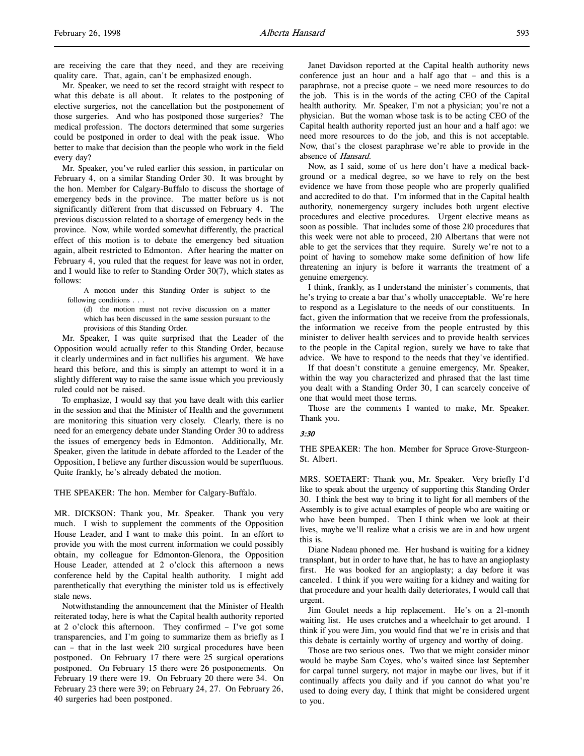are receiving the care that they need, and they are receiving quality care. That, again, can't be emphasized enough.

Mr. Speaker, we need to set the record straight with respect to what this debate is all about. It relates to the postponing of elective surgeries, not the cancellation but the postponement of those surgeries. And who has postponed those surgeries? The medical profession. The doctors determined that some surgeries could be postponed in order to deal with the peak issue. Who better to make that decision than the people who work in the field every day?

Mr. Speaker, you've ruled earlier this session, in particular on February 4, on a similar Standing Order 30. It was brought by the hon. Member for Calgary-Buffalo to discuss the shortage of emergency beds in the province. The matter before us is not significantly different from that discussed on February 4. The previous discussion related to a shortage of emergency beds in the province. Now, while worded somewhat differently, the practical effect of this motion is to debate the emergency bed situation again, albeit restricted to Edmonton. After hearing the matter on February 4, you ruled that the request for leave was not in order, and I would like to refer to Standing Order 30(7), which states as follows:

> A motion under this Standing Order is subject to the following conditions . . .
>
> (d) the motion must not revive discussion on a matter which has been discussed in the same session pursuant to the provisions of this Standing Order.

Mr. Speaker, I was quite surprised that the Leader of the Opposition would actually refer to this Standing Order, because it clearly undermines and in fact nullifies his argument. We have heard this before, and this is simply an attempt to word it in a slightly different way to raise the same issue which you previously ruled could not be raised.

To emphasize, I would say that you have dealt with this earlier in the session and that the Minister of Health and the government are monitoring this situation very closely. Clearly, there is no need for an emergency debate under Standing Order 30 to address the issues of emergency beds in Edmonton. Additionally, Mr. Speaker, given the latitude in debate afforded to the Leader of the Opposition, I believe any further discussion would be superfluous. Quite frankly, he's already debated the motion.

THE SPEAKER: The hon. Member for Calgary-Buffalo.

MR. DICKSON: Thank you, Mr. Speaker. Thank you very much. I wish to supplement the comments of the Opposition House Leader, and I want to make this point. In an effort to provide you with the most current information we could possibly obtain, my colleague for Edmonton-Glenora, the Opposition House Leader, attended at 2 o'clock this afternoon a news conference held by the Capital health authority. I might add parenthetically that everything the minister told us is effectively stale news.

Notwithstanding the announcement that the Minister of Health reiterated today, here is what the Capital health authority reported at 2 o'clock this afternoon. They confirmed – I've got some transparencies, and I'm going to summarize them as briefly as I can – that in the last week 210 surgical procedures have been postponed. On February 17 there were 25 surgical operations postponed. On February 15 there were 26 postponements. On February 19 there were 19. On February 20 there were 34. On February 23 there were 39; on February 24, 27. On February 26, 40 surgeries had been postponed.

Janet Davidson reported at the Capital health authority news conference just an hour and a half ago that – and this is a paraphrase, not a precise quote – we need more resources to do the job. This is in the words of the acting CEO of the Capital health authority. Mr. Speaker, I'm not a physician; you're not a physician. But the woman whose task is to be acting CEO of the Capital health authority reported just an hour and a half ago: we need more resources to do the job, and this is not acceptable. Now, that's the closest paraphrase we're able to provide in the absence of *Hansard*.

Now, as I said, some of us here don't have a medical background or a medical degree, so we have to rely on the best evidence we have from those people who are properly qualified and accredited to do that. I'm informed that in the Capital health authority, nonemergency surgery includes both urgent elective procedures and elective procedures. Urgent elective means as soon as possible. That includes some of those 210 procedures that this week were not able to proceed, 210 Albertans that were not able to get the services that they require. Surely we're not to a point of having to somehow make some definition of how life threatening an injury is before it warrants the treatment of a genuine emergency.

I think, frankly, as I understand the minister's comments, that he's trying to create a bar that's wholly unacceptable. We're here to respond as a Legislature to the needs of our constituents. In fact, given the information that we receive from the professionals, the information we receive from the people entrusted by this minister to deliver health services and to provide health services to the people in the Capital region, surely we have to take that advice. We have to respond to the needs that they've identified.

If that doesn't constitute a genuine emergency, Mr. Speaker, within the way you characterized and phrased that the last time you dealt with a Standing Order 30, I can scarcely conceive of one that would meet those terms.

Those are the comments I wanted to make, Mr. Speaker. Thank you.

***3:30***

THE SPEAKER: The hon. Member for Spruce Grove-Sturgeon-St. Albert.

MRS. SOETAERT: Thank you, Mr. Speaker. Very briefly I'd like to speak about the urgency of supporting this Standing Order 30. I think the best way to bring it to light for all members of the Assembly is to give actual examples of people who are waiting or who have been bumped. Then I think when we look at their lives, maybe we'll realize what a crisis we are in and how urgent this is.

Diane Nadeau phoned me. Her husband is waiting for a kidney transplant, but in order to have that, he has to have an angioplasty first. He was booked for an angioplasty; a day before it was canceled. I think if you were waiting for a kidney and waiting for that procedure and your health daily deteriorates, I would call that urgent.

Jim Goulet needs a hip replacement. He's on a 21-month waiting list. He uses crutches and a wheelchair to get around. I think if you were Jim, you would find that we're in crisis and that this debate is certainly worthy of urgency and worthy of doing.

Those are two serious ones. Two that we might consider minor would be maybe Sam Coyes, who's waited since last September for carpal tunnel surgery, not major in maybe our lives, but if it continually affects you daily and if you cannot do what you're used to doing every day, I think that might be considered urgent to you.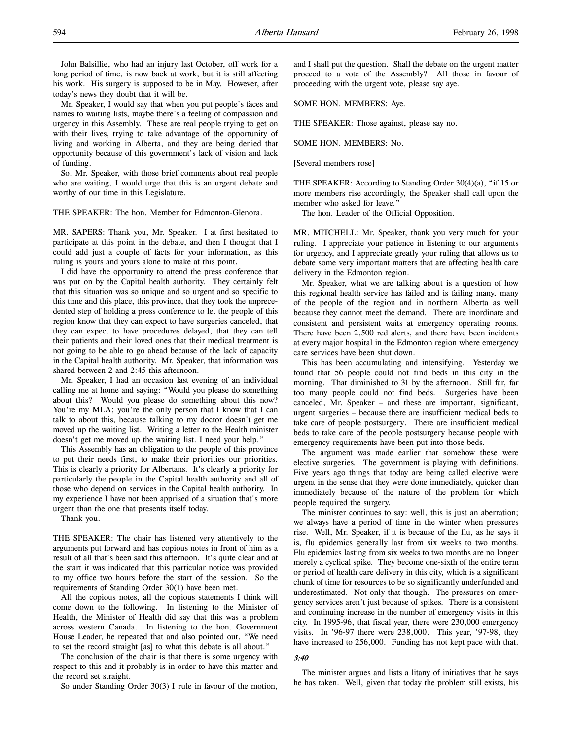John Balsillie, who had an injury last October, off work for a long period of time, is now back at work, but it is still affecting his work. His surgery is supposed to be in May. However, after today's news they doubt that it will be.

Mr. Speaker, I would say that when you put people's faces and names to waiting lists, maybe there's a feeling of compassion and urgency in this Assembly. These are real people trying to get on with their lives, trying to take advantage of the opportunity of living and working in Alberta, and they are being denied that opportunity because of this government's lack of vision and lack of funding.

So, Mr. Speaker, with those brief comments about real people who are waiting, I would urge that this is an urgent debate and worthy of our time in this Legislature.

THE SPEAKER: The hon. Member for Edmonton-Glenora.

MR. SAPERS: Thank you, Mr. Speaker. I at first hesitated to participate at this point in the debate, and then I thought that I could add just a couple of facts for your information, as this ruling is yours and yours alone to make at this point.

I did have the opportunity to attend the press conference that was put on by the Capital health authority. They certainly felt that this situation was so unique and so urgent and so specific to this time and this place, this province, that they took the unprecedented step of holding a press conference to let the people of this region know that they can expect to have surgeries canceled, that they can expect to have procedures delayed, that they can tell their patients and their loved ones that their medical treatment is not going to be able to go ahead because of the lack of capacity in the Capital health authority. Mr. Speaker, that information was shared between 2 and 2:45 this afternoon.

Mr. Speaker, I had an occasion last evening of an individual calling me at home and saying: "Would you please do something about this? Would you please do something about this now? You're my MLA; you're the only person that I know that I can talk to about this, because talking to my doctor doesn't get me moved up the waiting list. Writing a letter to the Health minister doesn't get me moved up the waiting list. I need your help."

This Assembly has an obligation to the people of this province to put their needs first, to make their priorities our priorities. This is clearly a priority for Albertans. It's clearly a priority for particularly the people in the Capital health authority and all of those who depend on services in the Capital health authority. In my experience I have not been apprised of a situation that's more urgent than the one that presents itself today.

Thank you.

THE SPEAKER: The chair has listened very attentively to the arguments put forward and has copious notes in front of him as a result of all that's been said this afternoon. It's quite clear and at the start it was indicated that this particular notice was provided to my office two hours before the start of the session. So the requirements of Standing Order 30(1) have been met.

All the copious notes, all the copious statements I think will come down to the following. In listening to the Minister of Health, the Minister of Health did say that this was a problem across western Canada. In listening to the hon. Government House Leader, he repeated that and also pointed out, "We need to set the record straight [as] to what this debate is all about."

The conclusion of the chair is that there is some urgency with respect to this and it probably is in order to have this matter and the record set straight.

So under Standing Order 30(3) I rule in favour of the motion, and I shall put the question. Shall the debate on the urgent matter proceed to a vote of the Assembly? All those in favour of proceeding with the urgent vote, please say aye.

SOME HON. MEMBERS: Aye.

THE SPEAKER: Those against, please say no.

SOME HON. MEMBERS: No.

[Several members rose]

THE SPEAKER: According to Standing Order 30(4)(a), "if 15 or more members rise accordingly, the Speaker shall call upon the member who asked for leave."

The hon. Leader of the Official Opposition.

MR. MITCHELL: Mr. Speaker, thank you very much for your ruling. I appreciate your patience in listening to our arguments for urgency, and I appreciate greatly your ruling that allows us to debate some very important matters that are affecting health care delivery in the Edmonton region.

Mr. Speaker, what we are talking about is a question of how this regional health service has failed and is failing many, many of the people of the region and in northern Alberta as well because they cannot meet the demand. There are inordinate and consistent and persistent waits at emergency operating rooms. There have been 2,500 red alerts, and there have been incidents at every major hospital in the Edmonton region where emergency care services have been shut down.

This has been accumulating and intensifying. Yesterday we found that 56 people could not find beds in this city in the morning. That diminished to 31 by the afternoon. Still far, far too many people could not find beds. Surgeries have been canceled, Mr. Speaker – and these are important, significant, urgent surgeries – because there are insufficient medical beds to take care of people postsurgery. There are insufficient medical beds to take care of the people postsurgery because people with emergency requirements have been put into those beds.

The argument was made earlier that somehow these were elective surgeries. The government is playing with definitions. Five years ago things that today are being called elective were urgent in the sense that they were done immediately, quicker than immediately because of the nature of the problem for which people required the surgery.

The minister continues to say: well, this is just an aberration; we always have a period of time in the winter when pressures rise. Well, Mr. Speaker, if it is because of the flu, as he says it is, flu epidemics generally last from six weeks to two months. Flu epidemics lasting from six weeks to two months are no longer merely a cyclical spike. They become one-sixth of the entire term or period of health care delivery in this city, which is a significant chunk of time for resources to be so significantly underfunded and underestimated. Not only that though. The pressures on emergency services aren't just because of spikes. There is a consistent and continuing increase in the number of emergency visits in this city. In 1995-96, that fiscal year, there were 230,000 emergency visits. In '96-97 there were 238,000. This year, '97-98, they have increased to 256,000. Funding has not kept pace with that.

*3:40*

The minister argues and lists a litany of initiatives that he says he has taken. Well, given that today the problem still exists, his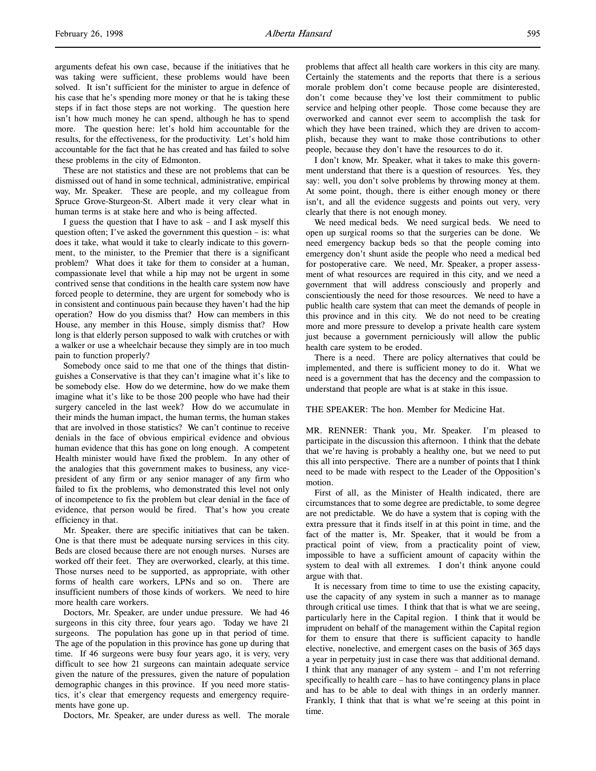arguments defeat his own case, because if the initiatives that he was taking were sufficient, these problems would have been solved. It isn't sufficient for the minister to argue in defence of his case that he's spending more money or that he is taking these steps if in fact those steps are not working. The question here isn't how much money he can spend, although he has to spend more. The question here: let's hold him accountable for the results, for the effectiveness, for the productivity. Let's hold him accountable for the fact that he has created and has failed to solve these problems in the city of Edmonton.

These are not statistics and these are not problems that can be dismissed out of hand in some technical, administrative, empirical way, Mr. Speaker. These are people, and my colleague from Spruce Grove-Sturgeon-St. Albert made it very clear what in human terms is at stake here and who is being affected.

I guess the question that I have to ask – and I ask myself this question often; I've asked the government this question – is: what does it take, what would it take to clearly indicate to this government, to the minister, to the Premier that there is a significant problem? What does it take for them to consider at a human, compassionate level that while a hip may not be urgent in some contrived sense that conditions in the health care system now have forced people to determine, they are urgent for somebody who is in consistent and continuous pain because they haven't had the hip operation? How do you dismiss that? How can members in this House, any member in this House, simply dismiss that? How long is that elderly person supposed to walk with crutches or with a walker or use a wheelchair because they simply are in too much pain to function properly?

Somebody once said to me that one of the things that distinguishes a Conservative is that they can't imagine what it's like to be somebody else. How do we determine, how do we make them imagine what it's like to be those 200 people who have had their surgery canceled in the last week? How do we accumulate in their minds the human impact, the human terms, the human stakes that are involved in those statistics? We can't continue to receive denials in the face of obvious empirical evidence and obvious human evidence that this has gone on long enough. A competent Health minister would have fixed the problem. In any other of the analogies that this government makes to business, any vice-president of any firm or any senior manager of any firm who failed to fix the problems, who demonstrated this level not only of incompetence to fix the problem but clear denial in the face of evidence, that person would be fired. That's how you create efficiency in that.

Mr. Speaker, there are specific initiatives that can be taken. One is that there must be adequate nursing services in this city. Beds are closed because there are not enough nurses. Nurses are worked off their feet. They are overworked, clearly, at this time. Those nurses need to be supported, as appropriate, with other forms of health care workers, LPNs and so on. There are insufficient numbers of those kinds of workers. We need to hire more health care workers.

Doctors, Mr. Speaker, are under undue pressure. We had 46 surgeons in this city three, four years ago. Today we have 21 surgeons. The population has gone up in that period of time. The age of the population in this province has gone up during that time. If 46 surgeons were busy four years ago, it is very, very difficult to see how 21 surgeons can maintain adequate service given the nature of the pressures, given the nature of population demographic changes in this province. If you need more statistics, it's clear that emergency requests and emergency requirements have gone up.

Doctors, Mr. Speaker, are under duress as well. The morale problems that affect all health care workers in this city are many. Certainly the statements and the reports that there is a serious morale problem don't come because people are disinterested, don't come because they've lost their commitment to public service and helping other people. Those come because they are overworked and cannot ever seem to accomplish the task for which they have been trained, which they are driven to accomplish, because they want to make those contributions to other people, because they don't have the resources to do it.

I don't know, Mr. Speaker, what it takes to make this government understand that there is a question of resources. Yes, they say: well, you don't solve problems by throwing money at them. At some point, though, there is either enough money or there isn't, and all the evidence suggests and points out very, very clearly that there is not enough money.

We need medical beds. We need surgical beds. We need to open up surgical rooms so that the surgeries can be done. We need emergency backup beds so that the people coming into emergency don't shunt aside the people who need a medical bed for postoperative care. We need, Mr. Speaker, a proper assessment of what resources are required in this city, and we need a government that will address consciously and properly and conscientiously the need for those resources. We need to have a public health care system that can meet the demands of people in this province and in this city. We do not need to be creating more and more pressure to develop a private health care system just because a government perniciously will allow the public health care system to be eroded.

There is a need. There are policy alternatives that could be implemented, and there is sufficient money to do it. What we need is a government that has the decency and the compassion to understand that people are what is at stake in this issue.

THE SPEAKER: The hon. Member for Medicine Hat.

MR. RENNER: Thank you, Mr. Speaker. I'm pleased to participate in the discussion this afternoon. I think that the debate that we're having is probably a healthy one, but we need to put this all into perspective. There are a number of points that I think need to be made with respect to the Leader of the Opposition's motion.

First of all, as the Minister of Health indicated, there are circumstances that to some degree are predictable, to some degree are not predictable. We do have a system that is coping with the extra pressure that it finds itself in at this point in time, and the fact of the matter is, Mr. Speaker, that it would be from a practical point of view, from a practicality point of view, impossible to have a sufficient amount of capacity within the system to deal with all extremes. I don't think anyone could argue with that.

It is necessary from time to time to use the existing capacity, use the capacity of any system in such a manner as to manage through critical use times. I think that that is what we are seeing, particularly here in the Capital region. I think that it would be imprudent on behalf of the management within the Capital region for them to ensure that there is sufficient capacity to handle elective, nonelective, and emergent cases on the basis of 365 days a year in perpetuity just in case there was that additional demand. I think that any manager of any system – and I'm not referring specifically to health care – has to have contingency plans in place and has to be able to deal with things in an orderly manner. Frankly, I think that that is what we're seeing at this point in time.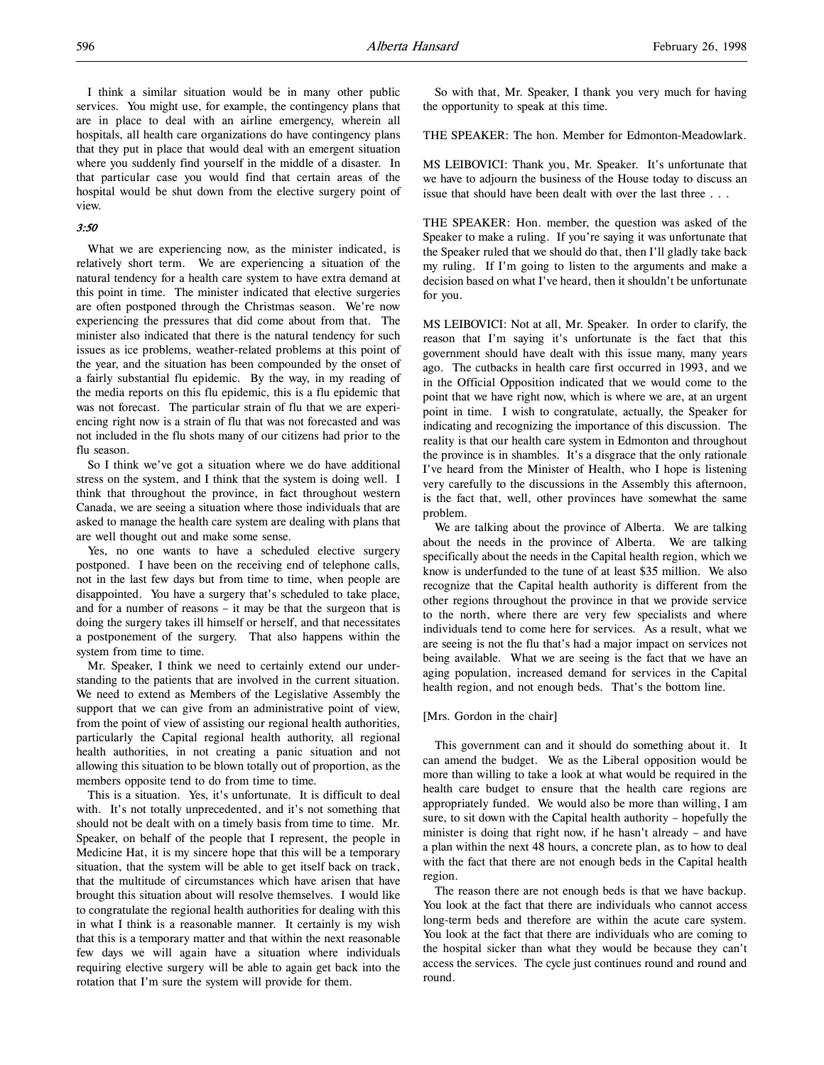I think a similar situation would be in many other public services. You might use, for example, the contingency plans that are in place to deal with an airline emergency, wherein all hospitals, all health care organizations do have contingency plans that they put in place that would deal with an emergent situation where you suddenly find yourself in the middle of a disaster. In that particular case you would find that certain areas of the hospital would be shut down from the elective surgery point of view.

*3:50*

What we are experiencing now, as the minister indicated, is relatively short term. We are experiencing a situation of the natural tendency for a health care system to have extra demand at this point in time. The minister indicated that elective surgeries are often postponed through the Christmas season. We're now experiencing the pressures that did come about from that. The minister also indicated that there is the natural tendency for such issues as ice problems, weather-related problems at this point of the year, and the situation has been compounded by the onset of a fairly substantial flu epidemic. By the way, in my reading of the media reports on this flu epidemic, this is a flu epidemic that was not forecast. The particular strain of flu that we are experiencing right now is a strain of flu that was not forecasted and was not included in the flu shots many of our citizens had prior to the flu season.

So I think we've got a situation where we do have additional stress on the system, and I think that the system is doing well. I think that throughout the province, in fact throughout western Canada, we are seeing a situation where those individuals that are asked to manage the health care system are dealing with plans that are well thought out and make some sense.

Yes, no one wants to have a scheduled elective surgery postponed. I have been on the receiving end of telephone calls, not in the last few days but from time to time, when people are disappointed. You have a surgery that's scheduled to take place, and for a number of reasons – it may be that the surgeon that is doing the surgery takes ill himself or herself, and that necessitates a postponement of the surgery. That also happens within the system from time to time.

Mr. Speaker, I think we need to certainly extend our understanding to the patients that are involved in the current situation. We need to extend as Members of the Legislative Assembly the support that we can give from an administrative point of view, from the point of view of assisting our regional health authorities, particularly the Capital regional health authority, all regional health authorities, in not creating a panic situation and not allowing this situation to be blown totally out of proportion, as the members opposite tend to do from time to time.

This is a situation. Yes, it's unfortunate. It is difficult to deal with. It's not totally unprecedented, and it's not something that should not be dealt with on a timely basis from time to time. Mr. Speaker, on behalf of the people that I represent, the people in Medicine Hat, it is my sincere hope that this will be a temporary situation, that the system will be able to get itself back on track, that the multitude of circumstances which have arisen that have brought this situation about will resolve themselves. I would like to congratulate the regional health authorities for dealing with this in what I think is a reasonable manner. It certainly is my wish that this is a temporary matter and that within the next reasonable few days we will again have a situation where individuals requiring elective surgery will be able to again get back into the rotation that I'm sure the system will provide for them.

So with that, Mr. Speaker, I thank you very much for having the opportunity to speak at this time.

THE SPEAKER: The hon. Member for Edmonton-Meadowlark.

MS LEIBOVICI: Thank you, Mr. Speaker. It's unfortunate that we have to adjourn the business of the House today to discuss an issue that should have been dealt with over the last three . . .

THE SPEAKER: Hon. member, the question was asked of the Speaker to make a ruling. If you're saying it was unfortunate that the Speaker ruled that we should do that, then I'll gladly take back my ruling. If I'm going to listen to the arguments and make a decision based on what I've heard, then it shouldn't be unfortunate for you.

MS LEIBOVICI: Not at all, Mr. Speaker. In order to clarify, the reason that I'm saying it's unfortunate is the fact that this government should have dealt with this issue many, many years ago. The cutbacks in health care first occurred in 1993, and we in the Official Opposition indicated that we would come to the point that we have right now, which is where we are, at an urgent point in time. I wish to congratulate, actually, the Speaker for indicating and recognizing the importance of this discussion. The reality is that our health care system in Edmonton and throughout the province is in shambles. It's a disgrace that the only rationale I've heard from the Minister of Health, who I hope is listening very carefully to the discussions in the Assembly this afternoon, is the fact that, well, other provinces have somewhat the same problem.

We are talking about the province of Alberta. We are talking about the needs in the province of Alberta. We are talking specifically about the needs in the Capital health region, which we know is underfunded to the tune of at least $35 million. We also recognize that the Capital health authority is different from the other regions throughout the province in that we provide service to the north, where there are very few specialists and where individuals tend to come here for services. As a result, what we are seeing is not the flu that's had a major impact on services not being available. What we are seeing is the fact that we have an aging population, increased demand for services in the Capital health region, and not enough beds. That's the bottom line.

[Mrs. Gordon in the chair]

This government can and it should do something about it. It can amend the budget. We as the Liberal opposition would be more than willing to take a look at what would be required in the health care budget to ensure that the health care regions are appropriately funded. We would also be more than willing, I am sure, to sit down with the Capital health authority – hopefully the minister is doing that right now, if he hasn't already – and have a plan within the next 48 hours, a concrete plan, as to how to deal with the fact that there are not enough beds in the Capital health region.

The reason there are not enough beds is that we have backup. You look at the fact that there are individuals who cannot access long-term beds and therefore are within the acute care system. You look at the fact that there are individuals who are coming to the hospital sicker than what they would be because they can't access the services. The cycle just continues round and round and round.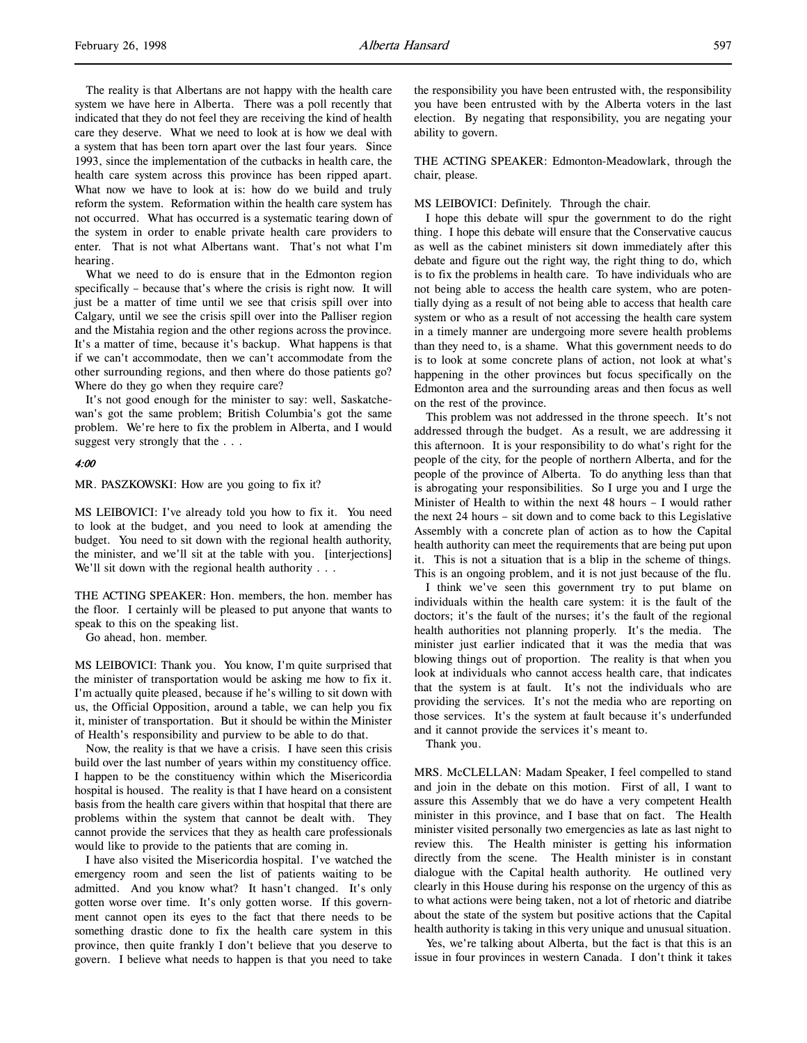The reality is that Albertans are not happy with the health care system we have here in Alberta. There was a poll recently that indicated that they do not feel they are receiving the kind of health care they deserve. What we need to look at is how we deal with a system that has been torn apart over the last four years. Since 1993, since the implementation of the cutbacks in health care, the health care system across this province has been ripped apart. What now we have to look at is: how do we build and truly reform the system. Reformation within the health care system has not occurred. What has occurred is a systematic tearing down of the system in order to enable private health care providers to enter. That is not what Albertans want. That's not what I'm hearing.

What we need to do is ensure that in the Edmonton region specifically – because that's where the crisis is right now. It will just be a matter of time until we see that crisis spill over into Calgary, until we see the crisis spill over into the Palliser region and the Mistahia region and the other regions across the province. It's a matter of time, because it's backup. What happens is that if we can't accommodate, then we can't accommodate from the other surrounding regions, and then where do those patients go? Where do they go when they require care?

It's not good enough for the minister to say: well, Saskatchewan's got the same problem; British Columbia's got the same problem. We're here to fix the problem in Alberta, and I would suggest very strongly that the . . .

*4:00*

MR. PASZKOWSKI: How are you going to fix it?

MS LEIBOVICI: I've already told you how to fix it. You need to look at the budget, and you need to look at amending the budget. You need to sit down with the regional health authority, the minister, and we'll sit at the table with you. [interjections] We'll sit down with the regional health authority . . .

THE ACTING SPEAKER: Hon. members, the hon. member has the floor. I certainly will be pleased to put anyone that wants to speak to this on the speaking list.

Go ahead, hon. member.

MS LEIBOVICI: Thank you. You know, I'm quite surprised that the minister of transportation would be asking me how to fix it. I'm actually quite pleased, because if he's willing to sit down with us, the Official Opposition, around a table, we can help you fix it, minister of transportation. But it should be within the Minister of Health's responsibility and purview to be able to do that.

Now, the reality is that we have a crisis. I have seen this crisis build over the last number of years within my constituency office. I happen to be the constituency within which the Misericordia hospital is housed. The reality is that I have heard on a consistent basis from the health care givers within that hospital that there are problems within the system that cannot be dealt with. They cannot provide the services that they as health care professionals would like to provide to the patients that are coming in.

I have also visited the Misericordia hospital. I've watched the emergency room and seen the list of patients waiting to be admitted. And you know what? It hasn't changed. It's only gotten worse over time. It's only gotten worse. If this government cannot open its eyes to the fact that there needs to be something drastic done to fix the health care system in this province, then quite frankly I don't believe that you deserve to govern. I believe what needs to happen is that you need to take the responsibility you have been entrusted with, the responsibility you have been entrusted with by the Alberta voters in the last election. By negating that responsibility, you are negating your ability to govern.

THE ACTING SPEAKER: Edmonton-Meadowlark, through the chair, please.

MS LEIBOVICI: Definitely. Through the chair.

I hope this debate will spur the government to do the right thing. I hope this debate will ensure that the Conservative caucus as well as the cabinet ministers sit down immediately after this debate and figure out the right way, the right thing to do, which is to fix the problems in health care. To have individuals who are not being able to access the health care system, who are potentially dying as a result of not being able to access that health care system or who as a result of not accessing the health care system in a timely manner are undergoing more severe health problems than they need to, is a shame. What this government needs to do is to look at some concrete plans of action, not look at what's happening in the other provinces but focus specifically on the Edmonton area and the surrounding areas and then focus as well on the rest of the province.

This problem was not addressed in the throne speech. It's not addressed through the budget. As a result, we are addressing it this afternoon. It is your responsibility to do what's right for the people of the city, for the people of northern Alberta, and for the people of the province of Alberta. To do anything less than that is abrogating your responsibilities. So I urge you and I urge the Minister of Health to within the next 48 hours – I would rather the next 24 hours – sit down and to come back to this Legislative Assembly with a concrete plan of action as to how the Capital health authority can meet the requirements that are being put upon it. This is not a situation that is a blip in the scheme of things. This is an ongoing problem, and it is not just because of the flu.

I think we've seen this government try to put blame on individuals within the health care system: it is the fault of the doctors; it's the fault of the nurses; it's the fault of the regional health authorities not planning properly. It's the media. The minister just earlier indicated that it was the media that was blowing things out of proportion. The reality is that when you look at individuals who cannot access health care, that indicates that the system is at fault. It's not the individuals who are providing the services. It's not the media who are reporting on those services. It's the system at fault because it's underfunded and it cannot provide the services it's meant to.

Thank you.

MRS. McCLELLAN: Madam Speaker, I feel compelled to stand and join in the debate on this motion. First of all, I want to assure this Assembly that we do have a very competent Health minister in this province, and I base that on fact. The Health minister visited personally two emergencies as late as last night to review this. The Health minister is getting his information directly from the scene. The Health minister is in constant dialogue with the Capital health authority. He outlined very clearly in this House during his response on the urgency of this as to what actions were being taken, not a lot of rhetoric and diatribe about the state of the system but positive actions that the Capital health authority is taking in this very unique and unusual situation.

Yes, we're talking about Alberta, but the fact is that this is an issue in four provinces in western Canada. I don't think it takes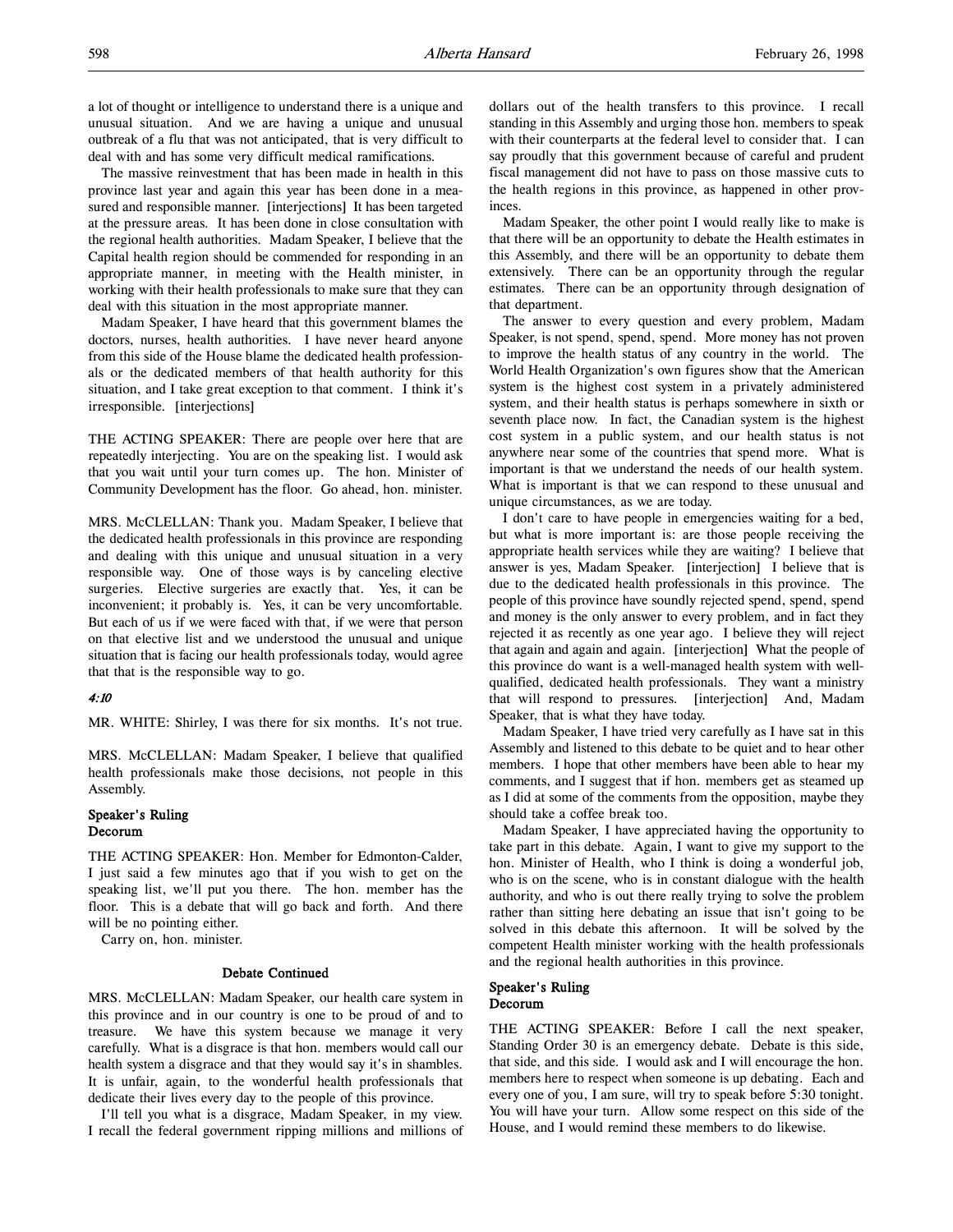a lot of thought or intelligence to understand there is a unique and unusual situation. And we are having a unique and unusual outbreak of a flu that was not anticipated, that is very difficult to deal with and has some very difficult medical ramifications.

The massive reinvestment that has been made in health in this province last year and again this year has been done in a measured and responsible manner. [interjections] It has been targeted at the pressure areas. It has been done in close consultation with the regional health authorities. Madam Speaker, I believe that the Capital health region should be commended for responding in an appropriate manner, in meeting with the Health minister, in working with their health professionals to make sure that they can deal with this situation in the most appropriate manner.

Madam Speaker, I have heard that this government blames the doctors, nurses, health authorities. I have never heard anyone from this side of the House blame the dedicated health professionals or the dedicated members of that health authority for this situation, and I take great exception to that comment. I think it's irresponsible. [interjections]

THE ACTING SPEAKER: There are people over here that are repeatedly interjecting. You are on the speaking list. I would ask that you wait until your turn comes up. The hon. Minister of Community Development has the floor. Go ahead, hon. minister.

MRS. McCLELLAN: Thank you. Madam Speaker, I believe that the dedicated health professionals in this province are responding and dealing with this unique and unusual situation in a very responsible way. One of those ways is by canceling elective surgeries. Elective surgeries are exactly that. Yes, it can be inconvenient; it probably is. Yes, it can be very uncomfortable. But each of us if we were faced with that, if we were that person on that elective list and we understood the unusual and unique situation that is facing our health professionals today, would agree that that is the responsible way to go.

*4:10*

MR. WHITE: Shirley, I was there for six months. It's not true.

MRS. McCLELLAN: Madam Speaker, I believe that qualified health professionals make those decisions, not people in this Assembly.

### Speaker's Ruling
### Decorum

THE ACTING SPEAKER: Hon. Member for Edmonton-Calder, I just said a few minutes ago that if you wish to get on the speaking list, we'll put you there. The hon. member has the floor. This is a debate that will go back and forth. And there will be no pointing either.

Carry on, hon. minister.

### Debate Continued

MRS. McCLELLAN: Madam Speaker, our health care system in this province and in our country is one to be proud of and to treasure. We have this system because we manage it very carefully. What is a disgrace is that hon. members would call our health system a disgrace and that they would say it's in shambles. It is unfair, again, to the wonderful health professionals that dedicate their lives every day to the people of this province.

I'll tell you what is a disgrace, Madam Speaker, in my view. I recall the federal government ripping millions and millions of dollars out of the health transfers to this province. I recall standing in this Assembly and urging those hon. members to speak with their counterparts at the federal level to consider that. I can say proudly that this government because of careful and prudent fiscal management did not have to pass on those massive cuts to the health regions in this province, as happened in other provinces.

Madam Speaker, the other point I would really like to make is that there will be an opportunity to debate the Health estimates in this Assembly, and there will be an opportunity to debate them extensively. There can be an opportunity through the regular estimates. There can be an opportunity through designation of that department.

The answer to every question and every problem, Madam Speaker, is not spend, spend, spend. More money has not proven to improve the health status of any country in the world. The World Health Organization's own figures show that the American system is the highest cost system in a privately administered system, and their health status is perhaps somewhere in sixth or seventh place now. In fact, the Canadian system is the highest cost system in a public system, and our health status is not anywhere near some of the countries that spend more. What is important is that we understand the needs of our health system. What is important is that we can respond to these unusual and unique circumstances, as we are today.

I don't care to have people in emergencies waiting for a bed, but what is more important is: are those people receiving the appropriate health services while they are waiting? I believe that answer is yes, Madam Speaker. [interjection] I believe that is due to the dedicated health professionals in this province. The people of this province have soundly rejected spend, spend, spend and money is the only answer to every problem, and in fact they rejected it as recently as one year ago. I believe they will reject that again and again and again. [interjection] What the people of this province do want is a well-managed health system with well-qualified, dedicated health professionals. They want a ministry that will respond to pressures. [interjection] And, Madam Speaker, that is what they have today.

Madam Speaker, I have tried very carefully as I have sat in this Assembly and listened to this debate to be quiet and to hear other members. I hope that other members have been able to hear my comments, and I suggest that if hon. members get as steamed up as I did at some of the comments from the opposition, maybe they should take a coffee break too.

Madam Speaker, I have appreciated having the opportunity to take part in this debate. Again, I want to give my support to the hon. Minister of Health, who I think is doing a wonderful job, who is on the scene, who is in constant dialogue with the health authority, and who is out there really trying to solve the problem rather than sitting here debating an issue that isn't going to be solved in this debate this afternoon. It will be solved by the competent Health minister working with the health professionals and the regional health authorities in this province.

### Speaker's Ruling
### Decorum

THE ACTING SPEAKER: Before I call the next speaker, Standing Order 30 is an emergency debate. Debate is this side, that side, and this side. I would ask and I will encourage the hon. members here to respect when someone is up debating. Each and every one of you, I am sure, will try to speak before 5:30 tonight. You will have your turn. Allow some respect on this side of the House, and I would remind these members to do likewise.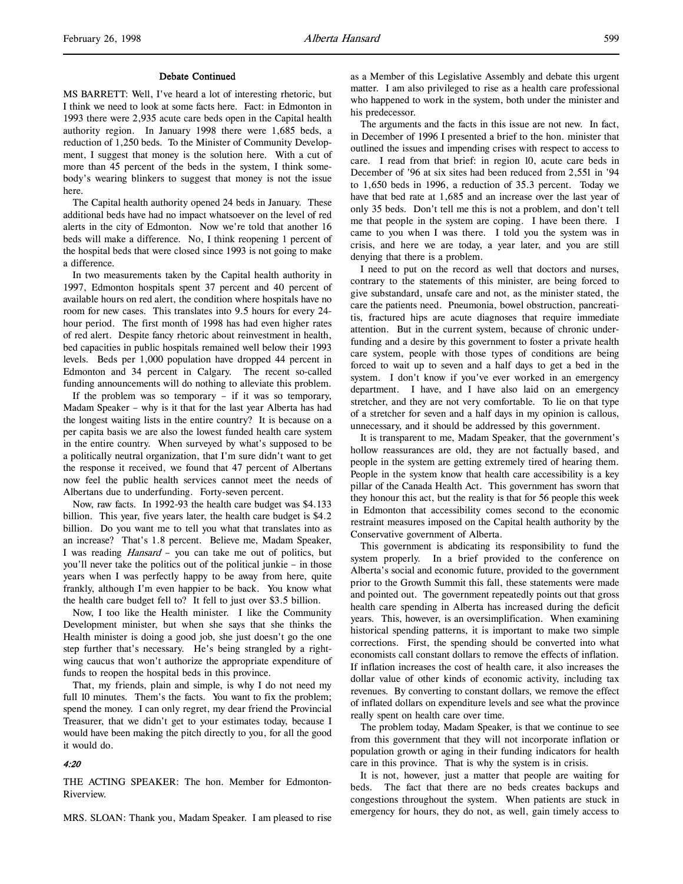### Debate Continued

MS BARRETT: Well, I've heard a lot of interesting rhetoric, but I think we need to look at some facts here. Fact: in Edmonton in 1993 there were 2,935 acute care beds open in the Capital health authority region. In January 1998 there were 1,685 beds, a reduction of 1,250 beds. To the Minister of Community Development, I suggest that money is the solution here. With a cut of more than 45 percent of the beds in the system, I think somebody's wearing blinkers to suggest that money is not the issue here.

The Capital health authority opened 24 beds in January. These additional beds have had no impact whatsoever on the level of red alerts in the city of Edmonton. Now we're told that another 16 beds will make a difference. No, I think reopening 1 percent of the hospital beds that were closed since 1993 is not going to make a difference.

In two measurements taken by the Capital health authority in 1997, Edmonton hospitals spent 37 percent and 40 percent of available hours on red alert, the condition where hospitals have no room for new cases. This translates into 9.5 hours for every 24-hour period. The first month of 1998 has had even higher rates of red alert. Despite fancy rhetoric about reinvestment in health, bed capacities in public hospitals remained well below their 1993 levels. Beds per 1,000 population have dropped 44 percent in Edmonton and 34 percent in Calgary. The recent so-called funding announcements will do nothing to alleviate this problem.

If the problem was so temporary – if it was so temporary, Madam Speaker – why is it that for the last year Alberta has had the longest waiting lists in the entire country? It is because on a per capita basis we are also the lowest funded health care system in the entire country. When surveyed by what's supposed to be a politically neutral organization, that I'm sure didn't want to get the response it received, we found that 47 percent of Albertans now feel the public health services cannot meet the needs of Albertans due to underfunding. Forty-seven percent.

Now, raw facts. In 1992-93 the health care budget was $4.133 billion. This year, five years later, the health care budget is $4.2 billion. Do you want me to tell you what that translates into as an increase? That's 1.8 percent. Believe me, Madam Speaker, I was reading *Hansard* – you can take me out of politics, but you'll never take the politics out of the political junkie – in those years when I was perfectly happy to be away from here, quite frankly, although I'm even happier to be back. You know what the health care budget fell to? It fell to just over $3.5 billion.

Now, I too like the Health minister. I like the Community Development minister, but when she says that she thinks the Health minister is doing a good job, she just doesn't go the one step further that's necessary. He's being strangled by a right-wing caucus that won't authorize the appropriate expenditure of funds to reopen the hospital beds in this province.

That, my friends, plain and simple, is why I do not need my full 10 minutes. Them's the facts. You want to fix the problem; spend the money. I can only regret, my dear friend the Provincial Treasurer, that we didn't get to your estimates today, because I would have been making the pitch directly to you, for all the good it would do.

*4:20*

THE ACTING SPEAKER: The hon. Member for Edmonton-Riverview.

MRS. SLOAN: Thank you, Madam Speaker. I am pleased to rise as a Member of this Legislative Assembly and debate this urgent matter. I am also privileged to rise as a health care professional who happened to work in the system, both under the minister and his predecessor.

The arguments and the facts in this issue are not new. In fact, in December of 1996 I presented a brief to the hon. minister that outlined the issues and impending crises with respect to access to care. I read from that brief: in region 10, acute care beds in December of '96 at six sites had been reduced from 2,551 in '94 to 1,650 beds in 1996, a reduction of 35.3 percent. Today we have that bed rate at 1,685 and an increase over the last year of only 35 beds. Don't tell me this is not a problem, and don't tell me that people in the system are coping. I have been there. I came to you when I was there. I told you the system was in crisis, and here we are today, a year later, and you are still denying that there is a problem.

I need to put on the record as well that doctors and nurses, contrary to the statements of this minister, are being forced to give substandard, unsafe care and not, as the minister stated, the care the patients need. Pneumonia, bowel obstruction, pancreatitis, fractured hips are acute diagnoses that require immediate attention. But in the current system, because of chronic underfunding and a desire by this government to foster a private health care system, people with those types of conditions are being forced to wait up to seven and a half days to get a bed in the system. I don't know if you've ever worked in an emergency department. I have, and I have also laid on an emergency stretcher, and they are not very comfortable. To lie on that type of a stretcher for seven and a half days in my opinion is callous, unnecessary, and it should be addressed by this government.

It is transparent to me, Madam Speaker, that the government's hollow reassurances are old, they are not factually based, and people in the system are getting extremely tired of hearing them. People in the system know that health care accessibility is a key pillar of the Canada Health Act. This government has sworn that they honour this act, but the reality is that for 56 people this week in Edmonton that accessibility comes second to the economic restraint measures imposed on the Capital health authority by the Conservative government of Alberta.

This government is abdicating its responsibility to fund the system properly. In a brief provided to the conference on Alberta's social and economic future, provided to the government prior to the Growth Summit this fall, these statements were made and pointed out. The government repeatedly points out that gross health care spending in Alberta has increased during the deficit years. This, however, is an oversimplification. When examining historical spending patterns, it is important to make two simple corrections. First, the spending should be converted into what economists call constant dollars to remove the effects of inflation. If inflation increases the cost of health care, it also increases the dollar value of other kinds of economic activity, including tax revenues. By converting to constant dollars, we remove the effect of inflated dollars on expenditure levels and see what the province really spent on health care over time.

The problem today, Madam Speaker, is that we continue to see from this government that they will not incorporate inflation or population growth or aging in their funding indicators for health care in this province. That is why the system is in crisis.

It is not, however, just a matter that people are waiting for beds. The fact that there are no beds creates backups and congestions throughout the system. When patients are stuck in emergency for hours, they do not, as well, gain timely access to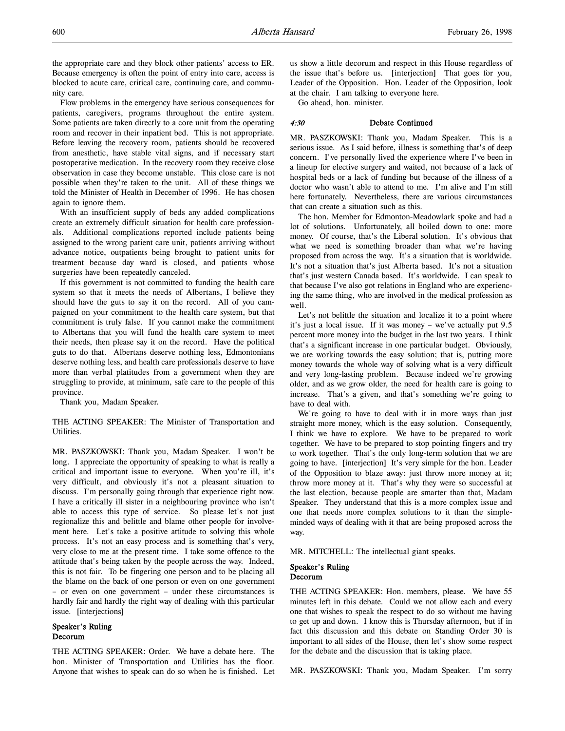the appropriate care and they block other patients' access to ER. Because emergency is often the point of entry into care, access is blocked to acute care, critical care, continuing care, and community care.

Flow problems in the emergency have serious consequences for patients, caregivers, programs throughout the entire system. Some patients are taken directly to a core unit from the operating room and recover in their inpatient bed. This is not appropriate. Before leaving the recovery room, patients should be recovered from anesthetic, have stable vital signs, and if necessary start postoperative medication. In the recovery room they receive close observation in case they become unstable. This close care is not possible when they're taken to the unit. All of these things we told the Minister of Health in December of 1996. He has chosen again to ignore them.

With an insufficient supply of beds any added complications create an extremely difficult situation for health care professionals. Additional complications reported include patients being assigned to the wrong patient care unit, patients arriving without advance notice, outpatients being brought to patient units for treatment because day ward is closed, and patients whose surgeries have been repeatedly canceled.

If this government is not committed to funding the health care system so that it meets the needs of Albertans, I believe they should have the guts to say it on the record. All of you campaigned on your commitment to the health care system, but that commitment is truly false. If you cannot make the commitment to Albertans that you will fund the health care system to meet their needs, then please say it on the record. Have the political guts to do that. Albertans deserve nothing less, Edmontonians deserve nothing less, and health care professionals deserve to have more than verbal platitudes from a government when they are struggling to provide, at minimum, safe care to the people of this province.

Thank you, Madam Speaker.

THE ACTING SPEAKER: The Minister of Transportation and Utilities.

MR. PASZKOWSKI: Thank you, Madam Speaker. I won't be long. I appreciate the opportunity of speaking to what is really a critical and important issue to everyone. When you're ill, it's very difficult, and obviously it's not a pleasant situation to discuss. I'm personally going through that experience right now. I have a critically ill sister in a neighbouring province who isn't able to access this type of service. So please let's not just regionalize this and belittle and blame other people for involvement here. Let's take a positive attitude to solving this whole process. It's not an easy process and is something that's very, very close to me at the present time. I take some offence to the attitude that's being taken by the people across the way. Indeed, this is not fair. To be fingering one person and to be placing all the blame on the back of one person or even on one government – or even on one government – under these circumstances is hardly fair and hardly the right way of dealing with this particular issue. [interjections]

### Speaker's Ruling
### Decorum

THE ACTING SPEAKER: Order. We have a debate here. The hon. Minister of Transportation and Utilities has the floor. Anyone that wishes to speak can do so when he is finished. Let us show a little decorum and respect in this House regardless of the issue that's before us. [interjection] That goes for you, Leader of the Opposition. Hon. Leader of the Opposition, look at the chair. I am talking to everyone here.

Go ahead, hon. minister.

### *4:30* Debate Continued

MR. PASZKOWSKI: Thank you, Madam Speaker. This is a serious issue. As I said before, illness is something that's of deep concern. I've personally lived the experience where I've been in a lineup for elective surgery and waited, not because of a lack of hospital beds or a lack of funding but because of the illness of a doctor who wasn't able to attend to me. I'm alive and I'm still here fortunately. Nevertheless, there are various circumstances that can create a situation such as this.

The hon. Member for Edmonton-Meadowlark spoke and had a lot of solutions. Unfortunately, all boiled down to one: more money. Of course, that's the Liberal solution. It's obvious that what we need is something broader than what we're having proposed from across the way. It's a situation that is worldwide. It's not a situation that's just Alberta based. It's not a situation that's just western Canada based. It's worldwide. I can speak to that because I've also got relations in England who are experiencing the same thing, who are involved in the medical profession as well.

Let's not belittle the situation and localize it to a point where it's just a local issue. If it was money – we've actually put 9.5 percent more money into the budget in the last two years. I think that's a significant increase in one particular budget. Obviously, we are working towards the easy solution; that is, putting more money towards the whole way of solving what is a very difficult and very long-lasting problem. Because indeed we're growing older, and as we grow older, the need for health care is going to increase. That's a given, and that's something we're going to have to deal with.

We're going to have to deal with it in more ways than just straight more money, which is the easy solution. Consequently, I think we have to explore. We have to be prepared to work together. We have to be prepared to stop pointing fingers and try to work together. That's the only long-term solution that we are going to have. [interjection] It's very simple for the hon. Leader of the Opposition to blaze away: just throw more money at it; throw more money at it. That's why they were so successful at the last election, because people are smarter than that, Madam Speaker. They understand that this is a more complex issue and one that needs more complex solutions to it than the simple-minded ways of dealing with it that are being proposed across the way.

MR. MITCHELL: The intellectual giant speaks.

### Speaker's Ruling
### Decorum

THE ACTING SPEAKER: Hon. members, please. We have 55 minutes left in this debate. Could we not allow each and every one that wishes to speak the respect to do so without me having to get up and down. I know this is Thursday afternoon, but if in fact this discussion and this debate on Standing Order 30 is important to all sides of the House, then let's show some respect for the debate and the discussion that is taking place.

MR. PASZKOWSKI: Thank you, Madam Speaker. I'm sorry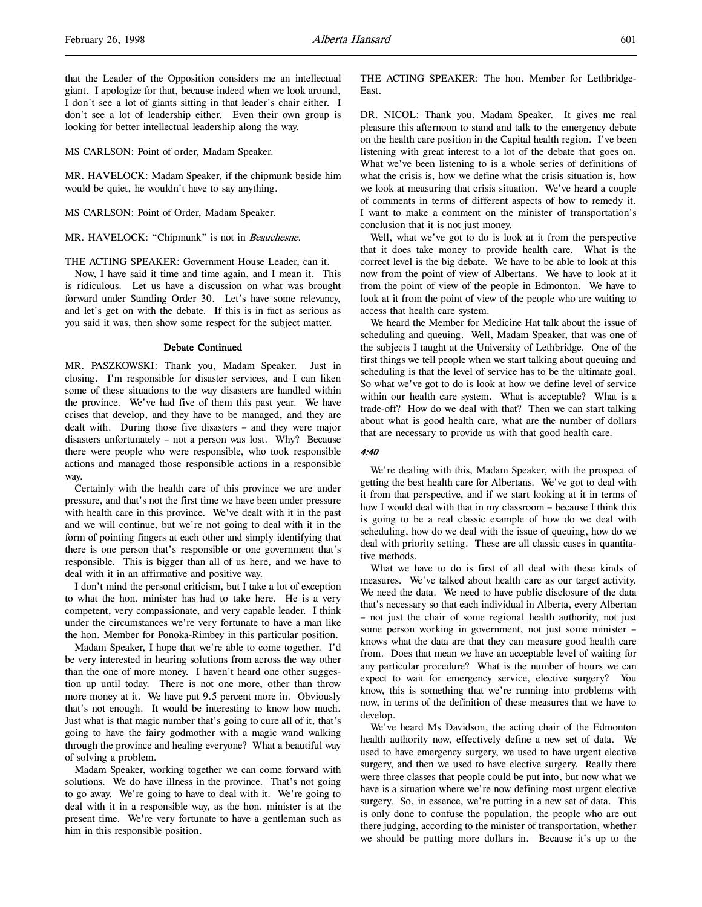that the Leader of the Opposition considers me an intellectual giant. I apologize for that, because indeed when we look around, I don't see a lot of giants sitting in that leader's chair either. I don't see a lot of leadership either. Even their own group is looking for better intellectual leadership along the way.

MS CARLSON: Point of order, Madam Speaker.

MR. HAVELOCK: Madam Speaker, if the chipmunk beside him would be quiet, he wouldn't have to say anything.

MS CARLSON: Point of Order, Madam Speaker.

MR. HAVELOCK: "Chipmunk" is not in *Beauchesne*.

THE ACTING SPEAKER: Government House Leader, can it.

Now, I have said it time and time again, and I mean it. This is ridiculous. Let us have a discussion on what was brought forward under Standing Order 30. Let's have some relevancy, and let's get on with the debate. If this is in fact as serious as you said it was, then show some respect for the subject matter.

### Debate Continued

MR. PASZKOWSKI: Thank you, Madam Speaker. Just in closing. I'm responsible for disaster services, and I can liken some of these situations to the way disasters are handled within the province. We've had five of them this past year. We have crises that develop, and they have to be managed, and they are dealt with. During those five disasters – and they were major disasters unfortunately – not a person was lost. Why? Because there were people who were responsible, who took responsible actions and managed those responsible actions in a responsible way.

Certainly with the health care of this province we are under pressure, and that's not the first time we have been under pressure with health care in this province. We've dealt with it in the past and we will continue, but we're not going to deal with it in the form of pointing fingers at each other and simply identifying that there is one person that's responsible or one government that's responsible. This is bigger than all of us here, and we have to deal with it in an affirmative and positive way.

I don't mind the personal criticism, but I take a lot of exception to what the hon. minister has had to take here. He is a very competent, very compassionate, and very capable leader. I think under the circumstances we're very fortunate to have a man like the hon. Member for Ponoka-Rimbey in this particular position.

Madam Speaker, I hope that we're able to come together. I'd be very interested in hearing solutions from across the way other than the one of more money. I haven't heard one other suggestion up until today. There is not one more, other than throw more money at it. We have put 9.5 percent more in. Obviously that's not enough. It would be interesting to know how much. Just what is that magic number that's going to cure all of it, that's going to have the fairy godmother with a magic wand walking through the province and healing everyone? What a beautiful way of solving a problem.

Madam Speaker, working together we can come forward with solutions. We do have illness in the province. That's not going to go away. We're going to have to deal with it. We're going to deal with it in a responsible way, as the hon. minister is at the present time. We're very fortunate to have a gentleman such as him in this responsible position.

THE ACTING SPEAKER: The hon. Member for Lethbridge-East.

DR. NICOL: Thank you, Madam Speaker. It gives me real pleasure this afternoon to stand and talk to the emergency debate on the health care position in the Capital health region. I've been listening with great interest to a lot of the debate that goes on. What we've been listening to is a whole series of definitions of what the crisis is, how we define what the crisis situation is, how we look at measuring that crisis situation. We've heard a couple of comments in terms of different aspects of how to remedy it. I want to make a comment on the minister of transportation's conclusion that it is not just money.

Well, what we've got to do is look at it from the perspective that it does take money to provide health care. What is the correct level is the big debate. We have to be able to look at this now from the point of view of Albertans. We have to look at it from the point of view of the people in Edmonton. We have to look at it from the point of view of the people who are waiting to access that health care system.

We heard the Member for Medicine Hat talk about the issue of scheduling and queuing. Well, Madam Speaker, that was one of the subjects I taught at the University of Lethbridge. One of the first things we tell people when we start talking about queuing and scheduling is that the level of service has to be the ultimate goal. So what we've got to do is look at how we define level of service within our health care system. What is acceptable? What is a trade-off? How do we deal with that? Then we can start talking about what is good health care, what are the number of dollars that are necessary to provide us with that good health care.

*4:40*

We're dealing with this, Madam Speaker, with the prospect of getting the best health care for Albertans. We've got to deal with it from that perspective, and if we start looking at it in terms of how I would deal with that in my classroom – because I think this is going to be a real classic example of how do we deal with scheduling, how do we deal with the issue of queuing, how do we deal with priority setting. These are all classic cases in quantitative methods.

What we have to do is first of all deal with these kinds of measures. We've talked about health care as our target activity. We need the data. We need to have public disclosure of the data that's necessary so that each individual in Alberta, every Albertan – not just the chair of some regional health authority, not just some person working in government, not just some minister – knows what the data are that they can measure good health care from. Does that mean we have an acceptable level of waiting for any particular procedure? What is the number of hours we can expect to wait for emergency service, elective surgery? You know, this is something that we're running into problems with now, in terms of the definition of these measures that we have to develop.

We've heard Ms Davidson, the acting chair of the Edmonton health authority now, effectively define a new set of data. We used to have emergency surgery, we used to have urgent elective surgery, and then we used to have elective surgery. Really there were three classes that people could be put into, but now what we have is a situation where we're now defining most urgent elective surgery. So, in essence, we're putting in a new set of data. This is only done to confuse the population, the people who are out there judging, according to the minister of transportation, whether we should be putting more dollars in. Because it's up to the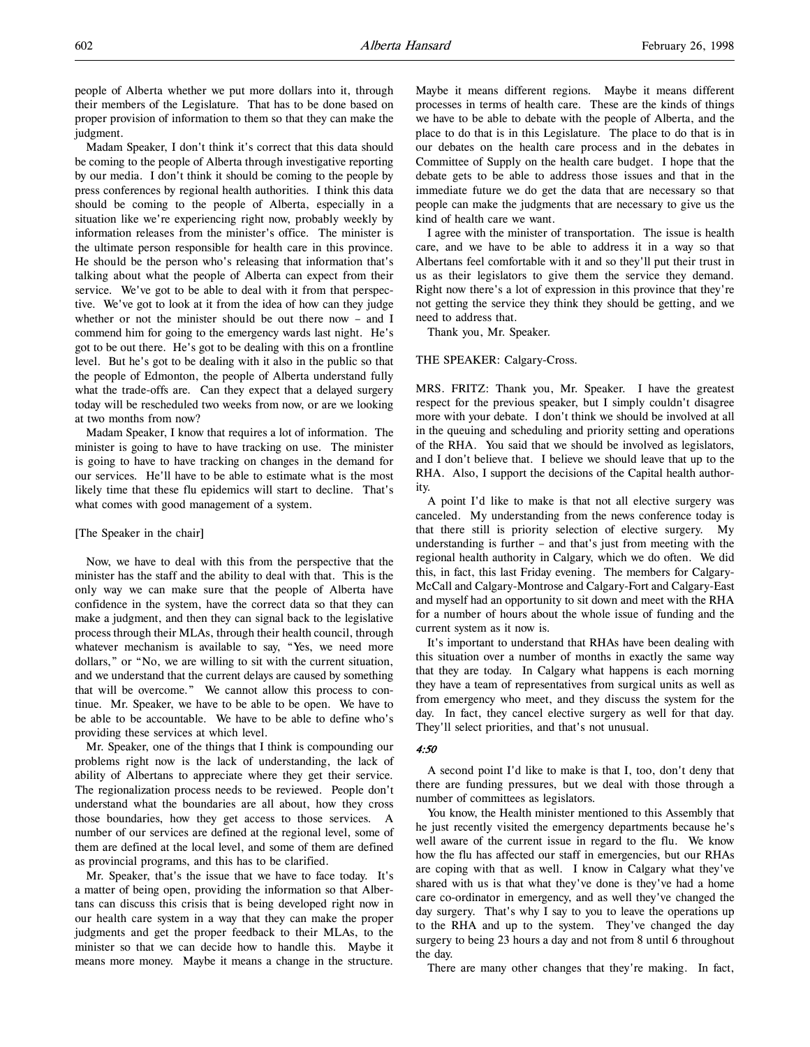people of Alberta whether we put more dollars into it, through their members of the Legislature. That has to be done based on proper provision of information to them so that they can make the judgment.

Madam Speaker, I don't think it's correct that this data should be coming to the people of Alberta through investigative reporting by our media. I don't think it should be coming to the people by press conferences by regional health authorities. I think this data should be coming to the people of Alberta, especially in a situation like we're experiencing right now, probably weekly by information releases from the minister's office. The minister is the ultimate person responsible for health care in this province. He should be the person who's releasing that information that's talking about what the people of Alberta can expect from their service. We've got to be able to deal with it from that perspective. We've got to look at it from the idea of how can they judge whether or not the minister should be out there now – and I commend him for going to the emergency wards last night. He's got to be out there. He's got to be dealing with this on a frontline level. But he's got to be dealing with it also in the public so that the people of Edmonton, the people of Alberta understand fully what the trade-offs are. Can they expect that a delayed surgery today will be rescheduled two weeks from now, or are we looking at two months from now?

Madam Speaker, I know that requires a lot of information. The minister is going to have to have tracking on use. The minister is going to have to have tracking on changes in the demand for our services. He'll have to be able to estimate what is the most likely time that these flu epidemics will start to decline. That's what comes with good management of a system.

[The Speaker in the chair]

Now, we have to deal with this from the perspective that the minister has the staff and the ability to deal with that. This is the only way we can make sure that the people of Alberta have confidence in the system, have the correct data so that they can make a judgment, and then they can signal back to the legislative process through their MLAs, through their health council, through whatever mechanism is available to say, "Yes, we need more dollars," or "No, we are willing to sit with the current situation, and we understand that the current delays are caused by something that will be overcome." We cannot allow this process to continue. Mr. Speaker, we have to be able to be open. We have to be able to be accountable. We have to be able to define who's providing these services at which level.

Mr. Speaker, one of the things that I think is compounding our problems right now is the lack of understanding, the lack of ability of Albertans to appreciate where they get their service. The regionalization process needs to be reviewed. People don't understand what the boundaries are all about, how they cross those boundaries, how they get access to those services. A number of our services are defined at the regional level, some of them are defined at the local level, and some of them are defined as provincial programs, and this has to be clarified.

Mr. Speaker, that's the issue that we have to face today. It's a matter of being open, providing the information so that Albertans can discuss this crisis that is being developed right now in our health care system in a way that they can make the proper judgments and get the proper feedback to their MLAs, to the minister so that we can decide how to handle this. Maybe it means more money. Maybe it means a change in the structure. Maybe it means different regions. Maybe it means different processes in terms of health care. These are the kinds of things we have to be able to debate with the people of Alberta, and the place to do that is in this Legislature. The place to do that is in our debates on the health care process and in the debates in Committee of Supply on the health care budget. I hope that the debate gets to be able to address those issues and that in the immediate future we do get the data that are necessary so that people can make the judgments that are necessary to give us the kind of health care we want.

I agree with the minister of transportation. The issue is health care, and we have to be able to address it in a way so that Albertans feel comfortable with it and so they'll put their trust in us as their legislators to give them the service they demand. Right now there's a lot of expression in this province that they're not getting the service they think they should be getting, and we need to address that.

Thank you, Mr. Speaker.

THE SPEAKER: Calgary-Cross.

MRS. FRITZ: Thank you, Mr. Speaker. I have the greatest respect for the previous speaker, but I simply couldn't disagree more with your debate. I don't think we should be involved at all in the queuing and scheduling and priority setting and operations of the RHA. You said that we should be involved as legislators, and I don't believe that. I believe we should leave that up to the RHA. Also, I support the decisions of the Capital health authority.

A point I'd like to make is that not all elective surgery was canceled. My understanding from the news conference today is that there still is priority selection of elective surgery. My understanding is further – and that's just from meeting with the regional health authority in Calgary, which we do often. We did this, in fact, this last Friday evening. The members for Calgary-McCall and Calgary-Montrose and Calgary-Fort and Calgary-East and myself had an opportunity to sit down and meet with the RHA for a number of hours about the whole issue of funding and the current system as it now is.

It's important to understand that RHAs have been dealing with this situation over a number of months in exactly the same way that they are today. In Calgary what happens is each morning they have a team of representatives from surgical units as well as from emergency who meet, and they discuss the system for the day. In fact, they cancel elective surgery as well for that day. They'll select priorities, and that's not unusual.

*4:50*

A second point I'd like to make is that I, too, don't deny that there are funding pressures, but we deal with those through a number of committees as legislators.

You know, the Health minister mentioned to this Assembly that he just recently visited the emergency departments because he's well aware of the current issue in regard to the flu. We know how the flu has affected our staff in emergencies, but our RHAs are coping with that as well. I know in Calgary what they've shared with us is that what they've done is they've had a home care co-ordinator in emergency, and as well they've changed the day surgery. That's why I say to you to leave the operations up to the RHA and up to the system. They've changed the day surgery to being 23 hours a day and not from 8 until 6 throughout the day.

There are many other changes that they're making. In fact,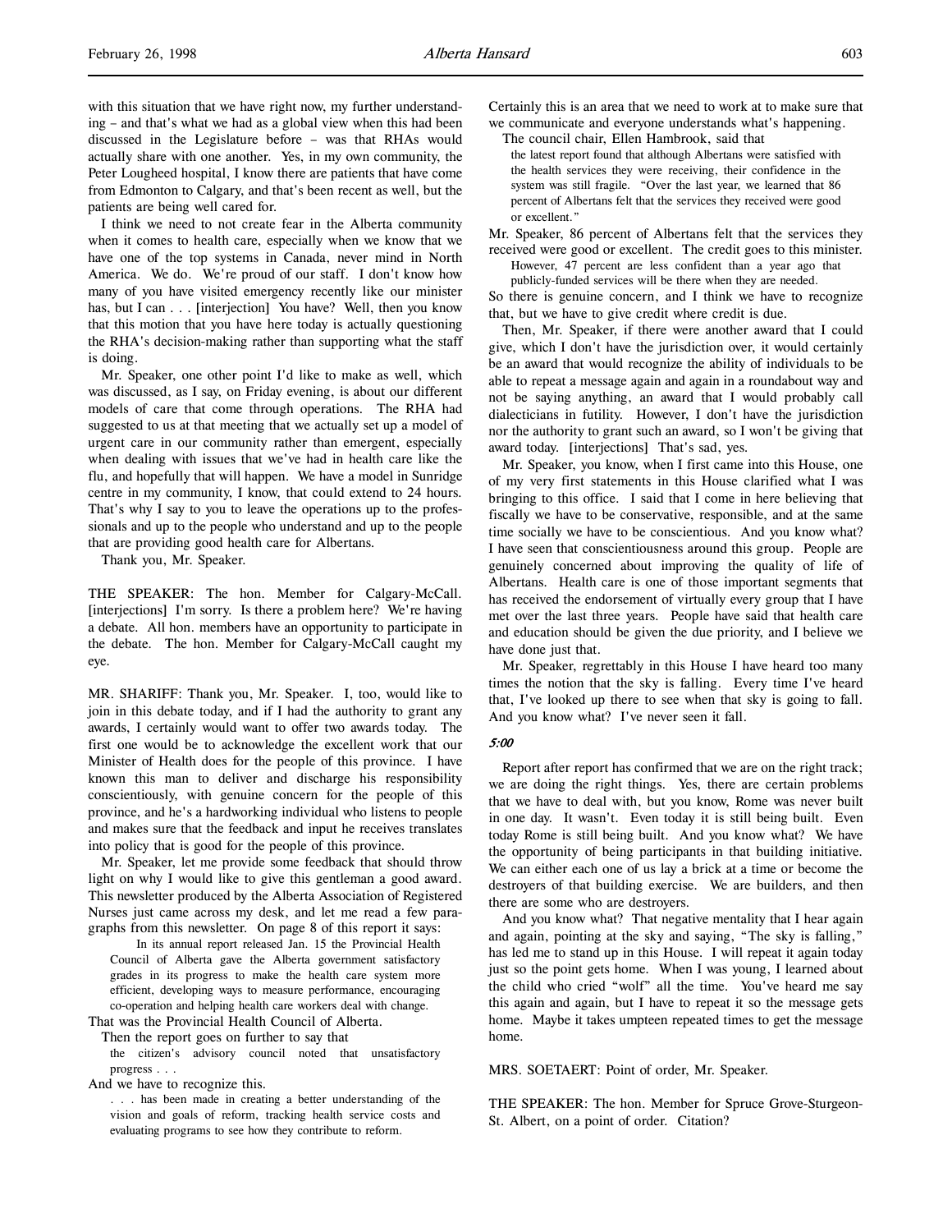with this situation that we have right now, my further understanding – and that's what we had as a global view when this had been discussed in the Legislature before – was that RHAs would actually share with one another. Yes, in my own community, the Peter Lougheed hospital, I know there are patients that have come from Edmonton to Calgary, and that's been recent as well, but the patients are being well cared for.

I think we need to not create fear in the Alberta community when it comes to health care, especially when we know that we have one of the top systems in Canada, never mind in North America. We do. We're proud of our staff. I don't know how many of you have visited emergency recently like our minister has, but I can . . . [interjection] You have? Well, then you know that this motion that you have here today is actually questioning the RHA's decision-making rather than supporting what the staff is doing.

Mr. Speaker, one other point I'd like to make as well, which was discussed, as I say, on Friday evening, is about our different models of care that come through operations. The RHA had suggested to us at that meeting that we actually set up a model of urgent care in our community rather than emergent, especially when dealing with issues that we've had in health care like the flu, and hopefully that will happen. We have a model in Sunridge centre in my community, I know, that could extend to 24 hours. That's why I say to you to leave the operations up to the professionals and up to the people who understand and up to the people that are providing good health care for Albertans.

Thank you, Mr. Speaker.

THE SPEAKER: The hon. Member for Calgary-McCall. [interjections] I'm sorry. Is there a problem here? We're having a debate. All hon. members have an opportunity to participate in the debate. The hon. Member for Calgary-McCall caught my eye.

MR. SHARIFF: Thank you, Mr. Speaker. I, too, would like to join in this debate today, and if I had the authority to grant any awards, I certainly would want to offer two awards today. The first one would be to acknowledge the excellent work that our Minister of Health does for the people of this province. I have known this man to deliver and discharge his responsibility conscientiously, with genuine concern for the people of this province, and he's a hardworking individual who listens to people and makes sure that the feedback and input he receives translates into policy that is good for the people of this province.

Mr. Speaker, let me provide some feedback that should throw light on why I would like to give this gentleman a good award. This newsletter produced by the Alberta Association of Registered Nurses just came across my desk, and let me read a few paragraphs from this newsletter. On page 8 of this report it says:

> In its annual report released Jan. 15 the Provincial Health Council of Alberta gave the Alberta government satisfactory grades in its progress to make the health care system more efficient, developing ways to measure performance, encouraging co-operation and helping health care workers deal with change.

That was the Provincial Health Council of Alberta.

Then the report goes on further to say that

> the citizen's advisory council noted that unsatisfactory progress . . .

And we have to recognize this.

> . . . has been made in creating a better understanding of the vision and goals of reform, tracking health service costs and evaluating programs to see how they contribute to reform.

Certainly this is an area that we need to work at to make sure that we communicate and everyone understands what's happening.

The council chair, Ellen Hambrook, said that

> the latest report found that although Albertans were satisfied with the health services they were receiving, their confidence in the system was still fragile. "Over the last year, we learned that 86 percent of Albertans felt that the services they received were good or excellent."

Mr. Speaker, 86 percent of Albertans felt that the services they received were good or excellent. The credit goes to this minister.

> However, 47 percent are less confident than a year ago that publicly-funded services will be there when they are needed.

So there is genuine concern, and I think we have to recognize that, but we have to give credit where credit is due.

Then, Mr. Speaker, if there were another award that I could give, which I don't have the jurisdiction over, it would certainly be an award that would recognize the ability of individuals to be able to repeat a message again and again in a roundabout way and not be saying anything, an award that I would probably call dialecticians in futility. However, I don't have the jurisdiction nor the authority to grant such an award, so I won't be giving that award today. [interjections] That's sad, yes.

Mr. Speaker, you know, when I first came into this House, one of my very first statements in this House clarified what I was bringing to this office. I said that I come in here believing that fiscally we have to be conservative, responsible, and at the same time socially we have to be conscientious. And you know what? I have seen that conscientiousness around this group. People are genuinely concerned about improving the quality of life of Albertans. Health care is one of those important segments that has received the endorsement of virtually every group that I have met over the last three years. People have said that health care and education should be given the due priority, and I believe we have done just that.

Mr. Speaker, regrettably in this House I have heard too many times the notion that the sky is falling. Every time I've heard that, I've looked up there to see when that sky is going to fall. And you know what? I've never seen it fall.

*5:00*

Report after report has confirmed that we are on the right track; we are doing the right things. Yes, there are certain problems that we have to deal with, but you know, Rome was never built in one day. It wasn't. Even today it is still being built. Even today Rome is still being built. And you know what? We have the opportunity of being participants in that building initiative. We can either each one of us lay a brick at a time or become the destroyers of that building exercise. We are builders, and then there are some who are destroyers.

And you know what? That negative mentality that I hear again and again, pointing at the sky and saying, "The sky is falling," has led me to stand up in this House. I will repeat it again today just so the point gets home. When I was young, I learned about the child who cried "wolf" all the time. You've heard me say this again and again, but I have to repeat it so the message gets home. Maybe it takes umpteen repeated times to get the message home.

MRS. SOETAERT: Point of order, Mr. Speaker.

THE SPEAKER: The hon. Member for Spruce Grove-Sturgeon-St. Albert, on a point of order. Citation?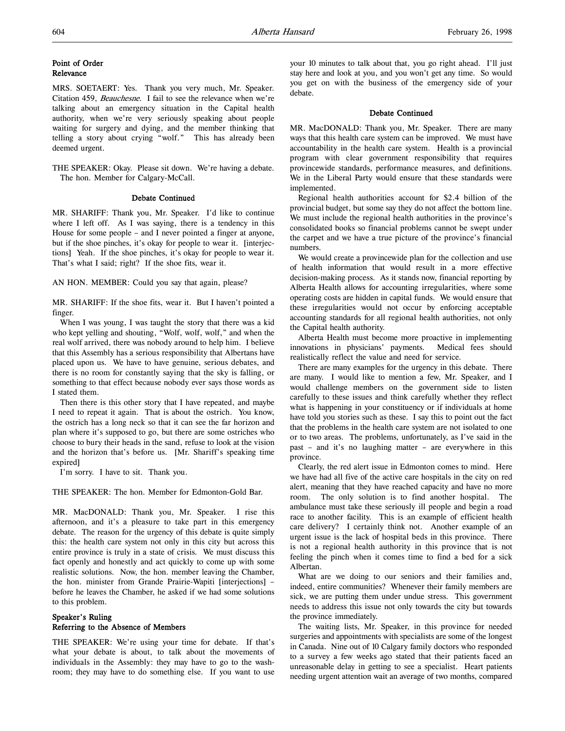### Point of Order
### Relevance

MRS. SOETAERT: Yes. Thank you very much, Mr. Speaker. Citation 459, *Beauchesne*. I fail to see the relevance when we're talking about an emergency situation in the Capital health authority, when we're very seriously speaking about people waiting for surgery and dying, and the member thinking that telling a story about crying "wolf." This has already been deemed urgent.

THE SPEAKER: Okay. Please sit down. We're having a debate. The hon. Member for Calgary-McCall.

### Debate Continued

MR. SHARIFF: Thank you, Mr. Speaker. I'd like to continue where I left off. As I was saying, there is a tendency in this House for some people – and I never pointed a finger at anyone, but if the shoe pinches, it's okay for people to wear it. [interjections] Yeah. If the shoe pinches, it's okay for people to wear it. That's what I said; right? If the shoe fits, wear it.

AN HON. MEMBER: Could you say that again, please?

MR. SHARIFF: If the shoe fits, wear it. But I haven't pointed a finger.

When I was young, I was taught the story that there was a kid who kept yelling and shouting, "Wolf, wolf, wolf," and when the real wolf arrived, there was nobody around to help him. I believe that this Assembly has a serious responsibility that Albertans have placed upon us. We have to have genuine, serious debates, and there is no room for constantly saying that the sky is falling, or something to that effect because nobody ever says those words as I stated them.

Then there is this other story that I have repeated, and maybe I need to repeat it again. That is about the ostrich. You know, the ostrich has a long neck so that it can see the far horizon and plan where it's supposed to go, but there are some ostriches who choose to bury their heads in the sand, refuse to look at the vision and the horizon that's before us. [Mr. Shariff's speaking time expired]

I'm sorry. I have to sit. Thank you.

THE SPEAKER: The hon. Member for Edmonton-Gold Bar.

MR. MacDONALD: Thank you, Mr. Speaker. I rise this afternoon, and it's a pleasure to take part in this emergency debate. The reason for the urgency of this debate is quite simply this: the health care system not only in this city but across this entire province is truly in a state of crisis. We must discuss this fact openly and honestly and act quickly to come up with some realistic solutions. Now, the hon. member leaving the Chamber, the hon. minister from Grande Prairie-Wapiti [interjections] – before he leaves the Chamber, he asked if we had some solutions to this problem.

### Speaker's Ruling
### Referring to the Absence of Members

THE SPEAKER: We're using your time for debate. If that's what your debate is about, to talk about the movements of individuals in the Assembly: they may have to go to the washroom; they may have to do something else. If you want to use your 10 minutes to talk about that, you go right ahead. I'll just stay here and look at you, and you won't get any time. So would you get on with the business of the emergency side of your debate.

### Debate Continued

MR. MacDONALD: Thank you, Mr. Speaker. There are many ways that this health care system can be improved. We must have accountability in the health care system. Health is a provincial program with clear government responsibility that requires provincewide standards, performance measures, and definitions. We in the Liberal Party would ensure that these standards were implemented.

Regional health authorities account for $2.4 billion of the provincial budget, but some say they do not affect the bottom line. We must include the regional health authorities in the province's consolidated books so financial problems cannot be swept under the carpet and we have a true picture of the province's financial numbers.

We would create a provincewide plan for the collection and use of health information that would result in a more effective decision-making process. As it stands now, financial reporting by Alberta Health allows for accounting irregularities, where some operating costs are hidden in capital funds. We would ensure that these irregularities would not occur by enforcing acceptable accounting standards for all regional health authorities, not only the Capital health authority.

Alberta Health must become more proactive in implementing innovations in physicians' payments. Medical fees should realistically reflect the value and need for service.

There are many examples for the urgency in this debate. There are many. I would like to mention a few, Mr. Speaker, and I would challenge members on the government side to listen carefully to these issues and think carefully whether they reflect what is happening in your constituency or if individuals at home have told you stories such as these. I say this to point out the fact that the problems in the health care system are not isolated to one or to two areas. The problems, unfortunately, as I've said in the past – and it's no laughing matter – are everywhere in this province.

Clearly, the red alert issue in Edmonton comes to mind. Here we have had all five of the active care hospitals in the city on red alert, meaning that they have reached capacity and have no more room. The only solution is to find another hospital. The ambulance must take these seriously ill people and begin a road race to another facility. This is an example of efficient health care delivery? I certainly think not. Another example of an urgent issue is the lack of hospital beds in this province. There is not a regional health authority in this province that is not feeling the pinch when it comes time to find a bed for a sick Albertan.

What are we doing to our seniors and their families and, indeed, entire communities? Whenever their family members are sick, we are putting them under undue stress. This government needs to address this issue not only towards the city but towards the province immediately.

The waiting lists, Mr. Speaker, in this province for needed surgeries and appointments with specialists are some of the longest in Canada. Nine out of 10 Calgary family doctors who responded to a survey a few weeks ago stated that their patients faced an unreasonable delay in getting to see a specialist. Heart patients needing urgent attention wait an average of two months, compared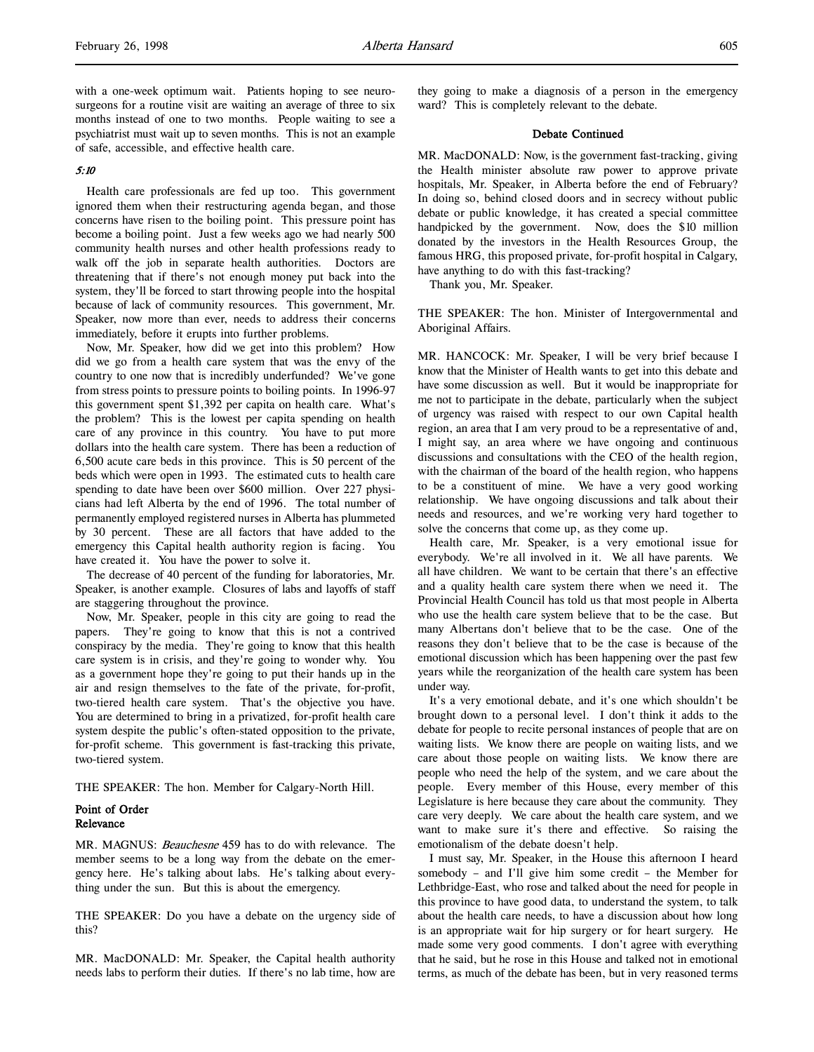with a one-week optimum wait. Patients hoping to see neurosurgeons for a routine visit are waiting an average of three to six months instead of one to two months. People waiting to see a psychiatrist must wait up to seven months. This is not an example of safe, accessible, and effective health care.

*5:10*

Health care professionals are fed up too. This government ignored them when their restructuring agenda began, and those concerns have risen to the boiling point. This pressure point has become a boiling point. Just a few weeks ago we had nearly 500 community health nurses and other health professions ready to walk off the job in separate health authorities. Doctors are threatening that if there's not enough money put back into the system, they'll be forced to start throwing people into the hospital because of lack of community resources. This government, Mr. Speaker, now more than ever, needs to address their concerns immediately, before it erupts into further problems.

Now, Mr. Speaker, how did we get into this problem? How did we go from a health care system that was the envy of the country to one now that is incredibly underfunded? We've gone from stress points to pressure points to boiling points. In 1996-97 this government spent $1,392 per capita on health care. What's the problem? This is the lowest per capita spending on health care of any province in this country. You have to put more dollars into the health care system. There has been a reduction of 6,500 acute care beds in this province. This is 50 percent of the beds which were open in 1993. The estimated cuts to health care spending to date have been over $600 million. Over 227 physicians had left Alberta by the end of 1996. The total number of permanently employed registered nurses in Alberta has plummeted by 30 percent. These are all factors that have added to the emergency this Capital health authority region is facing. You have created it. You have the power to solve it.

The decrease of 40 percent of the funding for laboratories, Mr. Speaker, is another example. Closures of labs and layoffs of staff are staggering throughout the province.

Now, Mr. Speaker, people in this city are going to read the papers. They're going to know that this is not a contrived conspiracy by the media. They're going to know that this health care system is in crisis, and they're going to wonder why. You as a government hope they're going to put their hands up in the air and resign themselves to the fate of the private, for-profit, two-tiered health care system. That's the objective you have. You are determined to bring in a privatized, for-profit health care system despite the public's often-stated opposition to the private, for-profit scheme. This government is fast-tracking this private, two-tiered system.

THE SPEAKER: The hon. Member for Calgary-North Hill.

**Point of Order**
**Relevance**

MR. MAGNUS: *Beauchesne* 459 has to do with relevance. The member seems to be a long way from the debate on the emergency here. He's talking about labs. He's talking about everything under the sun. But this is about the emergency.

THE SPEAKER: Do you have a debate on the urgency side of this?

MR. MacDONALD: Mr. Speaker, the Capital health authority needs labs to perform their duties. If there's no lab time, how are they going to make a diagnosis of a person in the emergency ward? This is completely relevant to the debate.

**Debate Continued**

MR. MacDONALD: Now, is the government fast-tracking, giving the Health minister absolute raw power to approve private hospitals, Mr. Speaker, in Alberta before the end of February? In doing so, behind closed doors and in secrecy without public debate or public knowledge, it has created a special committee handpicked by the government. Now, does the $10 million donated by the investors in the Health Resources Group, the famous HRG, this proposed private, for-profit hospital in Calgary, have anything to do with this fast-tracking?

Thank you, Mr. Speaker.

THE SPEAKER: The hon. Minister of Intergovernmental and Aboriginal Affairs.

MR. HANCOCK: Mr. Speaker, I will be very brief because I know that the Minister of Health wants to get into this debate and have some discussion as well. But it would be inappropriate for me not to participate in the debate, particularly when the subject of urgency was raised with respect to our own Capital health region, an area that I am very proud to be a representative of and, I might say, an area where we have ongoing and continuous discussions and consultations with the CEO of the health region, with the chairman of the board of the health region, who happens to be a constituent of mine. We have a very good working relationship. We have ongoing discussions and talk about their needs and resources, and we're working very hard together to solve the concerns that come up, as they come up.

Health care, Mr. Speaker, is a very emotional issue for everybody. We're all involved in it. We all have parents. We all have children. We want to be certain that there's an effective and a quality health care system there when we need it. The Provincial Health Council has told us that most people in Alberta who use the health care system believe that to be the case. But many Albertans don't believe that to be the case. One of the reasons they don't believe that to be the case is because of the emotional discussion which has been happening over the past few years while the reorganization of the health care system has been under way.

It's a very emotional debate, and it's one which shouldn't be brought down to a personal level. I don't think it adds to the debate for people to recite personal instances of people that are on waiting lists. We know there are people on waiting lists, and we care about those people on waiting lists. We know there are people who need the help of the system, and we care about the people. Every member of this House, every member of this Legislature is here because they care about the community. They care very deeply. We care about the health care system, and we want to make sure it's there and effective. So raising the emotionalism of the debate doesn't help.

I must say, Mr. Speaker, in the House this afternoon I heard somebody – and I'll give him some credit – the Member for Lethbridge-East, who rose and talked about the need for people in this province to have good data, to understand the system, to talk about the health care needs, to have a discussion about how long is an appropriate wait for hip surgery or for heart surgery. He made some very good comments. I don't agree with everything that he said, but he rose in this House and talked not in emotional terms, as much of the debate has been, but in very reasoned terms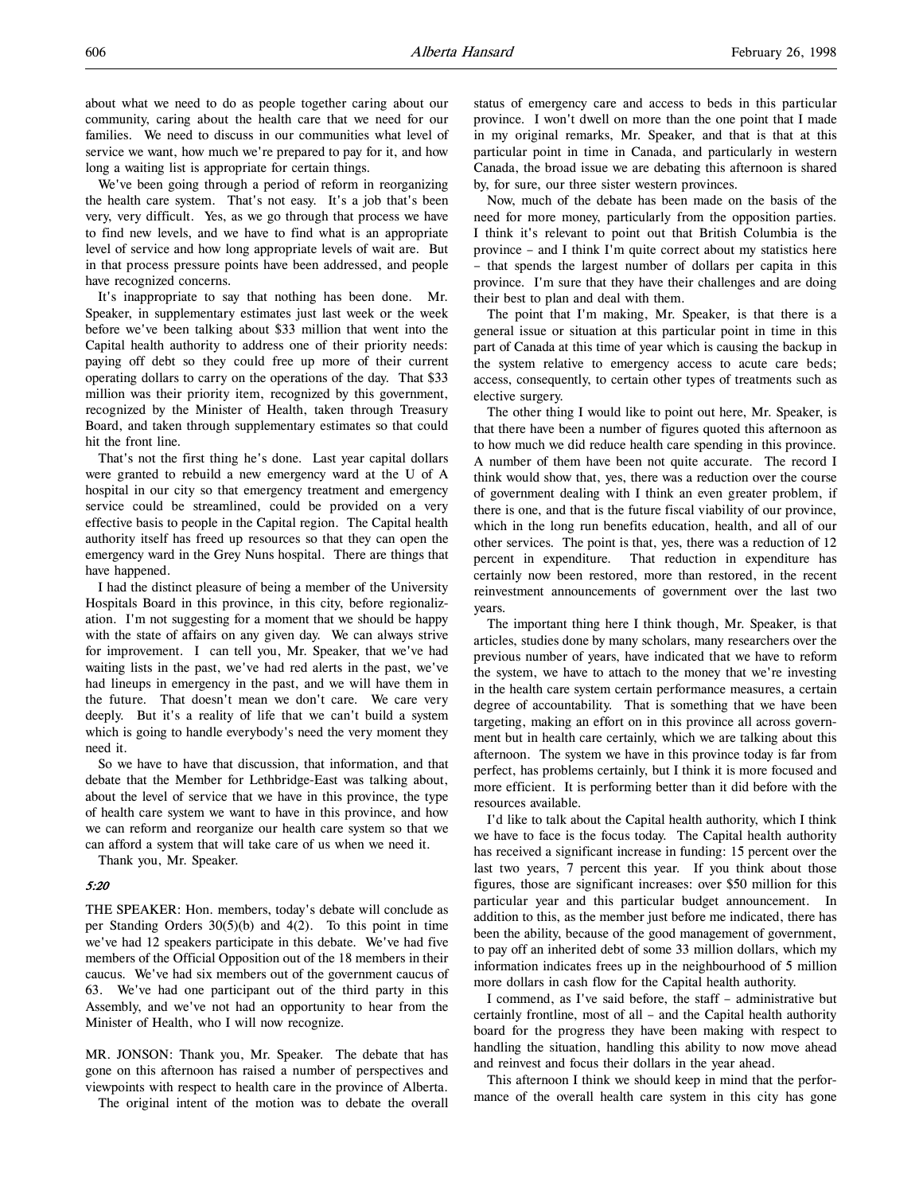about what we need to do as people together caring about our community, caring about the health care that we need for our families. We need to discuss in our communities what level of service we want, how much we're prepared to pay for it, and how long a waiting list is appropriate for certain things.

We've been going through a period of reform in reorganizing the health care system. That's not easy. It's a job that's been very, very difficult. Yes, as we go through that process we have to find new levels, and we have to find what is an appropriate level of service and how long appropriate levels of wait are. But in that process pressure points have been addressed, and people have recognized concerns.

It's inappropriate to say that nothing has been done. Mr. Speaker, in supplementary estimates just last week or the week before we've been talking about $33 million that went into the Capital health authority to address one of their priority needs: paying off debt so they could free up more of their current operating dollars to carry on the operations of the day. That $33 million was their priority item, recognized by this government, recognized by the Minister of Health, taken through Treasury Board, and taken through supplementary estimates so that could hit the front line.

That's not the first thing he's done. Last year capital dollars were granted to rebuild a new emergency ward at the U of A hospital in our city so that emergency treatment and emergency service could be streamlined, could be provided on a very effective basis to people in the Capital region. The Capital health authority itself has freed up resources so that they can open the emergency ward in the Grey Nuns hospital. There are things that have happened.

I had the distinct pleasure of being a member of the University Hospitals Board in this province, in this city, before regionalization. I'm not suggesting for a moment that we should be happy with the state of affairs on any given day. We can always strive for improvement. I can tell you, Mr. Speaker, that we've had waiting lists in the past, we've had red alerts in the past, we've had lineups in emergency in the past, and we will have them in the future. That doesn't mean we don't care. We care very deeply. But it's a reality of life that we can't build a system which is going to handle everybody's need the very moment they need it.

So we have to have that discussion, that information, and that debate that the Member for Lethbridge-East was talking about, about the level of service that we have in this province, the type of health care system we want to have in this province, and how we can reform and reorganize our health care system so that we can afford a system that will take care of us when we need it.

Thank you, Mr. Speaker.

*5:20*

THE SPEAKER: Hon. members, today's debate will conclude as per Standing Orders 30(5)(b) and 4(2). To this point in time we've had 12 speakers participate in this debate. We've had five members of the Official Opposition out of the 18 members in their caucus. We've had six members out of the government caucus of 63. We've had one participant out of the third party in this Assembly, and we've not had an opportunity to hear from the Minister of Health, who I will now recognize.

MR. JONSON: Thank you, Mr. Speaker. The debate that has gone on this afternoon has raised a number of perspectives and viewpoints with respect to health care in the province of Alberta.

The original intent of the motion was to debate the overall status of emergency care and access to beds in this particular province. I won't dwell on more than the one point that I made in my original remarks, Mr. Speaker, and that is that at this particular point in time in Canada, and particularly in western Canada, the broad issue we are debating this afternoon is shared by, for sure, our three sister western provinces.

Now, much of the debate has been made on the basis of the need for more money, particularly from the opposition parties. I think it's relevant to point out that British Columbia is the province – and I think I'm quite correct about my statistics here – that spends the largest number of dollars per capita in this province. I'm sure that they have their challenges and are doing their best to plan and deal with them.

The point that I'm making, Mr. Speaker, is that there is a general issue or situation at this particular point in time in this part of Canada at this time of year which is causing the backup in the system relative to emergency access to acute care beds; access, consequently, to certain other types of treatments such as elective surgery.

The other thing I would like to point out here, Mr. Speaker, is that there have been a number of figures quoted this afternoon as to how much we did reduce health care spending in this province. A number of them have been not quite accurate. The record I think would show that, yes, there was a reduction over the course of government dealing with I think an even greater problem, if there is one, and that is the future fiscal viability of our province, which in the long run benefits education, health, and all of our other services. The point is that, yes, there was a reduction of 12 percent in expenditure. That reduction in expenditure has certainly now been restored, more than restored, in the recent reinvestment announcements of government over the last two years.

The important thing here I think though, Mr. Speaker, is that articles, studies done by many scholars, many researchers over the previous number of years, have indicated that we have to reform the system, we have to attach to the money that we're investing in the health care system certain performance measures, a certain degree of accountability. That is something that we have been targeting, making an effort on in this province all across government but in health care certainly, which we are talking about this afternoon. The system we have in this province today is far from perfect, has problems certainly, but I think it is more focused and more efficient. It is performing better than it did before with the resources available.

I'd like to talk about the Capital health authority, which I think we have to face is the focus today. The Capital health authority has received a significant increase in funding: 15 percent over the last two years, 7 percent this year. If you think about those figures, those are significant increases: over $50 million for this particular year and this particular budget announcement. In addition to this, as the member just before me indicated, there has been the ability, because of the good management of government, to pay off an inherited debt of some 33 million dollars, which my information indicates frees up in the neighbourhood of 5 million more dollars in cash flow for the Capital health authority.

I commend, as I've said before, the staff – administrative but certainly frontline, most of all – and the Capital health authority board for the progress they have been making with respect to handling the situation, handling this ability to now move ahead and reinvest and focus their dollars in the year ahead.

This afternoon I think we should keep in mind that the performance of the overall health care system in this city has gone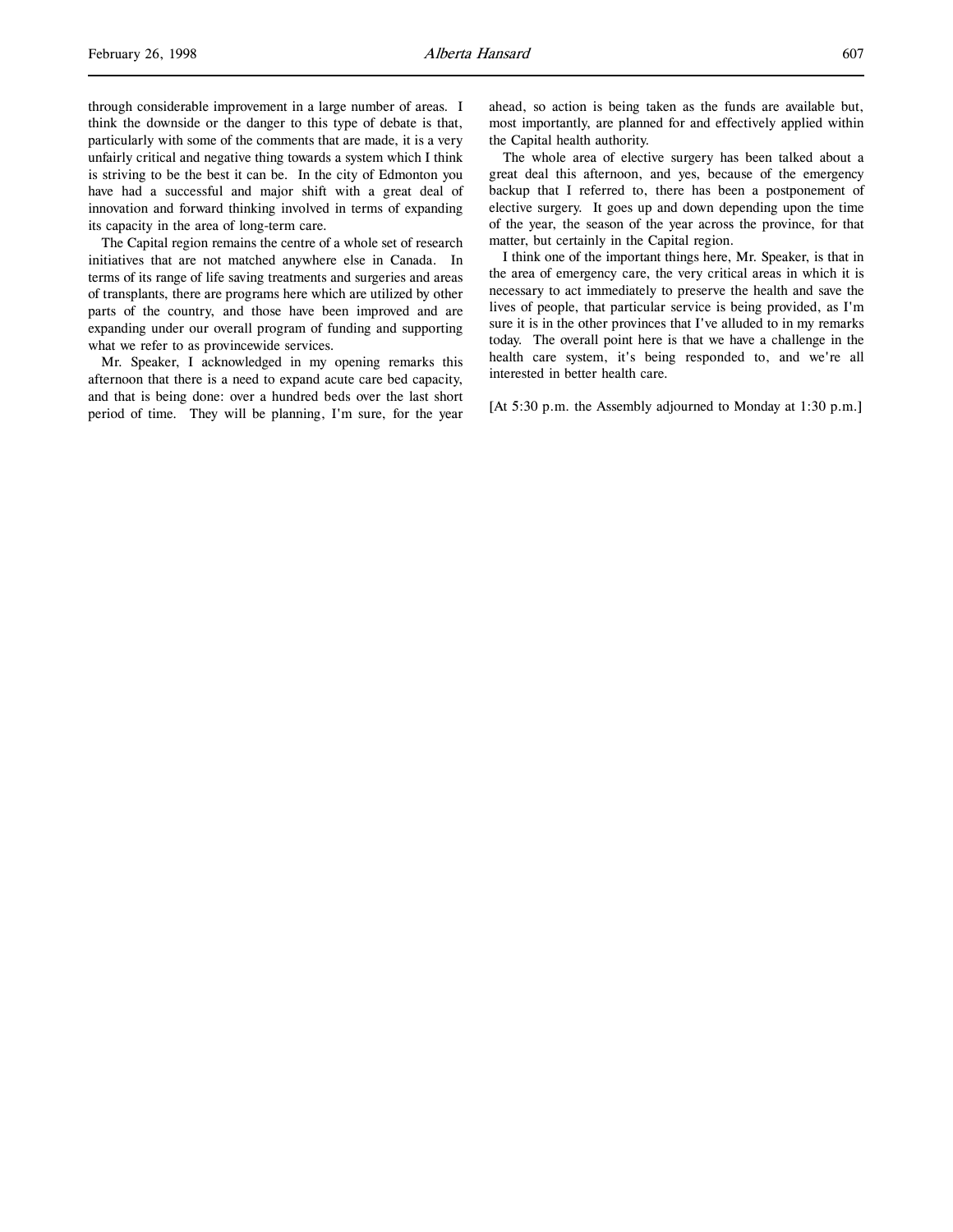through considerable improvement in a large number of areas. I think the downside or the danger to this type of debate is that, particularly with some of the comments that are made, it is a very unfairly critical and negative thing towards a system which I think is striving to be the best it can be. In the city of Edmonton you have had a successful and major shift with a great deal of innovation and forward thinking involved in terms of expanding its capacity in the area of long-term care.

The Capital region remains the centre of a whole set of research initiatives that are not matched anywhere else in Canada. In terms of its range of life saving treatments and surgeries and areas of transplants, there are programs here which are utilized by other parts of the country, and those have been improved and are expanding under our overall program of funding and supporting what we refer to as provincewide services.

Mr. Speaker, I acknowledged in my opening remarks this afternoon that there is a need to expand acute care bed capacity, and that is being done: over a hundred beds over the last short period of time. They will be planning, I'm sure, for the year ahead, so action is being taken as the funds are available but, most importantly, are planned for and effectively applied within the Capital health authority.

The whole area of elective surgery has been talked about a great deal this afternoon, and yes, because of the emergency backup that I referred to, there has been a postponement of elective surgery. It goes up and down depending upon the time of the year, the season of the year across the province, for that matter, but certainly in the Capital region.

I think one of the important things here, Mr. Speaker, is that in the area of emergency care, the very critical areas in which it is necessary to act immediately to preserve the health and save the lives of people, that particular service is being provided, as I'm sure it is in the other provinces that I've alluded to in my remarks today. The overall point here is that we have a challenge in the health care system, it's being responded to, and we're all interested in better health care.

[At 5:30 p.m. the Assembly adjourned to Monday at 1:30 p.m.]